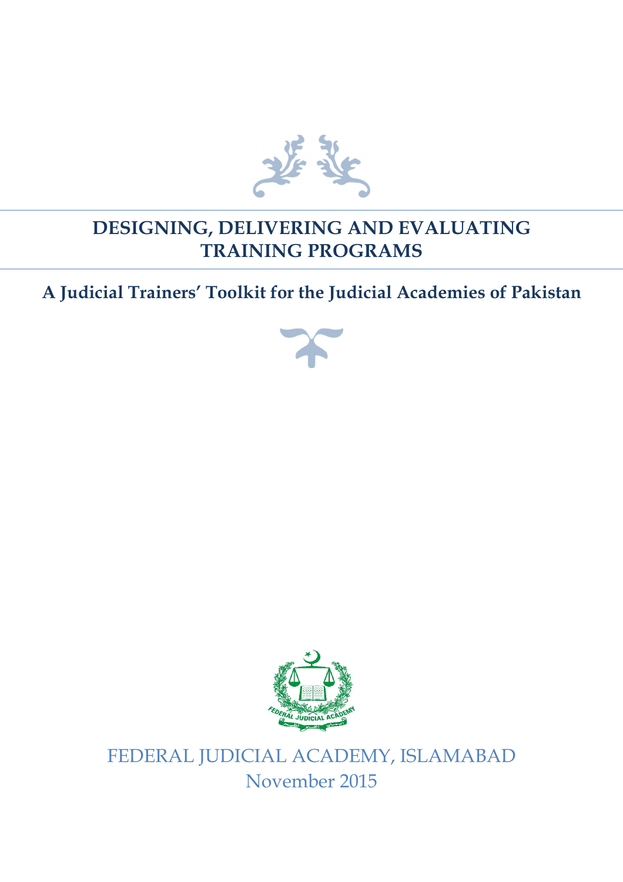# DESIGNING, DELIVERING AND EVALUATING TRAINING PROGRAMS

## A Judicial Trainers' Toolkit for the Judicial Academies of Pakistan

FEDERAL JUDICIAL ACADEMY, ISLAMABAD

November 2015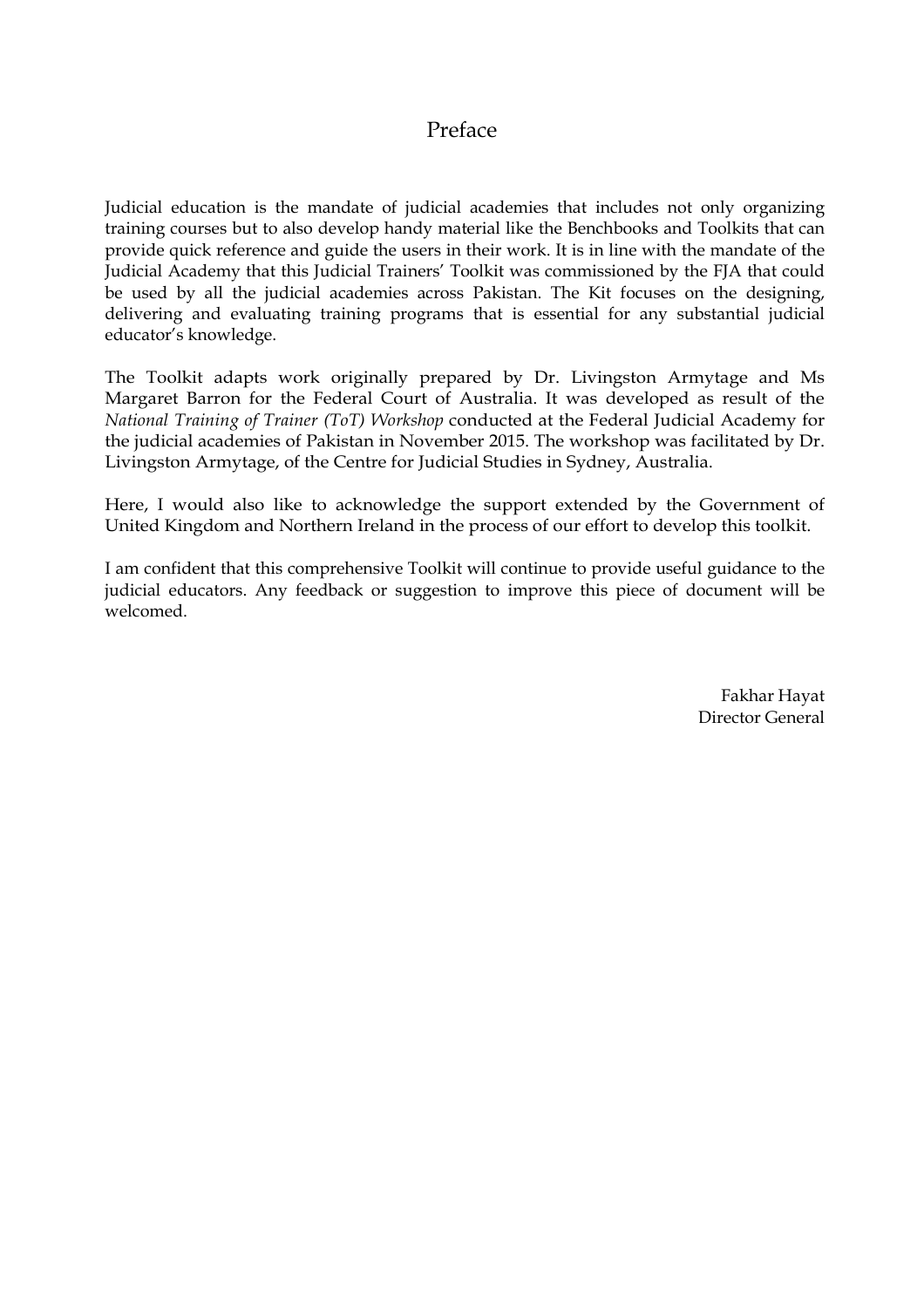# Preface

Judicial education is the mandate of judicial academies that includes not only organizing training courses but to also develop handy material like the Benchbooks and Toolkits that can provide quick reference and guide the users in their work. It is in line with the mandate of the Judicial Academy that this Judicial Trainers' Toolkit was commissioned by the FJA that could be used by all the judicial academies across Pakistan. The Kit focuses on the designing, delivering and evaluating training programs that is essential for any substantial judicial educator's knowledge.

The Toolkit adapts work originally prepared by Dr. Livingston Armytage and Ms Margaret Barron for the Federal Court of Australia. It was developed as result of the *National Training of Trainer (ToT) Workshop* conducted at the Federal Judicial Academy for the judicial academies of Pakistan in November 2015. The workshop was facilitated by Dr. Livingston Armytage, of the Centre for Judicial Studies in Sydney, Australia.

Here, I would also like to acknowledge the support extended by the Government of United Kingdom and Northern Ireland in the process of our effort to develop this toolkit.

I am confident that this comprehensive Toolkit will continue to provide useful guidance to the judicial educators. Any feedback or suggestion to improve this piece of document will be welcomed.

Fakhar Hayat
Director General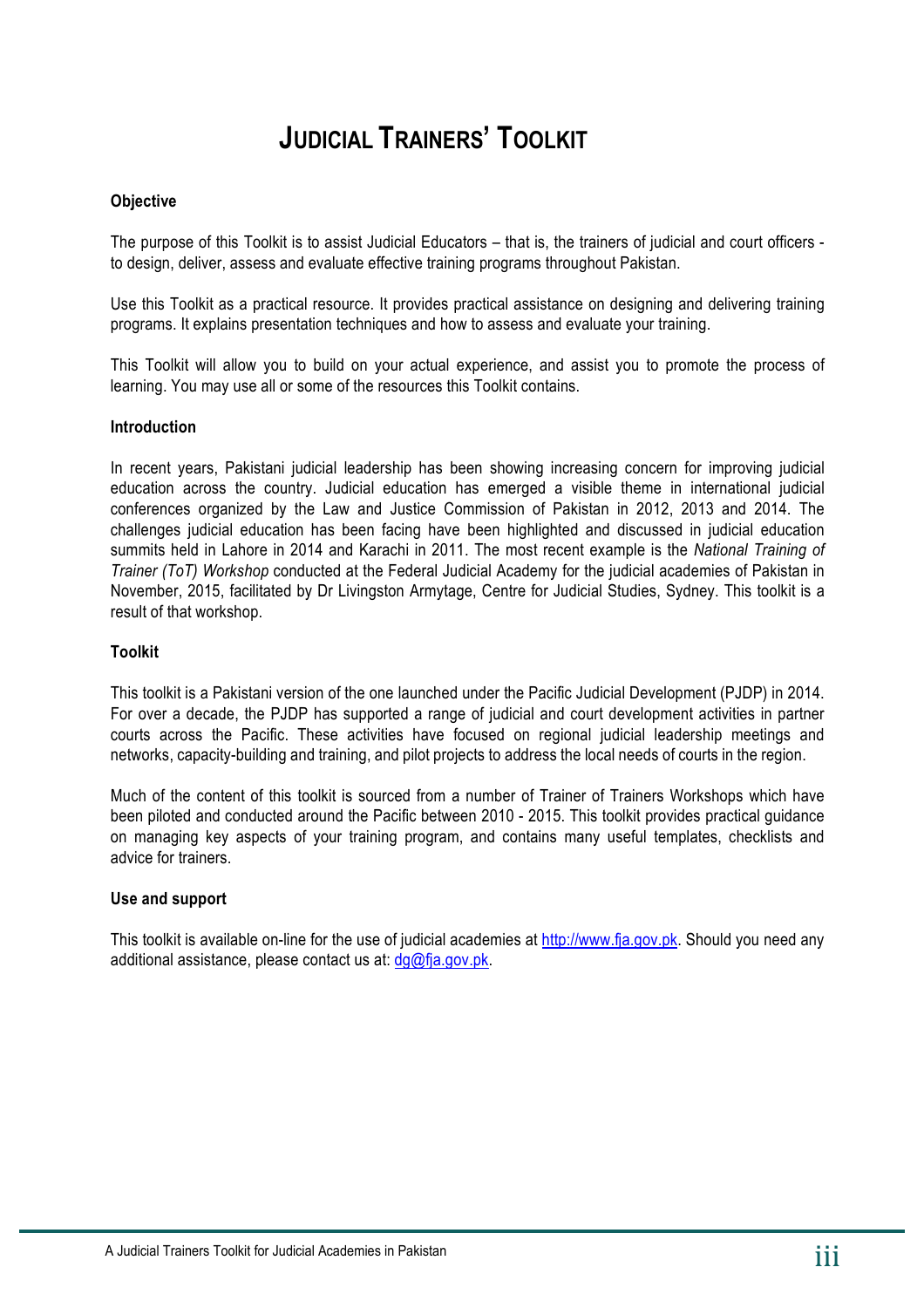# JUDICIAL TRAINERS' TOOLKIT

**Objective**

The purpose of this Toolkit is to assist Judicial Educators – that is, the trainers of judicial and court officers - to design, deliver, assess and evaluate effective training programs throughout Pakistan.

Use this Toolkit as a practical resource. It provides practical assistance on designing and delivering training programs. It explains presentation techniques and how to assess and evaluate your training.

This Toolkit will allow you to build on your actual experience, and assist you to promote the process of learning. You may use all or some of the resources this Toolkit contains.

**Introduction**

In recent years, Pakistani judicial leadership has been showing increasing concern for improving judicial education across the country. Judicial education has emerged a visible theme in international judicial conferences organized by the Law and Justice Commission of Pakistan in 2012, 2013 and 2014. The challenges judicial education has been facing have been highlighted and discussed in judicial education summits held in Lahore in 2014 and Karachi in 2011. The most recent example is the *National Training of Trainer (ToT) Workshop* conducted at the Federal Judicial Academy for the judicial academies of Pakistan in November, 2015, facilitated by Dr Livingston Armytage, Centre for Judicial Studies, Sydney. This toolkit is a result of that workshop.

**Toolkit**

This toolkit is a Pakistani version of the one launched under the Pacific Judicial Development (PJDP) in 2014. For over a decade, the PJDP has supported a range of judicial and court development activities in partner courts across the Pacific. These activities have focused on regional judicial leadership meetings and networks, capacity-building and training, and pilot projects to address the local needs of courts in the region.

Much of the content of this toolkit is sourced from a number of Trainer of Trainers Workshops which have been piloted and conducted around the Pacific between 2010 - 2015. This toolkit provides practical guidance on managing key aspects of your training program, and contains many useful templates, checklists and advice for trainers.

**Use and support**

This toolkit is available on-line for the use of judicial academies at http://www.fja.gov.pk. Should you need any additional assistance, please contact us at: dg@fja.gov.pk.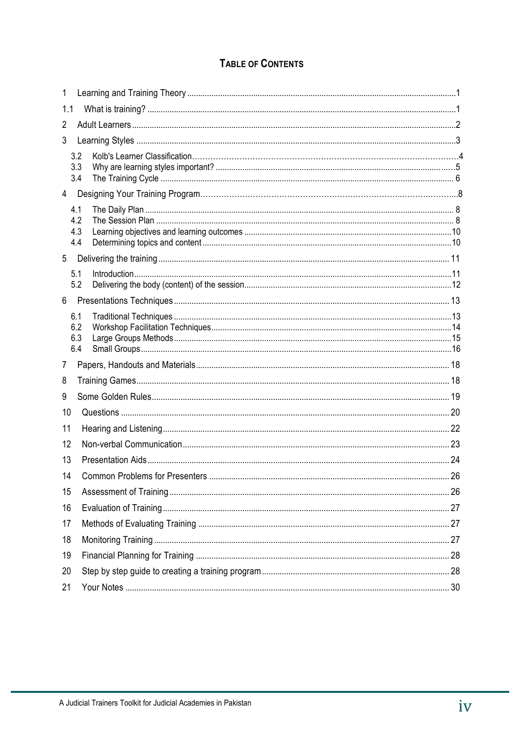## Table of Contents

1 Learning and Training Theory ......1

1.1 What is training? ......1

2 Adult Learners ......2

3 Learning Styles ......3

- 3.2 Kolb's Learner Classification ......4
- 3.3 Why are learning styles important? ......5
- 3.4 The Training Cycle ......6

4 Designing Your Training Program ......8

- 4.1 The Daily Plan ......8
- 4.2 The Session Plan ......8
- 4.3 Learning objectives and learning outcomes ......10
- 4.4 Determining topics and content ......10

5 Delivering the training ......11

- 5.1 Introduction ......11
- 5.2 Delivering the body (content) of the session ......12

6 Presentations Techniques ......13

- 6.1 Traditional Techniques ......13
- 6.2 Workshop Facilitation Techniques ......14
- 6.3 Large Groups Methods ......15
- 6.4 Small Groups ......16

7 Papers, Handouts and Materials ......18

8 Training Games ......18

9 Some Golden Rules ......19

10 Questions ......20

11 Hearing and Listening ......22

12 Non-verbal Communication ......23

13 Presentation Aids ......24

14 Common Problems for Presenters ......26

15 Assessment of Training ......26

16 Evaluation of Training ......27

17 Methods of Evaluating Training ......27

18 Monitoring Training ......27

19 Financial Planning for Training ......28

20 Step by step guide to creating a training program ......28

21 Your Notes ......30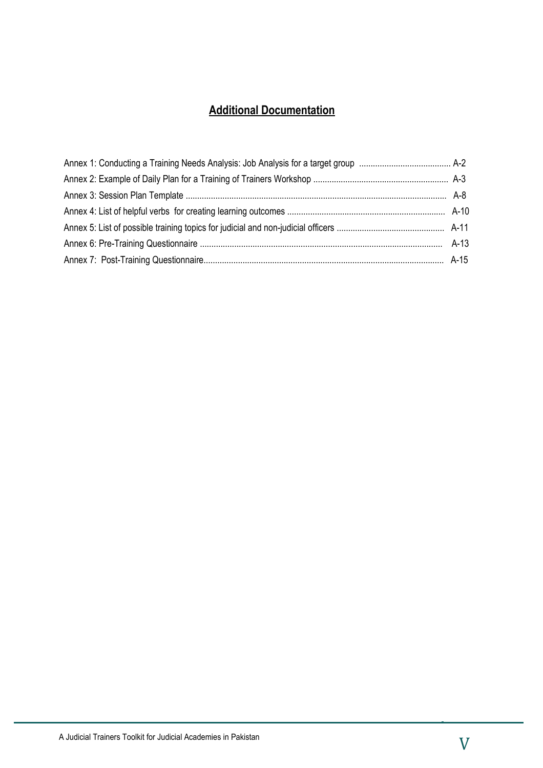## Additional Documentation

Annex 1: Conducting a Training Needs Analysis: Job Analysis for a target group ........................................ A-2

Annex 2: Example of Daily Plan for a Training of Trainers Workshop ........................................................... A-3

Annex 3: Session Plan Template ................................................................................................................. A-8

Annex 4: List of helpful verbs for creating learning outcomes .................................................................... A-10

Annex 5: List of possible training topics for judicial and non-judicial officers .............................................. A-11

Annex 6: Pre-Training Questionnaire ......................................................................................................... A-13

Annex 7: Post-Training Questionnaire........................................................................................................ A-15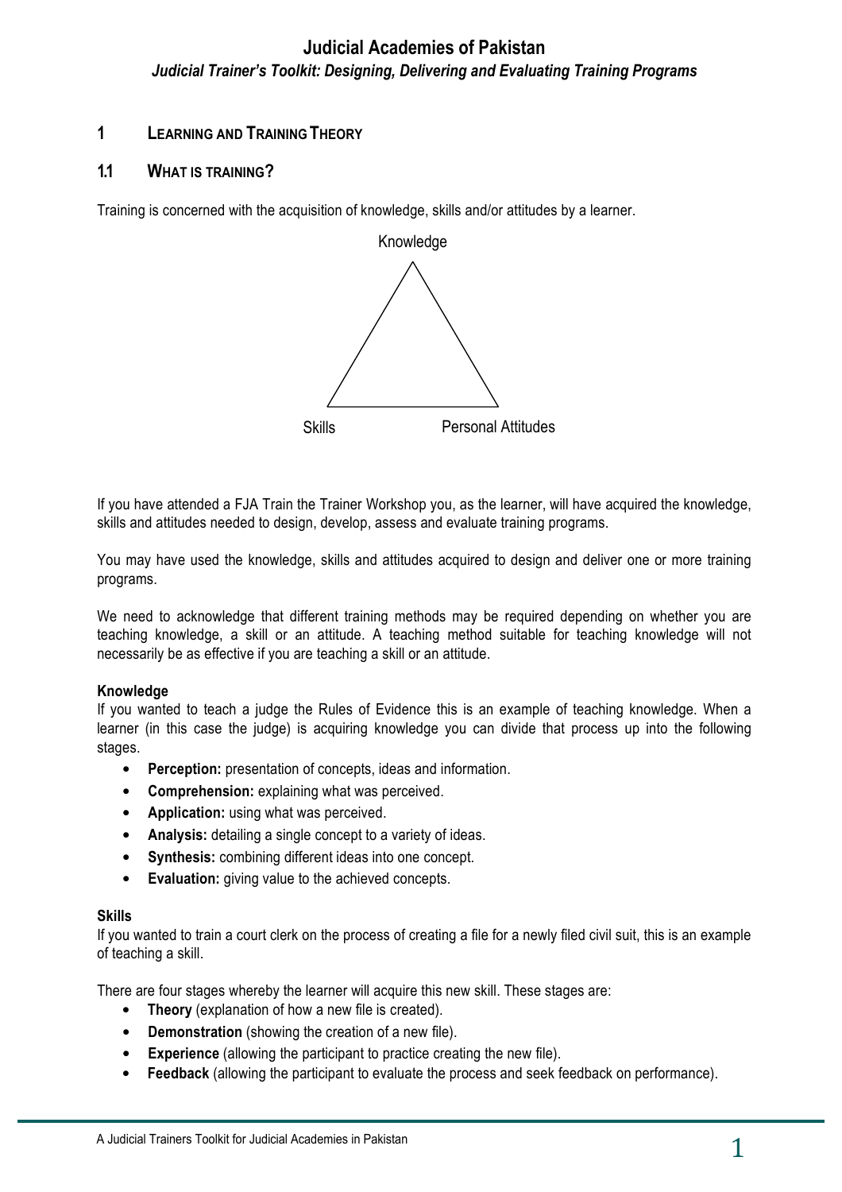## 1 LEARNING AND TRAINING THEORY

### 1.1 WHAT IS TRAINING?

Training is concerned with the acquisition of knowledge, skills and/or attitudes by a learner.

Knowledge

Skills

Personal Attitudes

If you have attended a FJA Train the Trainer Workshop you, as the learner, will have acquired the knowledge, skills and attitudes needed to design, develop, assess and evaluate training programs.

You may have used the knowledge, skills and attitudes acquired to design and deliver one or more training programs.

We need to acknowledge that different training methods may be required depending on whether you are teaching knowledge, a skill or an attitude. A teaching method suitable for teaching knowledge will not necessarily be as effective if you are teaching a skill or an attitude.

**Knowledge**

If you wanted to teach a judge the Rules of Evidence this is an example of teaching knowledge. When a learner (in this case the judge) is acquiring knowledge you can divide that process up into the following stages.

- **Perception:** presentation of concepts, ideas and information.
- **Comprehension:** explaining what was perceived.
- **Application:** using what was perceived.
- **Analysis:** detailing a single concept to a variety of ideas.
- **Synthesis:** combining different ideas into one concept.
- **Evaluation:** giving value to the achieved concepts.

**Skills**

If you wanted to train a court clerk on the process of creating a file for a newly filed civil suit, this is an example of teaching a skill.

There are four stages whereby the learner will acquire this new skill. These stages are:

- **Theory** (explanation of how a new file is created).
- **Demonstration** (showing the creation of a new file).
- **Experience** (allowing the participant to practice creating the new file).
- **Feedback** (allowing the participant to evaluate the process and seek feedback on performance).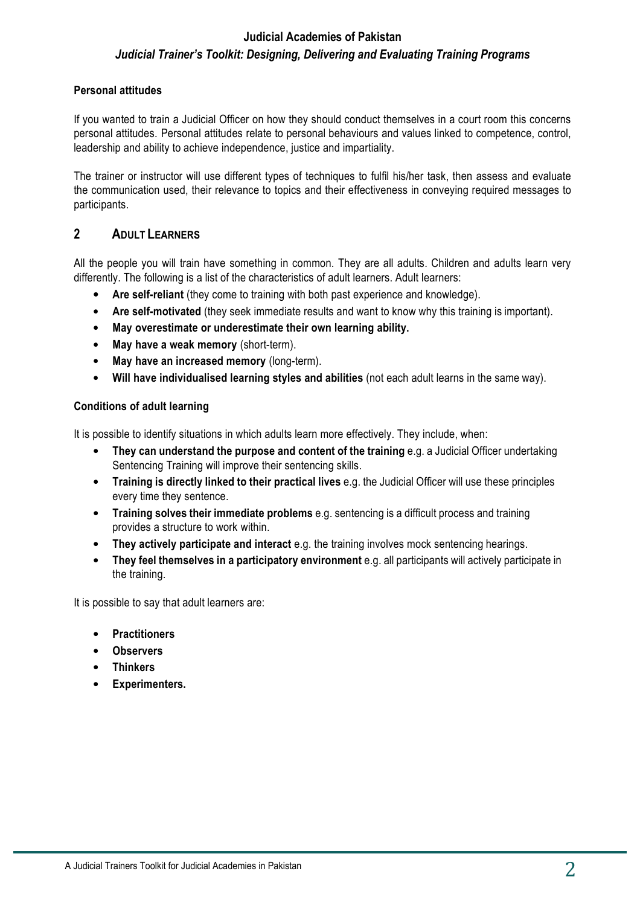**Personal attitudes**

If you wanted to train a Judicial Officer on how they should conduct themselves in a court room this concerns personal attitudes. Personal attitudes relate to personal behaviours and values linked to competence, control, leadership and ability to achieve independence, justice and impartiality.

The trainer or instructor will use different types of techniques to fulfil his/her task, then assess and evaluate the communication used, their relevance to topics and their effectiveness in conveying required messages to participants.

## 2 ADULT LEARNERS

All the people you will train have something in common. They are all adults. Children and adults learn very differently. The following is a list of the characteristics of adult learners. Adult learners:

- **Are self-reliant** (they come to training with both past experience and knowledge).
- **Are self-motivated** (they seek immediate results and want to know why this training is important).
- **May overestimate or underestimate their own learning ability.**
- **May have a weak memory** (short-term).
- **May have an increased memory** (long-term).
- **Will have individualised learning styles and abilities** (not each adult learns in the same way).

**Conditions of adult learning**

It is possible to identify situations in which adults learn more effectively. They include, when:

- **They can understand the purpose and content of the training** e.g. a Judicial Officer undertaking Sentencing Training will improve their sentencing skills.
- **Training is directly linked to their practical lives** e.g. the Judicial Officer will use these principles every time they sentence.
- **Training solves their immediate problems** e.g. sentencing is a difficult process and training provides a structure to work within.
- **They actively participate and interact** e.g. the training involves mock sentencing hearings.
- **They feel themselves in a participatory environment** e.g. all participants will actively participate in the training.

It is possible to say that adult learners are:

- **Practitioners**
- **Observers**
- **Thinkers**
- **Experimenters.**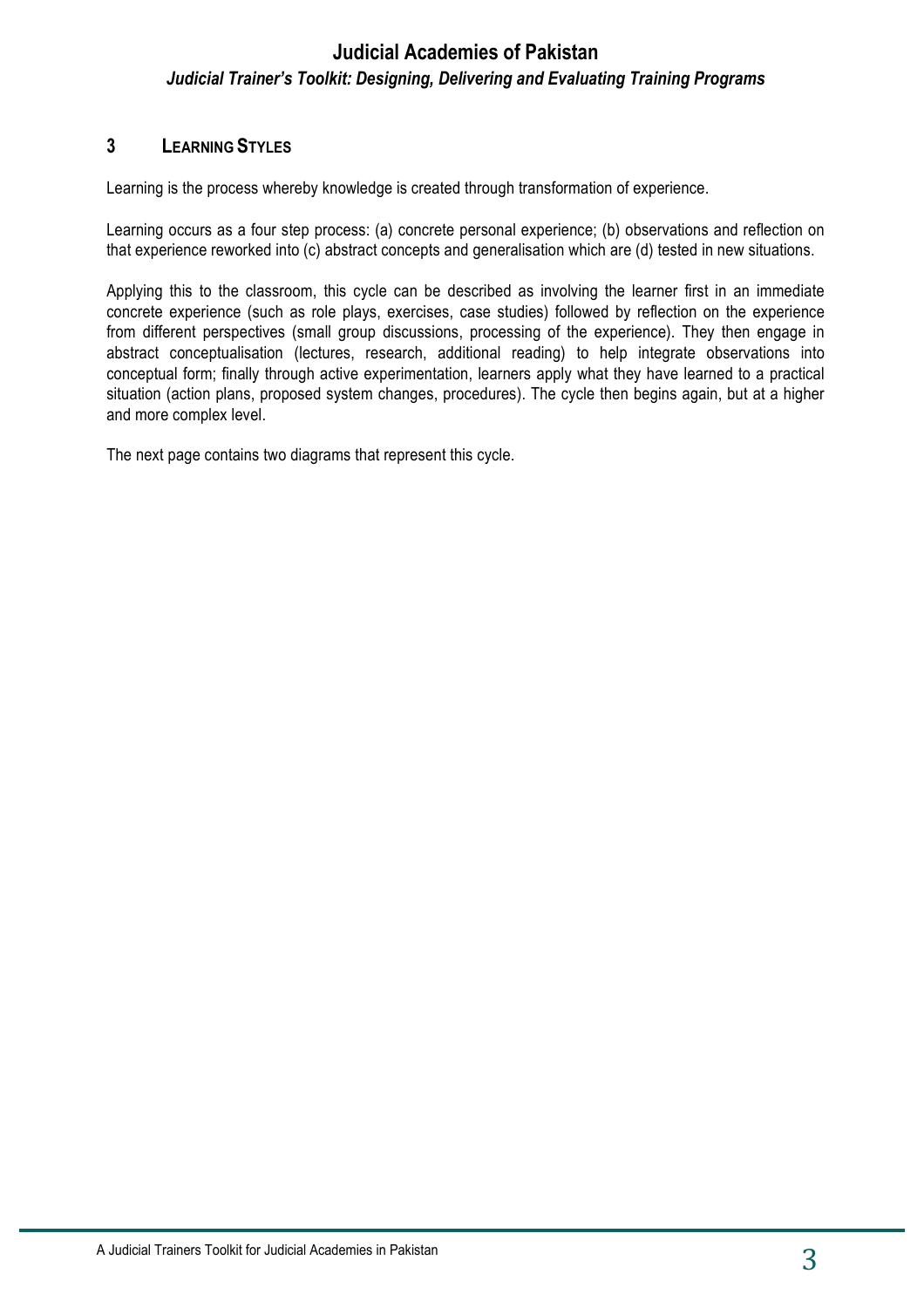## 3 LEARNING STYLES

Learning is the process whereby knowledge is created through transformation of experience.

Learning occurs as a four step process: (a) concrete personal experience; (b) observations and reflection on that experience reworked into (c) abstract concepts and generalisation which are (d) tested in new situations.

Applying this to the classroom, this cycle can be described as involving the learner first in an immediate concrete experience (such as role plays, exercises, case studies) followed by reflection on the experience from different perspectives (small group discussions, processing of the experience). They then engage in abstract conceptualisation (lectures, research, additional reading) to help integrate observations into conceptual form; finally through active experimentation, learners apply what they have learned to a practical situation (action plans, proposed system changes, procedures). The cycle then begins again, but at a higher and more complex level.

The next page contains two diagrams that represent this cycle.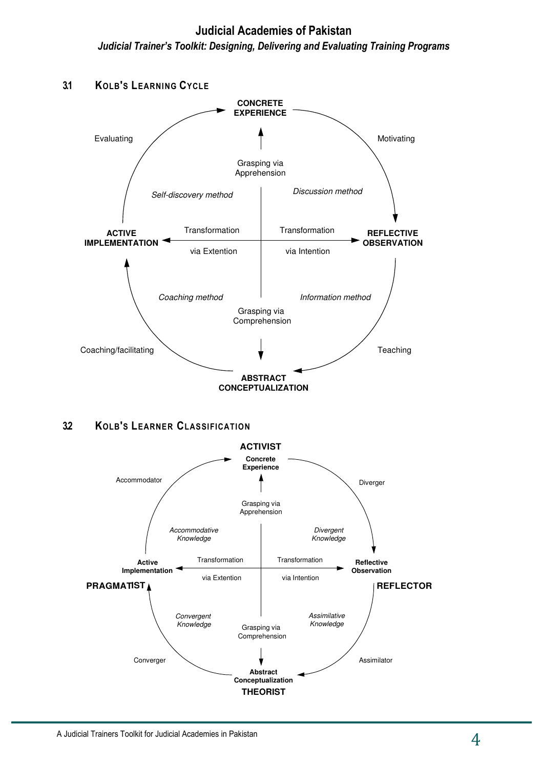### 3.1 KOLB'S LEARNING CYCLE

**CONCRETE EXPERIENCE**

Evaluating

Motivating

Grasping via Apprehension

*Self-discovery method*

*Discussion method*

**ACTIVE IMPLEMENTATION**

Transformation via Extention

Transformation via Intention

**REFLECTIVE OBSERVATION**

*Coaching method*

*Information method*

Grasping via Comprehension

Coaching/facilitating

Teaching

**ABSTRACT CONCEPTUALIZATION**

### 3.2 KOLB'S LEARNER CLASSIFICATION

**ACTIVIST**

**Concrete Experience**

Accommodator

Diverger

Grasping via Apprehension

*Accommodative Knowledge*

*Divergent Knowledge*

**Active Implementation**

Transformation via Extention

Transformation via Intention

**Reflective Observation**

**PRAGMATIST**

**REFLECTOR**

*Convergent Knowledge*

*Assimilative Knowledge*

Grasping via Comprehension

Converger

Assimilator

**Abstract Conceptualization**

**THEORIST**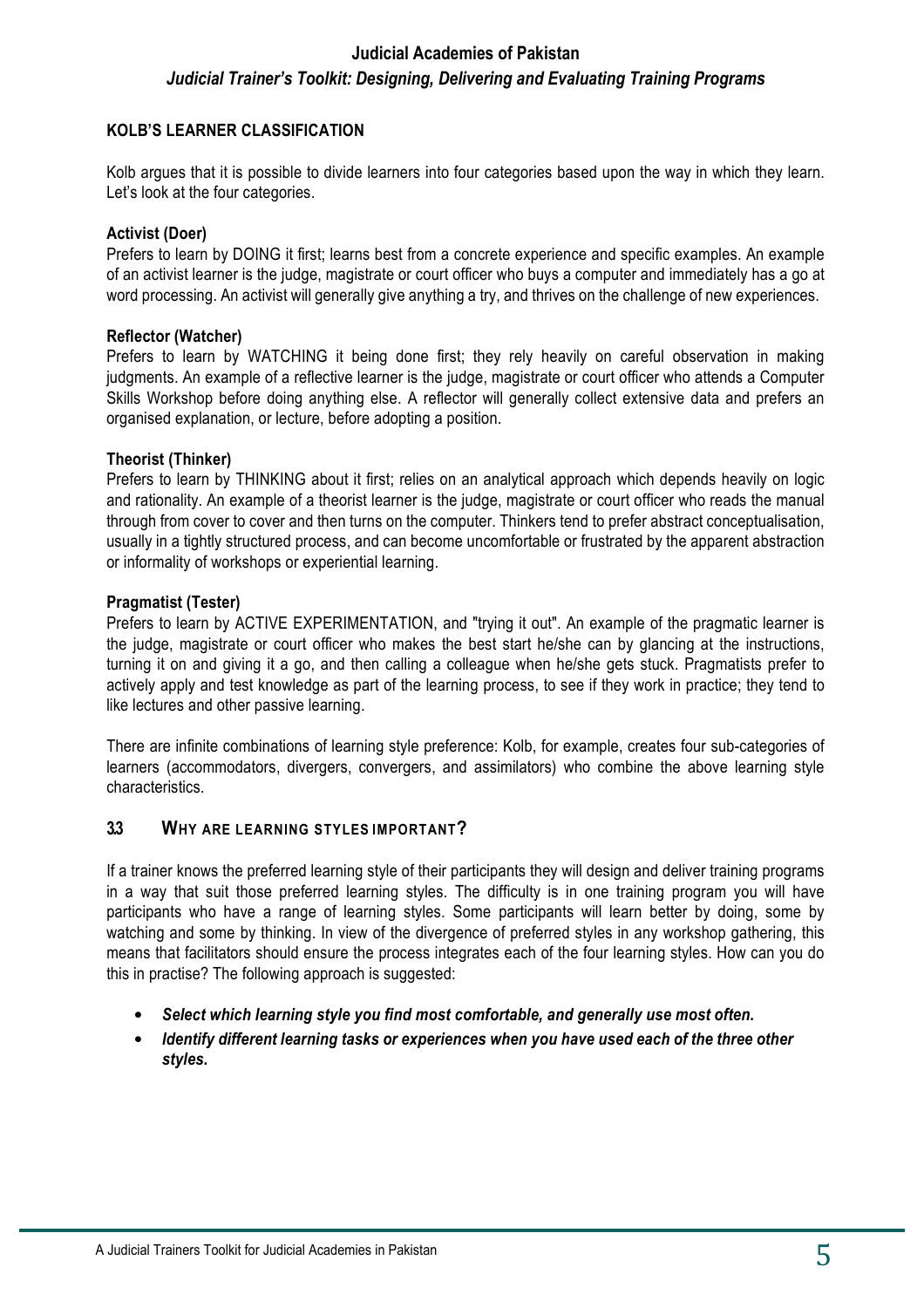## KOLB'S LEARNER CLASSIFICATION

Kolb argues that it is possible to divide learners into four categories based upon the way in which they learn. Let's look at the four categories.

### Activist (Doer)

Prefers to learn by DOING it first; learns best from a concrete experience and specific examples. An example of an activist learner is the judge, magistrate or court officer who buys a computer and immediately has a go at word processing. An activist will generally give anything a try, and thrives on the challenge of new experiences.

### Reflector (Watcher)

Prefers to learn by WATCHING it being done first; they rely heavily on careful observation in making judgments. An example of a reflective learner is the judge, magistrate or court officer who attends a Computer Skills Workshop before doing anything else. A reflector will generally collect extensive data and prefers an organised explanation, or lecture, before adopting a position.

### Theorist (Thinker)

Prefers to learn by THINKING about it first; relies on an analytical approach which depends heavily on logic and rationality. An example of a theorist learner is the judge, magistrate or court officer who reads the manual through from cover to cover and then turns on the computer. Thinkers tend to prefer abstract conceptualisation, usually in a tightly structured process, and can become uncomfortable or frustrated by the apparent abstraction or informality of workshops or experiential learning.

### Pragmatist (Tester)

Prefers to learn by ACTIVE EXPERIMENTATION, and "trying it out". An example of the pragmatic learner is the judge, magistrate or court officer who makes the best start he/she can by glancing at the instructions, turning it on and giving it a go, and then calling a colleague when he/she gets stuck. Pragmatists prefer to actively apply and test knowledge as part of the learning process, to see if they work in practice; they tend to like lectures and other passive learning.

There are infinite combinations of learning style preference: Kolb, for example, creates four sub-categories of learners (accommodators, divergers, convergers, and assimilators) who combine the above learning style characteristics.

## 3.3 WHY ARE LEARNING STYLES IMPORTANT?

If a trainer knows the preferred learning style of their participants they will design and deliver training programs in a way that suit those preferred learning styles. The difficulty is in one training program you will have participants who have a range of learning styles. Some participants will learn better by doing, some by watching and some by thinking. In view of the divergence of preferred styles in any workshop gathering, this means that facilitators should ensure the process integrates each of the four learning styles. How can you do this in practise? The following approach is suggested:

- ***Select which learning style you find most comfortable, and generally use most often.***
- ***Identify different learning tasks or experiences when you have used each of the three other styles.***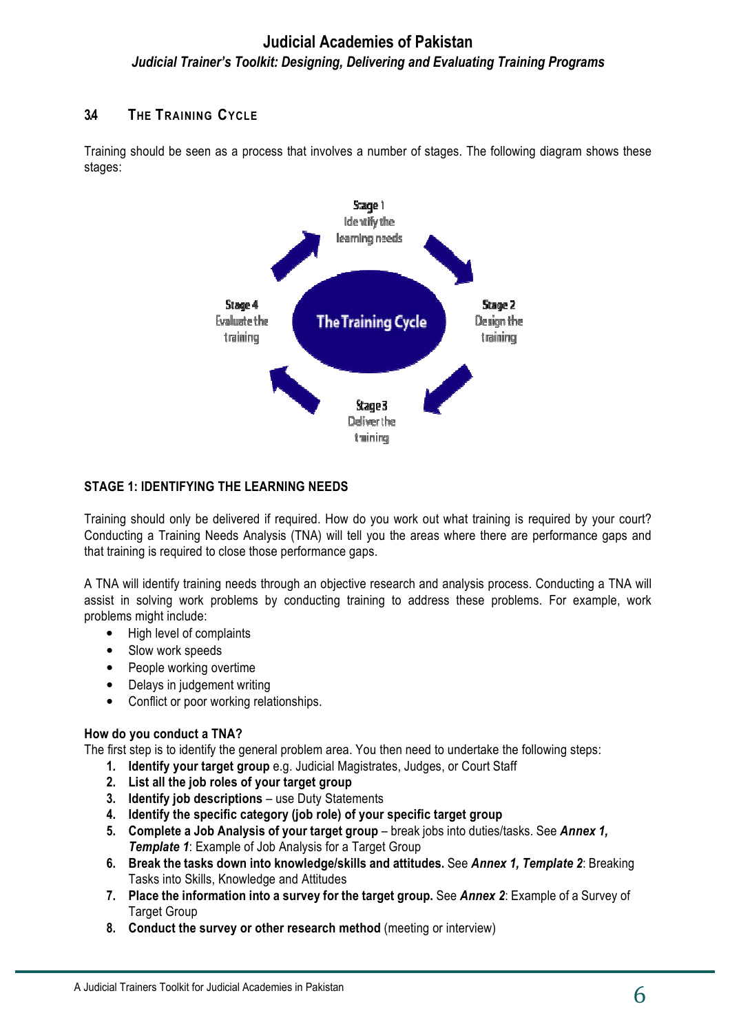## 3.4 THE TRAINING CYCLE

Training should be seen as a process that involves a number of stages. The following diagram shows these stages:

The Training Cycle

- Stage 1: Identify the learning needs
- Stage 2: Design the training
- Stage 3: Deliver the training
- Stage 4: Evaluate the training

### STAGE 1: IDENTIFYING THE LEARNING NEEDS

Training should only be delivered if required. How do you work out what training is required by your court? Conducting a Training Needs Analysis (TNA) will tell you the areas where there are performance gaps and that training is required to close those performance gaps.

A TNA will identify training needs through an objective research and analysis process. Conducting a TNA will assist in solving work problems by conducting training to address these problems. For example, work problems might include:

- High level of complaints
- Slow work speeds
- People working overtime
- Delays in judgement writing
- Conflict or poor working relationships.

**How do you conduct a TNA?**

The first step is to identify the general problem area. You then need to undertake the following steps:

1. **Identify your target group** e.g. Judicial Magistrates, Judges, or Court Staff
2. **List all the job roles of your target group**
3. **Identify job descriptions** – use Duty Statements
4. **Identify the specific category (job role) of your specific target group**
5. **Complete a Job Analysis of your target group** – break jobs into duties/tasks. See ***Annex 1, Template 1***: Example of Job Analysis for a Target Group
6. **Break the tasks down into knowledge/skills and attitudes.** See ***Annex 1, Template 2***: Breaking Tasks into Skills, Knowledge and Attitudes
7. **Place the information into a survey for the target group.** See ***Annex 2***: Example of a Survey of Target Group
8. **Conduct the survey or other research method** (meeting or interview)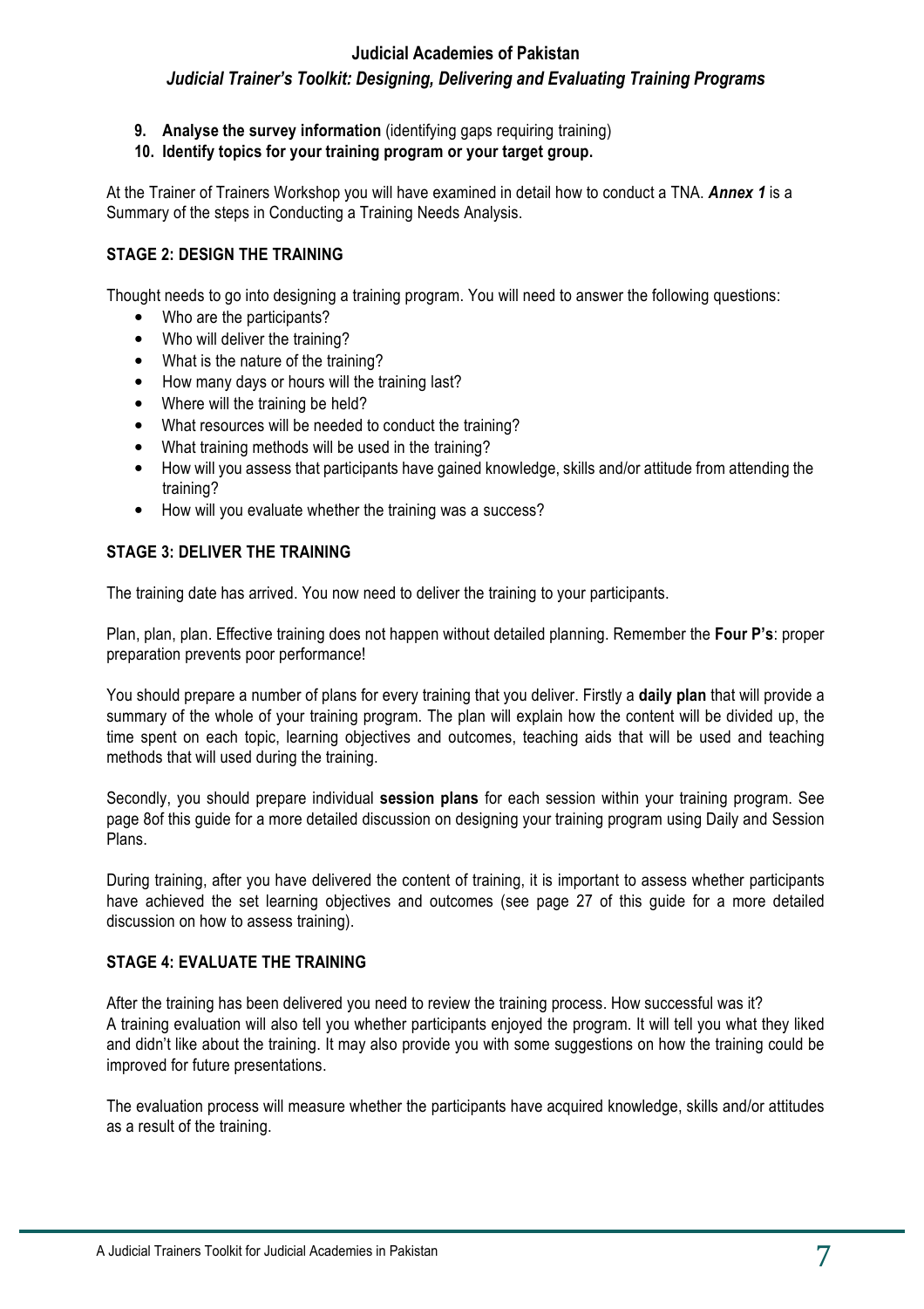9. **Analyse the survey information** (identifying gaps requiring training)
10. **Identify topics for your training program or your target group.**

At the Trainer of Trainers Workshop you will have examined in detail how to conduct a TNA. ***Annex 1*** is a Summary of the steps in Conducting a Training Needs Analysis.

### STAGE 2: DESIGN THE TRAINING

Thought needs to go into designing a training program. You will need to answer the following questions:

- Who are the participants?
- Who will deliver the training?
- What is the nature of the training?
- How many days or hours will the training last?
- Where will the training be held?
- What resources will be needed to conduct the training?
- What training methods will be used in the training?
- How will you assess that participants have gained knowledge, skills and/or attitude from attending the training?
- How will you evaluate whether the training was a success?

### STAGE 3: DELIVER THE TRAINING

The training date has arrived. You now need to deliver the training to your participants.

Plan, plan, plan. Effective training does not happen without detailed planning. Remember the **Four P's**: proper preparation prevents poor performance!

You should prepare a number of plans for every training that you deliver. Firstly a **daily plan** that will provide a summary of the whole of your training program. The plan will explain how the content will be divided up, the time spent on each topic, learning objectives and outcomes, teaching aids that will be used and teaching methods that will used during the training.

Secondly, you should prepare individual **session plans** for each session within your training program. See page 8of this guide for a more detailed discussion on designing your training program using Daily and Session Plans.

During training, after you have delivered the content of training, it is important to assess whether participants have achieved the set learning objectives and outcomes (see page 27 of this guide for a more detailed discussion on how to assess training).

### STAGE 4: EVALUATE THE TRAINING

After the training has been delivered you need to review the training process. How successful was it?
A training evaluation will also tell you whether participants enjoyed the program. It will tell you what they liked and didn't like about the training. It may also provide you with some suggestions on how the training could be improved for future presentations.

The evaluation process will measure whether the participants have acquired knowledge, skills and/or attitudes as a result of the training.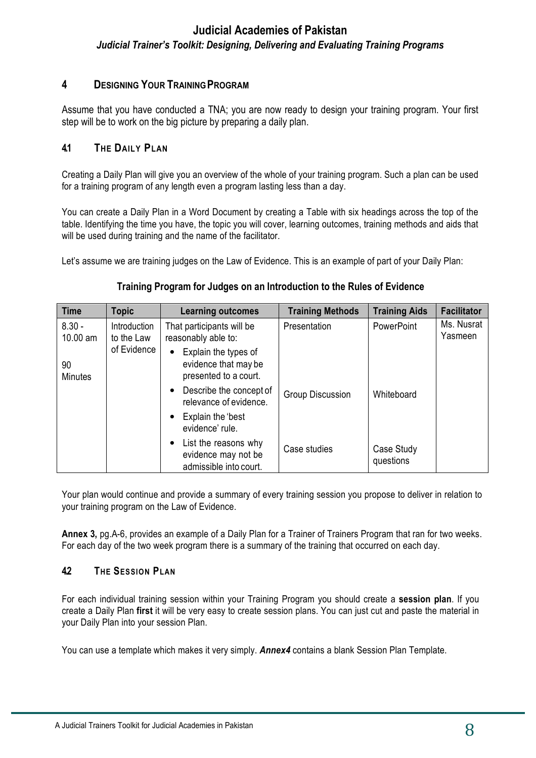## 4 DESIGNING YOUR TRAINING PROGRAM

Assume that you have conducted a TNA; you are now ready to design your training program. Your first step will be to work on the big picture by preparing a daily plan.

### 4.1 THE DAILY PLAN

Creating a Daily Plan will give you an overview of the whole of your training program. Such a plan can be used for a training program of any length even a program lasting less than a day.

You can create a Daily Plan in a Word Document by creating a Table with six headings across the top of the table. Identifying the time you have, the topic you will cover, learning outcomes, training methods and aids that will be used during training and the name of the facilitator.

Let's assume we are training judges on the Law of Evidence. This is an example of part of your Daily Plan:

**Training Program for Judges on an Introduction to the Rules of Evidence**

| Time | Topic | Learning outcomes | Training Methods | Training Aids | Facilitator |
|---|---|---|---|---|---|
| 8.30 - 10.00 am<br><br>90 Minutes | Introduction to the Law of Evidence | That participants will be reasonably able to:<br>• Explain the types of evidence that may be presented to a court. | Presentation | PowerPoint | Ms. Nusrat Yasmeen |
| | | • Describe the concept of relevance of evidence.<br>• Explain the 'best evidence' rule. | Group Discussion | Whiteboard | |
| | | • List the reasons why evidence may not be admissible into court. | Case studies | Case Study questions | |

Your plan would continue and provide a summary of every training session you propose to deliver in relation to your training program on the Law of Evidence.

**Annex 3,** pg.A-6, provides an example of a Daily Plan for a Trainer of Trainers Program that ran for two weeks. For each day of the two week program there is a summary of the training that occurred on each day.

### 4.2 THE SESSION PLAN

For each individual training session within your Training Program you should create a **session plan**. If you create a Daily Plan **first** it will be very easy to create session plans. You can just cut and paste the material in your Daily Plan into your session Plan.

You can use a template which makes it very simply. ***Annex4*** contains a blank Session Plan Template.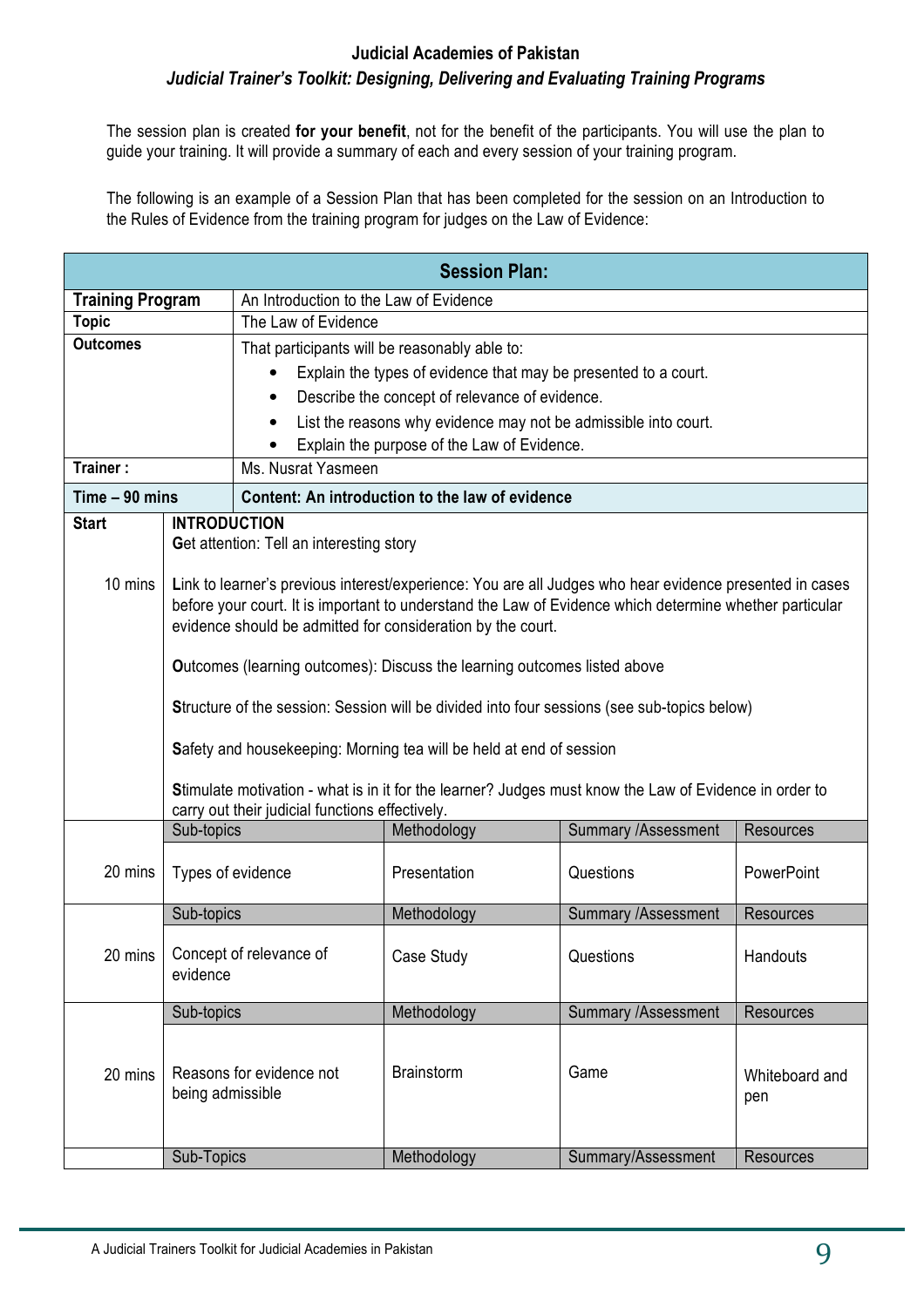The session plan is created **for your benefit**, not for the benefit of the participants. You will use the plan to guide your training. It will provide a summary of each and every session of your training program.

The following is an example of a Session Plan that has been completed for the session on an Introduction to the Rules of Evidence from the training program for judges on the Law of Evidence:

| **Session Plan:** | | | | |
|---|---|---|---|---|
| **Training Program** | An Introduction to the Law of Evidence | | | |
| **Topic** | The Law of Evidence | | | |
| **Outcomes** | That participants will be reasonably able to:<br>• Explain the types of evidence that may be presented to a court.<br>• Describe the concept of relevance of evidence.<br>• List the reasons why evidence may not be admissible into court.<br>• Explain the purpose of the Law of Evidence. | | | |
| **Trainer :** | Ms. Nusrat Yasmeen | | | |
| **Time – 90 mins** | **Content: An introduction to the law of evidence** | | | |
| **Start**<br><br>10 mins | **INTRODUCTION**<br>**G**et attention: Tell an interesting story<br><br>**L**ink to learner's previous interest/experience: You are all Judges who hear evidence presented in cases before your court. It is important to understand the Law of Evidence which determine whether particular evidence should be admitted for consideration by the court.<br><br>**O**utcomes (learning outcomes): Discuss the learning outcomes listed above<br><br>**S**tructure of the session: Session will be divided into four sessions (see sub-topics below)<br><br>**S**afety and housekeeping: Morning tea will be held at end of session<br><br>**S**timulate motivation - what is in it for the learner? Judges must know the Law of Evidence in order to carry out their judicial functions effectively. | | | |
| | Sub-topics | Methodology | Summary /Assessment | Resources |
| 20 mins | Types of evidence | Presentation | Questions | PowerPoint |
| | Sub-topics | Methodology | Summary /Assessment | Resources |
| 20 mins | Concept of relevance of evidence | Case Study | Questions | Handouts |
| | Sub-topics | Methodology | Summary /Assessment | Resources |
| 20 mins | Reasons for evidence not being admissible | Brainstorm | Game | Whiteboard and pen |
| | Sub-Topics | Methodology | Summary/Assessment | Resources |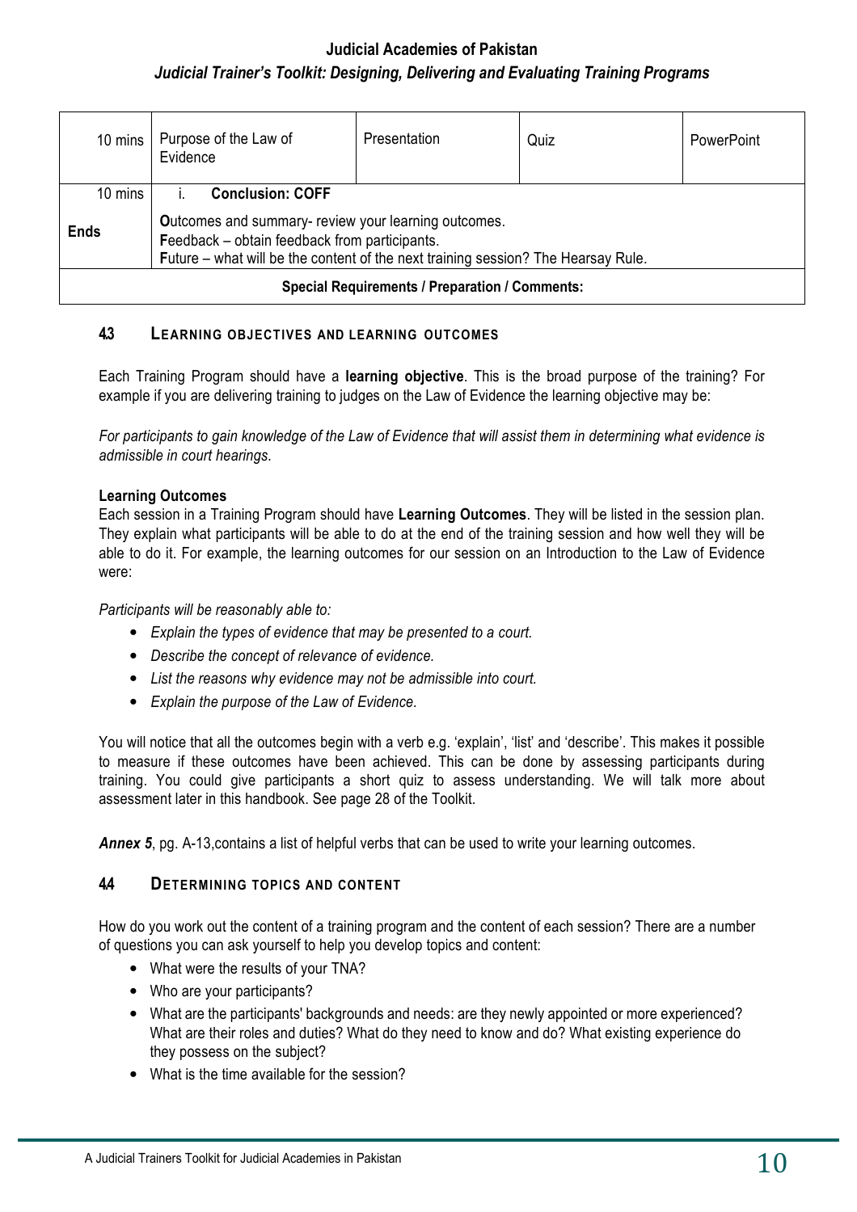| 10 mins | Purpose of the Law of Evidence | Presentation | Quiz | PowerPoint |
|---|---|---|---|---|
| 10 mins<br><br>**Ends** | i. **Conclusion: COFF**<br><br>**O**utcomes and summary- review your learning outcomes.<br>**F**eedback – obtain feedback from participants.<br>**F**uture – what will be the content of the next training session? The Hearsay Rule. | | | |
| **Special Requirements / Preparation / Comments:** | | | | |

### 4.3 LEARNING OBJECTIVES AND LEARNING OUTCOMES

Each Training Program should have a **learning objective**. This is the broad purpose of the training? For example if you are delivering training to judges on the Law of Evidence the learning objective may be:

*For participants to gain knowledge of the Law of Evidence that will assist them in determining what evidence is admissible in court hearings.*

**Learning Outcomes**

Each session in a Training Program should have **Learning Outcomes**. They will be listed in the session plan. They explain what participants will be able to do at the end of the training session and how well they will be able to do it. For example, the learning outcomes for our session on an Introduction to the Law of Evidence were:

*Participants will be reasonably able to:*

- *Explain the types of evidence that may be presented to a court.*
- *Describe the concept of relevance of evidence.*
- *List the reasons why evidence may not be admissible into court.*
- *Explain the purpose of the Law of Evidence.*

You will notice that all the outcomes begin with a verb e.g. 'explain', 'list' and 'describe'. This makes it possible to measure if these outcomes have been achieved. This can be done by assessing participants during training. You could give participants a short quiz to assess understanding. We will talk more about assessment later in this handbook. See page 28 of the Toolkit.

***Annex 5***, pg. A-13,contains a list of helpful verbs that can be used to write your learning outcomes.

### 4.4 DETERMINING TOPICS AND CONTENT

How do you work out the content of a training program and the content of each session? There are a number of questions you can ask yourself to help you develop topics and content:

- What were the results of your TNA?
- Who are your participants?
- What are the participants' backgrounds and needs: are they newly appointed or more experienced? What are their roles and duties? What do they need to know and do? What existing experience do they possess on the subject?
- What is the time available for the session?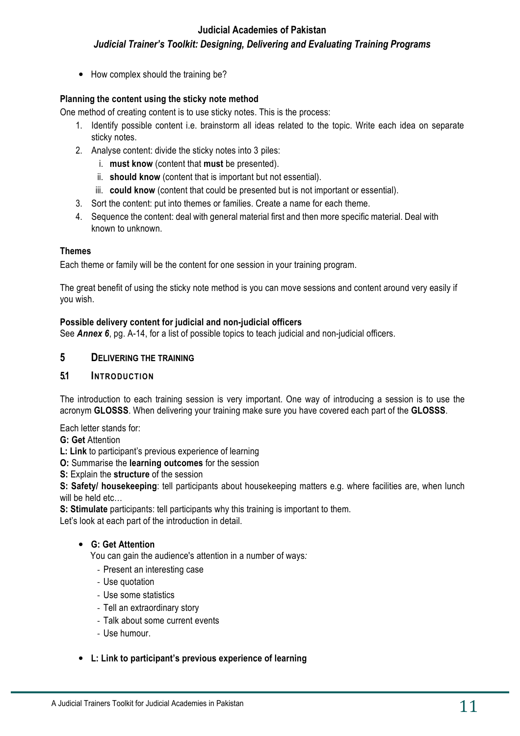- How complex should the training be?

**Planning the content using the sticky note method**

One method of creating content is to use sticky notes. This is the process:

1. Identify possible content i.e. brainstorm all ideas related to the topic. Write each idea on separate sticky notes.
2. Analyse content: divide the sticky notes into 3 piles:
   1. **must know** (content that **must** be presented).
   2. **should know** (content that is important but not essential).
   3. **could know** (content that could be presented but is not important or essential).
3. Sort the content: put into themes or families. Create a name for each theme.
4. Sequence the content: deal with general material first and then more specific material. Deal with known to unknown.

**Themes**

Each theme or family will be the content for one session in your training program.

The great benefit of using the sticky note method is you can move sessions and content around very easily if you wish.

**Possible delivery content for judicial and non-judicial officers**

See ***Annex 6***, pg. A-14, for a list of possible topics to teach judicial and non-judicial officers.

## 5 DELIVERING THE TRAINING

### 5.1 INTRODUCTION

The introduction to each training session is very important. One way of introducing a session is to use the acronym **GLOSSS**. When delivering your training make sure you have covered each part of the **GLOSSS**.

Each letter stands for:

**G: Get** Attention

**L: Link** to participant's previous experience of learning

**O:** Summarise the **learning outcomes** for the session

**S:** Explain the **structure** of the session

**S: Safety/ housekeeping**: tell participants about housekeeping matters e.g. where facilities are, when lunch will be held etc…

**S: Stimulate** participants: tell participants why this training is important to them.

Let's look at each part of the introduction in detail.

- **G: Get Attention**

  You can gain the audience's attention in a number of ways*:*

  - Present an interesting case
  - Use quotation
  - Use some statistics
  - Tell an extraordinary story
  - Talk about some current events
  - Use humour.

- **L: Link to participant's previous experience of learning**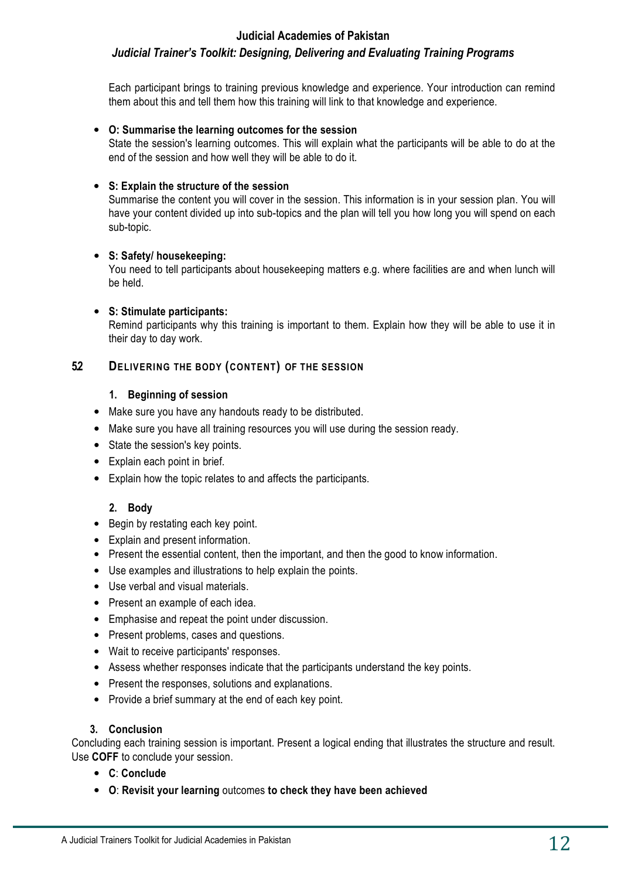Each participant brings to training previous knowledge and experience. Your introduction can remind them about this and tell them how this training will link to that knowledge and experience.

- **O: Summarise the learning outcomes for the session**
  State the session's learning outcomes. This will explain what the participants will be able to do at the end of the session and how well they will be able to do it.

- **S: Explain the structure of the session**
  Summarise the content you will cover in the session. This information is in your session plan. You will have your content divided up into sub-topics and the plan will tell you how long you will spend on each sub-topic.

- **S: Safety/ housekeeping:**
  You need to tell participants about housekeeping matters e.g. where facilities are and when lunch will be held.

- **S: Stimulate participants:**
  Remind participants why this training is important to them. Explain how they will be able to use it in their day to day work.

## 52 Delivering the body (content) of the session

**1. Beginning of session**

- Make sure you have any handouts ready to be distributed.
- Make sure you have all training resources you will use during the session ready.
- State the session's key points.
- Explain each point in brief.
- Explain how the topic relates to and affects the participants.

**2. Body**

- Begin by restating each key point.
- Explain and present information.
- Present the essential content, then the important, and then the good to know information.
- Use examples and illustrations to help explain the points.
- Use verbal and visual materials.
- Present an example of each idea.
- Emphasise and repeat the point under discussion.
- Present problems, cases and questions.
- Wait to receive participants' responses.
- Assess whether responses indicate that the participants understand the key points.
- Present the responses, solutions and explanations.
- Provide a brief summary at the end of each key point.

**3. Conclusion**

Concluding each training session is important. Present a logical ending that illustrates the structure and result. Use **COFF** to conclude your session.

- **C**: **Conclude**
- **O**: **Revisit your learning** outcomes **to check they have been achieved**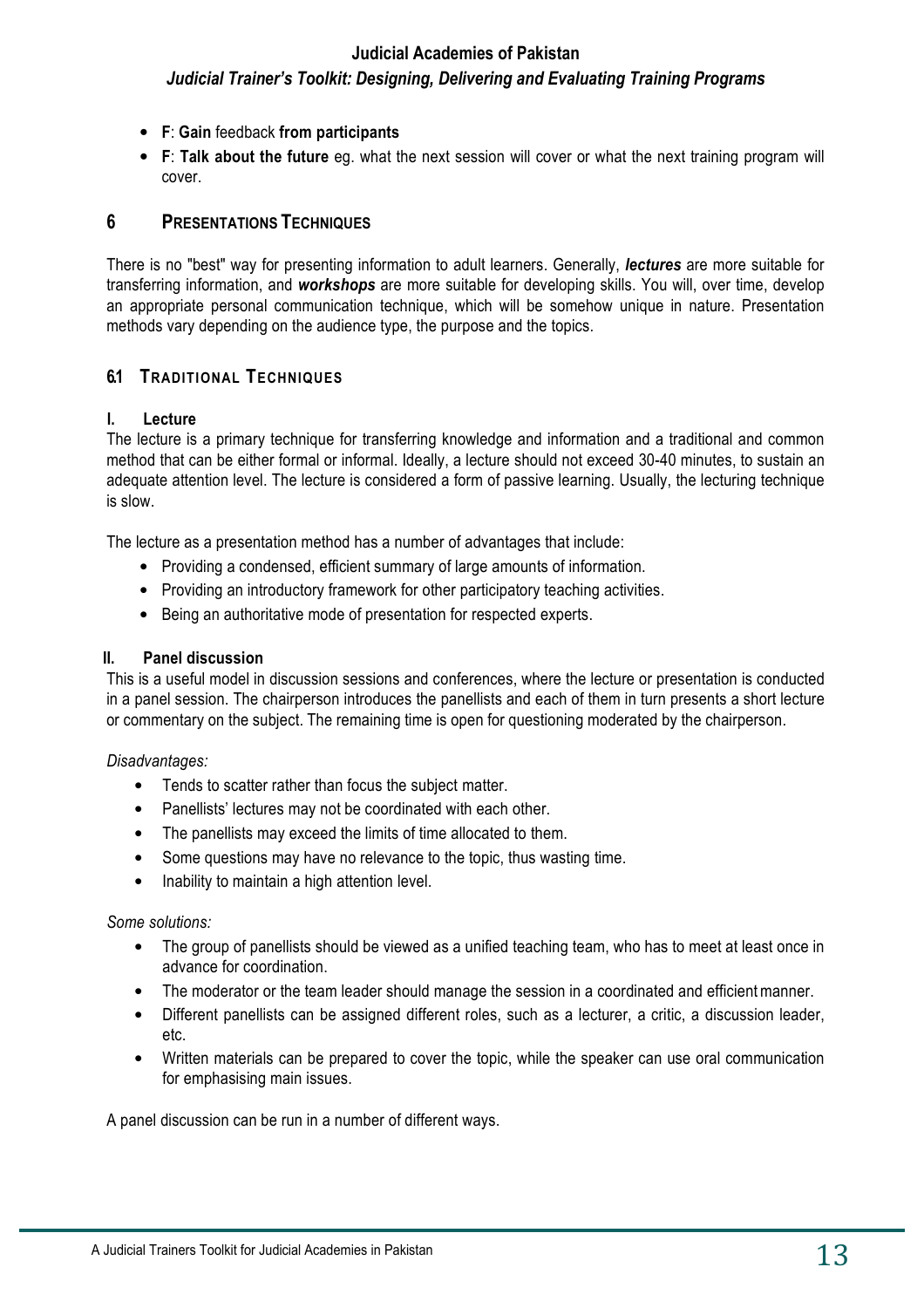- **F**: **Gain** feedback **from participants**
- **F**: **Talk about the future** eg. what the next session will cover or what the next training program will cover.

## 6 PRESENTATIONS TECHNIQUES

There is no "best" way for presenting information to adult learners. Generally, ***lectures*** are more suitable for transferring information, and ***workshops*** are more suitable for developing skills. You will, over time, develop an appropriate personal communication technique, which will be somehow unique in nature. Presentation methods vary depending on the audience type, the purpose and the topics.

### 6.1 TRADITIONAL TECHNIQUES

#### I. Lecture

The lecture is a primary technique for transferring knowledge and information and a traditional and common method that can be either formal or informal. Ideally, a lecture should not exceed 30-40 minutes, to sustain an adequate attention level. The lecture is considered a form of passive learning. Usually, the lecturing technique is slow.

The lecture as a presentation method has a number of advantages that include:

- Providing a condensed, efficient summary of large amounts of information.
- Providing an introductory framework for other participatory teaching activities.
- Being an authoritative mode of presentation for respected experts.

#### II. Panel discussion

This is a useful model in discussion sessions and conferences, where the lecture or presentation is conducted in a panel session. The chairperson introduces the panellists and each of them in turn presents a short lecture or commentary on the subject. The remaining time is open for questioning moderated by the chairperson.

*Disadvantages:*

- Tends to scatter rather than focus the subject matter.
- Panellists' lectures may not be coordinated with each other.
- The panellists may exceed the limits of time allocated to them.
- Some questions may have no relevance to the topic, thus wasting time.
- Inability to maintain a high attention level.

*Some solutions:*

- The group of panellists should be viewed as a unified teaching team, who has to meet at least once in advance for coordination.
- The moderator or the team leader should manage the session in a coordinated and efficient manner.
- Different panellists can be assigned different roles, such as a lecturer, a critic, a discussion leader, etc.
- Written materials can be prepared to cover the topic, while the speaker can use oral communication for emphasising main issues.

A panel discussion can be run in a number of different ways.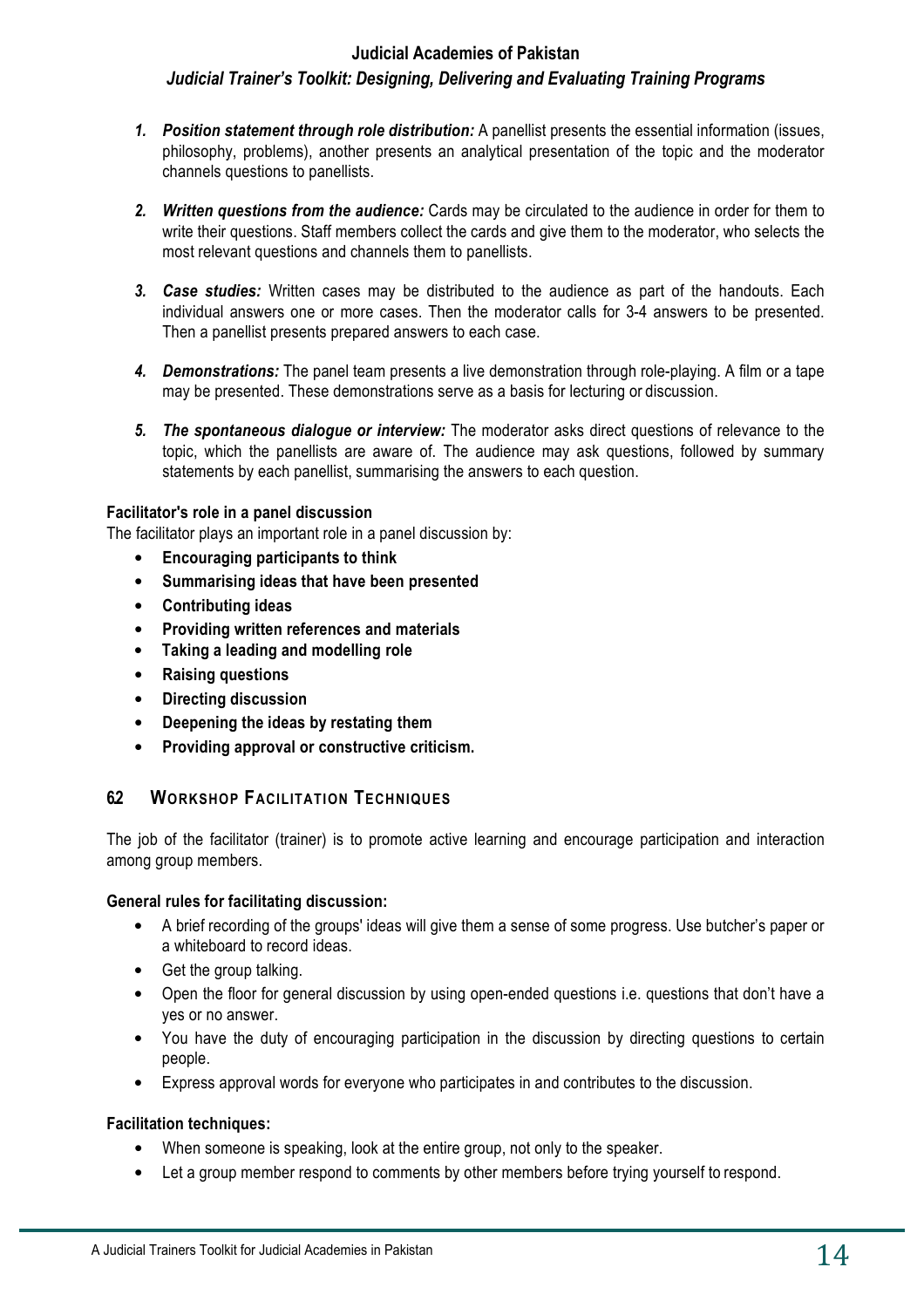1. ***Position statement through role distribution:*** A panellist presents the essential information (issues, philosophy, problems), another presents an analytical presentation of the topic and the moderator channels questions to panellists.

2. ***Written questions from the audience:*** Cards may be circulated to the audience in order for them to write their questions. Staff members collect the cards and give them to the moderator, who selects the most relevant questions and channels them to panellists.

3. ***Case studies:*** Written cases may be distributed to the audience as part of the handouts. Each individual answers one or more cases. Then the moderator calls for 3-4 answers to be presented. Then a panellist presents prepared answers to each case.

4. ***Demonstrations:*** The panel team presents a live demonstration through role-playing. A film or a tape may be presented. These demonstrations serve as a basis for lecturing or discussion.

5. ***The spontaneous dialogue or interview:*** The moderator asks direct questions of relevance to the topic, which the panellists are aware of. The audience may ask questions, followed by summary statements by each panellist, summarising the answers to each question.

**Facilitator's role in a panel discussion**

The facilitator plays an important role in a panel discussion by:

- **Encouraging participants to think**
- **Summarising ideas that have been presented**
- **Contributing ideas**
- **Providing written references and materials**
- **Taking a leading and modelling role**
- **Raising questions**
- **Directing discussion**
- **Deepening the ideas by restating them**
- **Providing approval or constructive criticism.**

## 6.2 WORKSHOP FACILITATION TECHNIQUES

The job of the facilitator (trainer) is to promote active learning and encourage participation and interaction among group members.

**General rules for facilitating discussion:**

- A brief recording of the groups' ideas will give them a sense of some progress. Use butcher's paper or a whiteboard to record ideas.
- Get the group talking.
- Open the floor for general discussion by using open-ended questions i.e. questions that don't have a yes or no answer.
- You have the duty of encouraging participation in the discussion by directing questions to certain people.
- Express approval words for everyone who participates in and contributes to the discussion.

**Facilitation techniques:**

- When someone is speaking, look at the entire group, not only to the speaker.
- Let a group member respond to comments by other members before trying yourself to respond.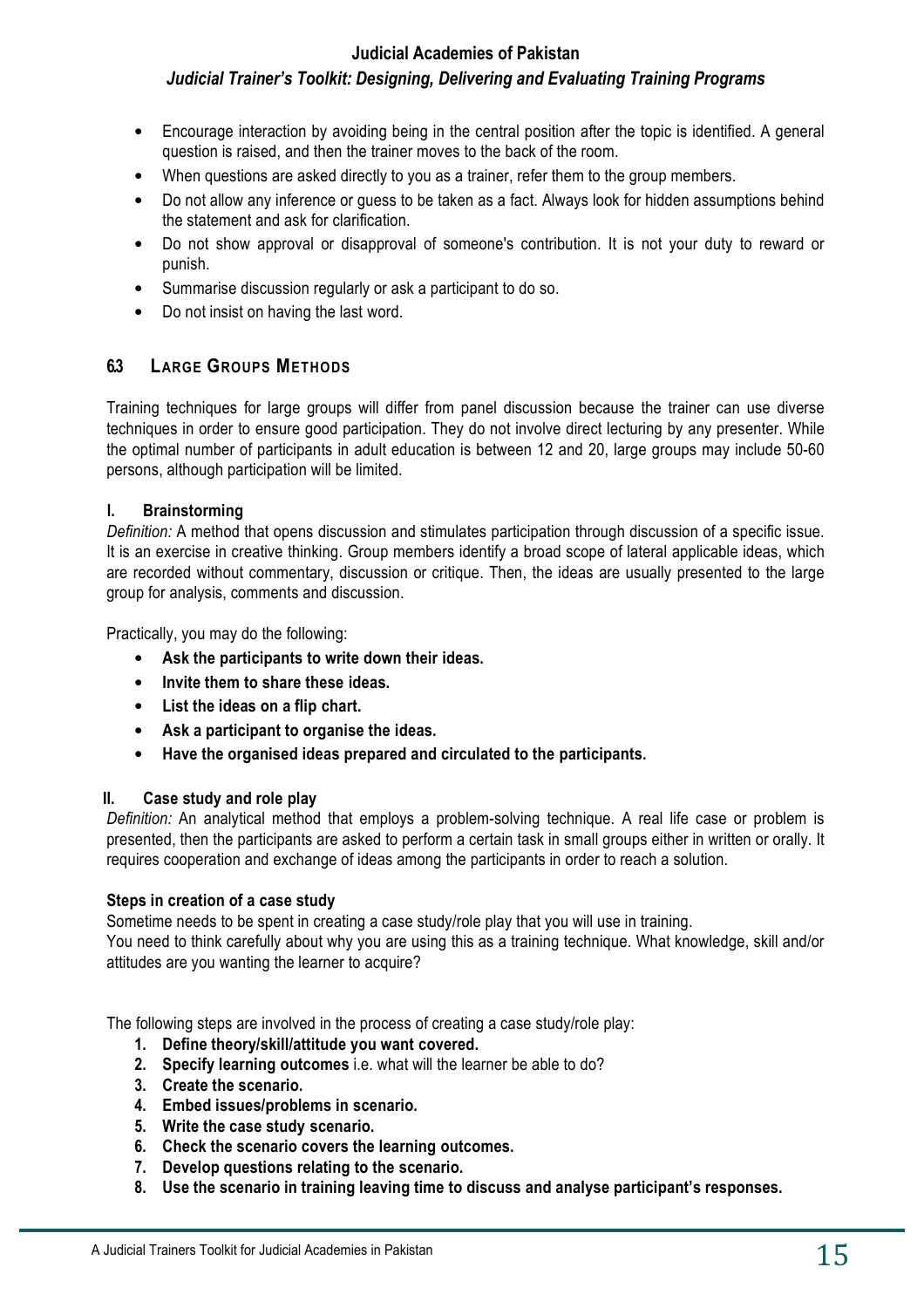- Encourage interaction by avoiding being in the central position after the topic is identified. A general question is raised, and then the trainer moves to the back of the room.
- When questions are asked directly to you as a trainer, refer them to the group members.
- Do not allow any inference or guess to be taken as a fact. Always look for hidden assumptions behind the statement and ask for clarification.
- Do not show approval or disapproval of someone's contribution. It is not your duty to reward or punish.
- Summarise discussion regularly or ask a participant to do so.
- Do not insist on having the last word.

## 6.3 Large Groups Methods

Training techniques for large groups will differ from panel discussion because the trainer can use diverse techniques in order to ensure good participation. They do not involve direct lecturing by any presenter. While the optimal number of participants in adult education is between 12 and 20, large groups may include 50-60 persons, although participation will be limited.

### I. Brainstorming

*Definition:* A method that opens discussion and stimulates participation through discussion of a specific issue. It is an exercise in creative thinking. Group members identify a broad scope of lateral applicable ideas, which are recorded without commentary, discussion or critique. Then, the ideas are usually presented to the large group for analysis, comments and discussion.

Practically, you may do the following:

- **Ask the participants to write down their ideas.**
- **Invite them to share these ideas.**
- **List the ideas on a flip chart.**
- **Ask a participant to organise the ideas.**
- **Have the organised ideas prepared and circulated to the participants.**

### II. Case study and role play

*Definition:* An analytical method that employs a problem-solving technique. A real life case or problem is presented, then the participants are asked to perform a certain task in small groups either in written or orally. It requires cooperation and exchange of ideas among the participants in order to reach a solution.

**Steps in creation of a case study**

Sometime needs to be spent in creating a case study/role play that you will use in training.
You need to think carefully about why you are using this as a training technique. What knowledge, skill and/or attitudes are you wanting the learner to acquire?

The following steps are involved in the process of creating a case study/role play:

1. **Define theory/skill/attitude you want covered.**
2. **Specify learning outcomes** i.e. what will the learner be able to do?
3. **Create the scenario.**
4. **Embed issues/problems in scenario.**
5. **Write the case study scenario.**
6. **Check the scenario covers the learning outcomes.**
7. **Develop questions relating to the scenario.**
8. **Use the scenario in training leaving time to discuss and analyse participant's responses.**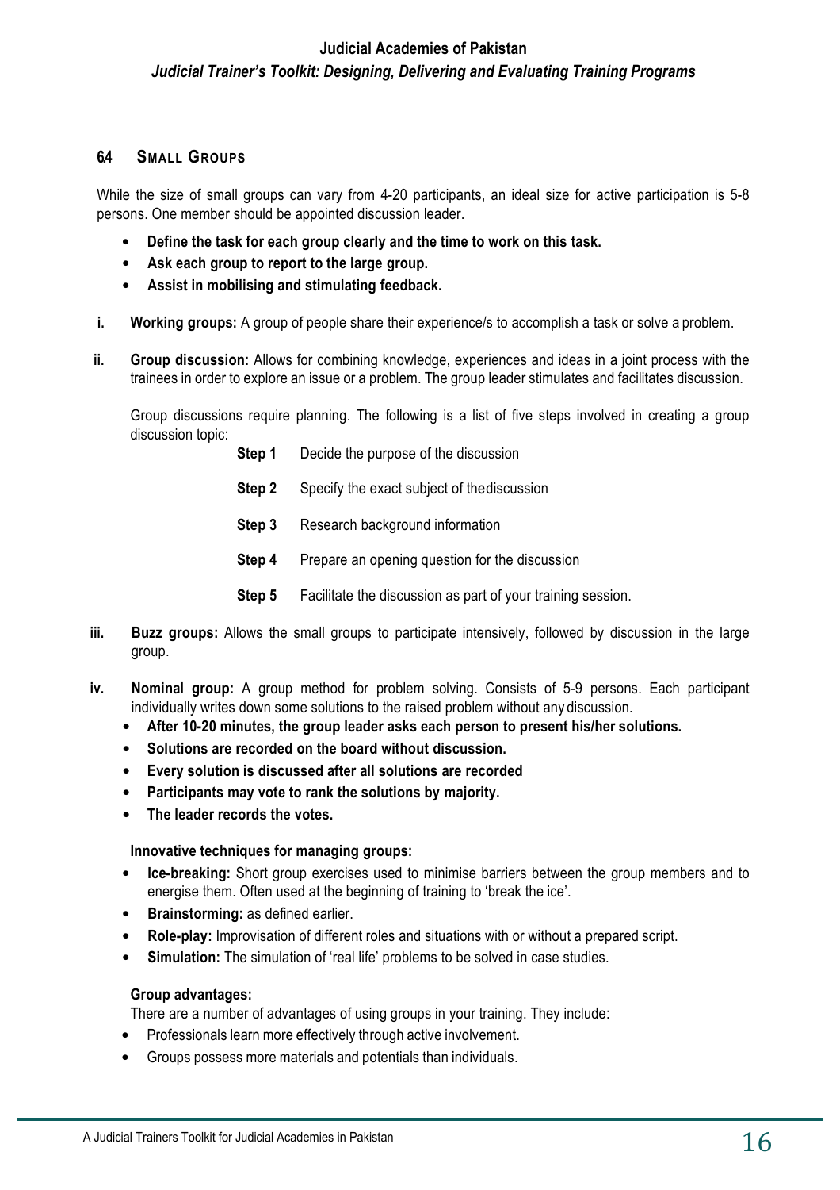### 6.4 SMALL GROUPS

While the size of small groups can vary from 4-20 participants, an ideal size for active participation is 5-8 persons. One member should be appointed discussion leader.

- **Define the task for each group clearly and the time to work on this task.**
- **Ask each group to report to the large group.**
- **Assist in mobilising and stimulating feedback.**

i. **Working groups:** A group of people share their experience/s to accomplish a task or solve a problem.

ii. **Group discussion:** Allows for combining knowledge, experiences and ideas in a joint process with the trainees in order to explore an issue or a problem. The group leader stimulates and facilitates discussion.

   Group discussions require planning. The following is a list of five steps involved in creating a group discussion topic:

   **Step 1** Decide the purpose of the discussion

   **Step 2** Specify the exact subject of the discussion

   **Step 3** Research background information

   **Step 4** Prepare an opening question for the discussion

   **Step 5** Facilitate the discussion as part of your training session.

iii. **Buzz groups:** Allows the small groups to participate intensively, followed by discussion in the large group.

iv. **Nominal group:** A group method for problem solving. Consists of 5-9 persons. Each participant individually writes down some solutions to the raised problem without any discussion.

   - **After 10-20 minutes, the group leader asks each person to present his/her solutions.**
   - **Solutions are recorded on the board without discussion.**
   - **Every solution is discussed after all solutions are recorded**
   - **Participants may vote to rank the solutions by majority.**
   - **The leader records the votes.**

   **Innovative techniques for managing groups:**

   - **Ice-breaking:** Short group exercises used to minimise barriers between the group members and to energise them. Often used at the beginning of training to 'break the ice'.
   - **Brainstorming:** as defined earlier.
   - **Role-play:** Improvisation of different roles and situations with or without a prepared script.
   - **Simulation:** The simulation of 'real life' problems to be solved in case studies.

   **Group advantages:**

   There are a number of advantages of using groups in your training. They include:

   - Professionals learn more effectively through active involvement.
   - Groups possess more materials and potentials than individuals.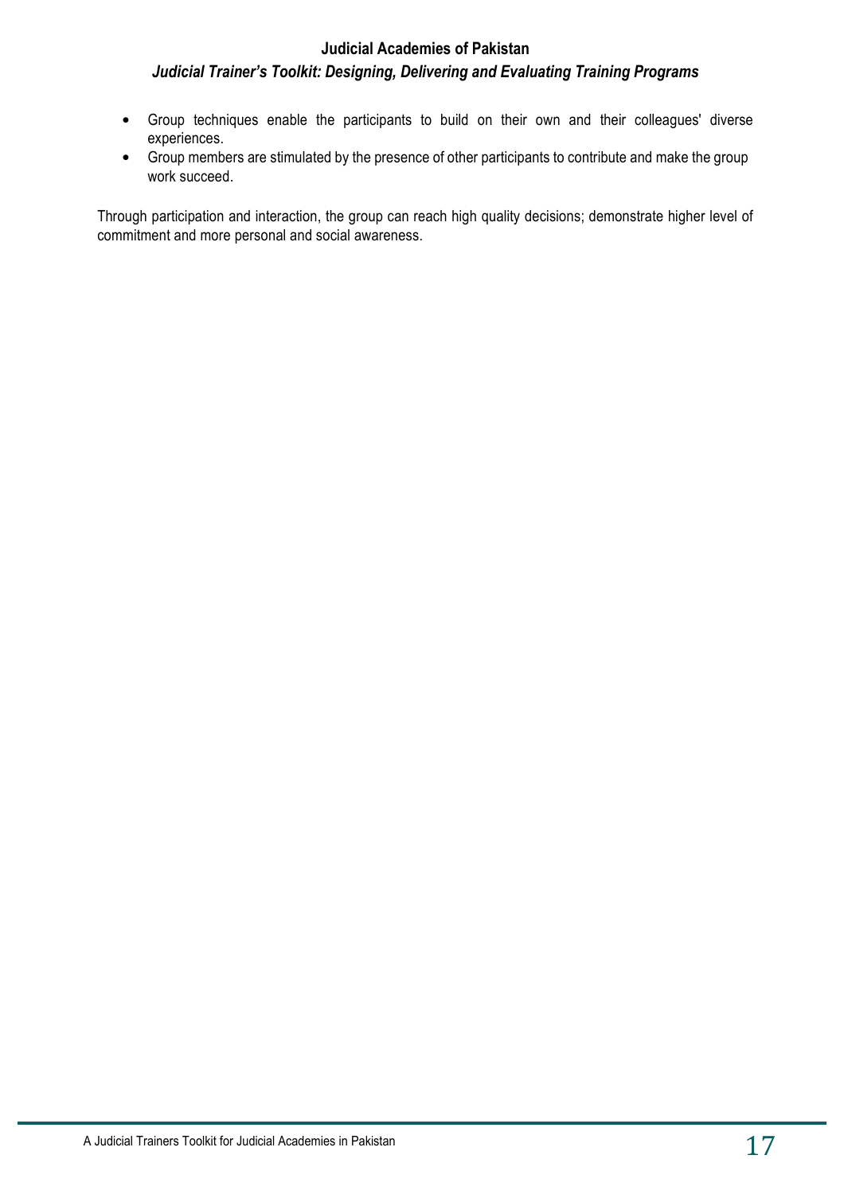- Group techniques enable the participants to build on their own and their colleagues' diverse experiences.
- Group members are stimulated by the presence of other participants to contribute and make the group work succeed.

Through participation and interaction, the group can reach high quality decisions; demonstrate higher level of commitment and more personal and social awareness.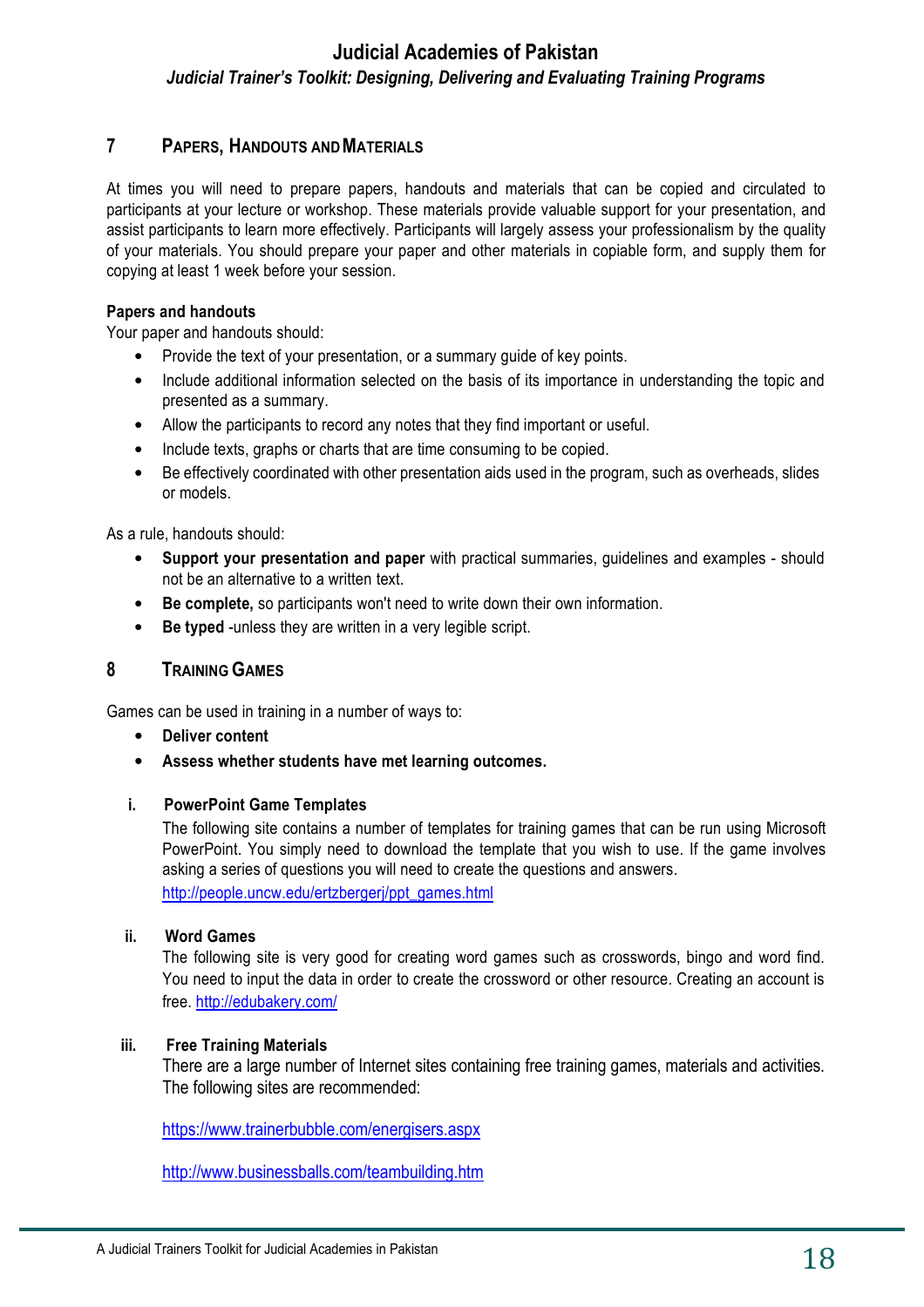## 7 Papers, Handouts and Materials

At times you will need to prepare papers, handouts and materials that can be copied and circulated to participants at your lecture or workshop. These materials provide valuable support for your presentation, and assist participants to learn more effectively. Participants will largely assess your professionalism by the quality of your materials. You should prepare your paper and other materials in copiable form, and supply them for copying at least 1 week before your session.

**Papers and handouts**

Your paper and handouts should:

- Provide the text of your presentation, or a summary guide of key points.
- Include additional information selected on the basis of its importance in understanding the topic and presented as a summary.
- Allow the participants to record any notes that they find important or useful.
- Include texts, graphs or charts that are time consuming to be copied.
- Be effectively coordinated with other presentation aids used in the program, such as overheads, slides or models.

As a rule, handouts should:

- **Support your presentation and paper** with practical summaries, guidelines and examples - should not be an alternative to a written text.
- **Be complete,** so participants won't need to write down their own information.
- **Be typed** -unless they are written in a very legible script.

## 8 Training Games

Games can be used in training in a number of ways to:

- **Deliver content**
- **Assess whether students have met learning outcomes.**

### i. PowerPoint Game Templates

The following site contains a number of templates for training games that can be run using Microsoft PowerPoint. You simply need to download the template that you wish to use. If the game involves asking a series of questions you will need to create the questions and answers.

http://people.uncw.edu/ertzbergerj/ppt_games.html

### ii. Word Games

The following site is very good for creating word games such as crosswords, bingo and word find. You need to input the data in order to create the crossword or other resource. Creating an account is free. http://edubakery.com/

### iii. Free Training Materials

There are a large number of Internet sites containing free training games, materials and activities. The following sites are recommended:

https://www.trainerbubble.com/energisers.aspx

http://www.businessballs.com/teambuilding.htm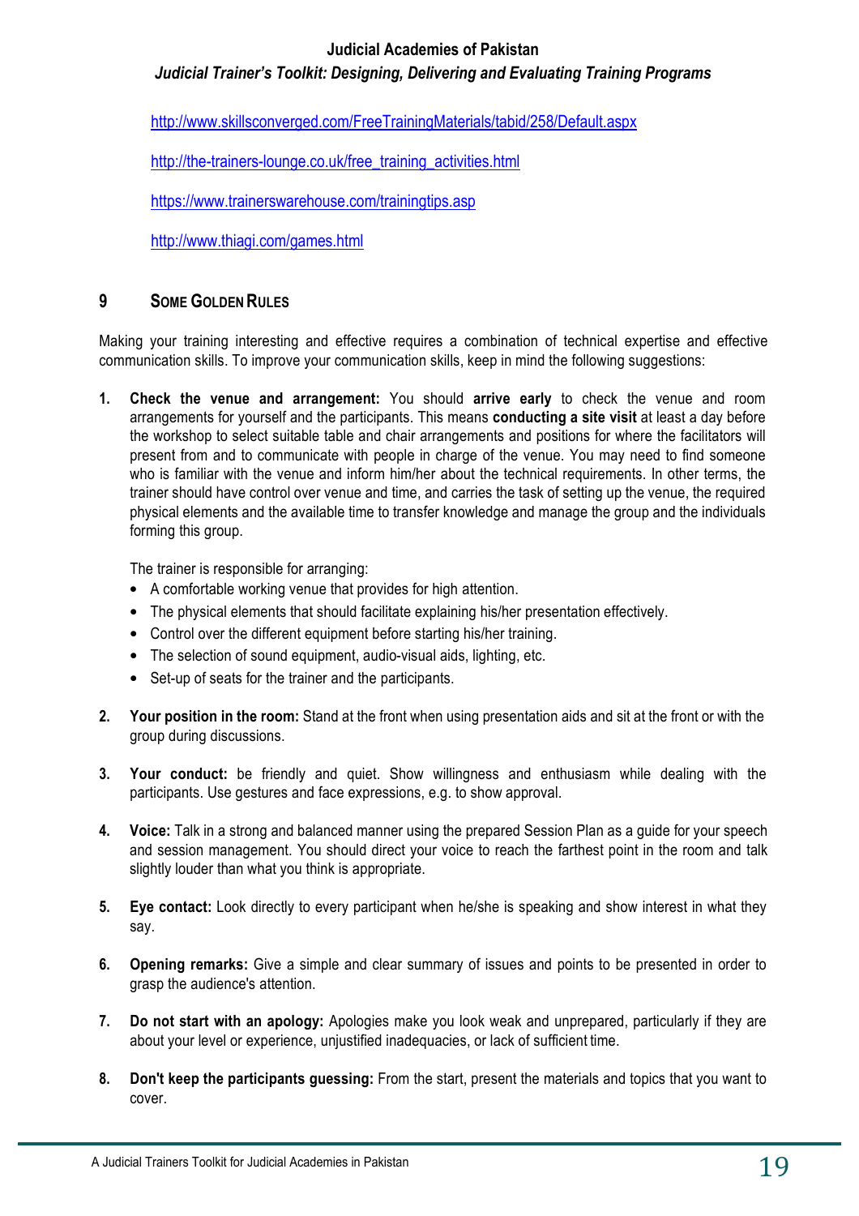http://www.skillsconverged.com/FreeTrainingMaterials/tabid/258/Default.aspx

http://the-trainers-lounge.co.uk/free_training_activities.html

https://www.trainerswarehouse.com/trainingtips.asp

http://www.thiagi.com/games.html

## 9 Some Golden Rules

Making your training interesting and effective requires a combination of technical expertise and effective communication skills. To improve your communication skills, keep in mind the following suggestions:

1. **Check the venue and arrangement:** You should **arrive early** to check the venue and room arrangements for yourself and the participants. This means **conducting a site visit** at least a day before the workshop to select suitable table and chair arrangements and positions for where the facilitators will present from and to communicate with people in charge of the venue. You may need to find someone who is familiar with the venue and inform him/her about the technical requirements. In other terms, the trainer should have control over venue and time, and carries the task of setting up the venue, the required physical elements and the available time to transfer knowledge and manage the group and the individuals forming this group.

   The trainer is responsible for arranging:
   - A comfortable working venue that provides for high attention.
   - The physical elements that should facilitate explaining his/her presentation effectively.
   - Control over the different equipment before starting his/her training.
   - The selection of sound equipment, audio-visual aids, lighting, etc.
   - Set-up of seats for the trainer and the participants.

2. **Your position in the room:** Stand at the front when using presentation aids and sit at the front or with the group during discussions.

3. **Your conduct:** be friendly and quiet. Show willingness and enthusiasm while dealing with the participants. Use gestures and face expressions, e.g. to show approval.

4. **Voice:** Talk in a strong and balanced manner using the prepared Session Plan as a guide for your speech and session management. You should direct your voice to reach the farthest point in the room and talk slightly louder than what you think is appropriate.

5. **Eye contact:** Look directly to every participant when he/she is speaking and show interest in what they say.

6. **Opening remarks:** Give a simple and clear summary of issues and points to be presented in order to grasp the audience's attention.

7. **Do not start with an apology:** Apologies make you look weak and unprepared, particularly if they are about your level or experience, unjustified inadequacies, or lack of sufficient time.

8. **Don't keep the participants guessing:** From the start, present the materials and topics that you want to cover.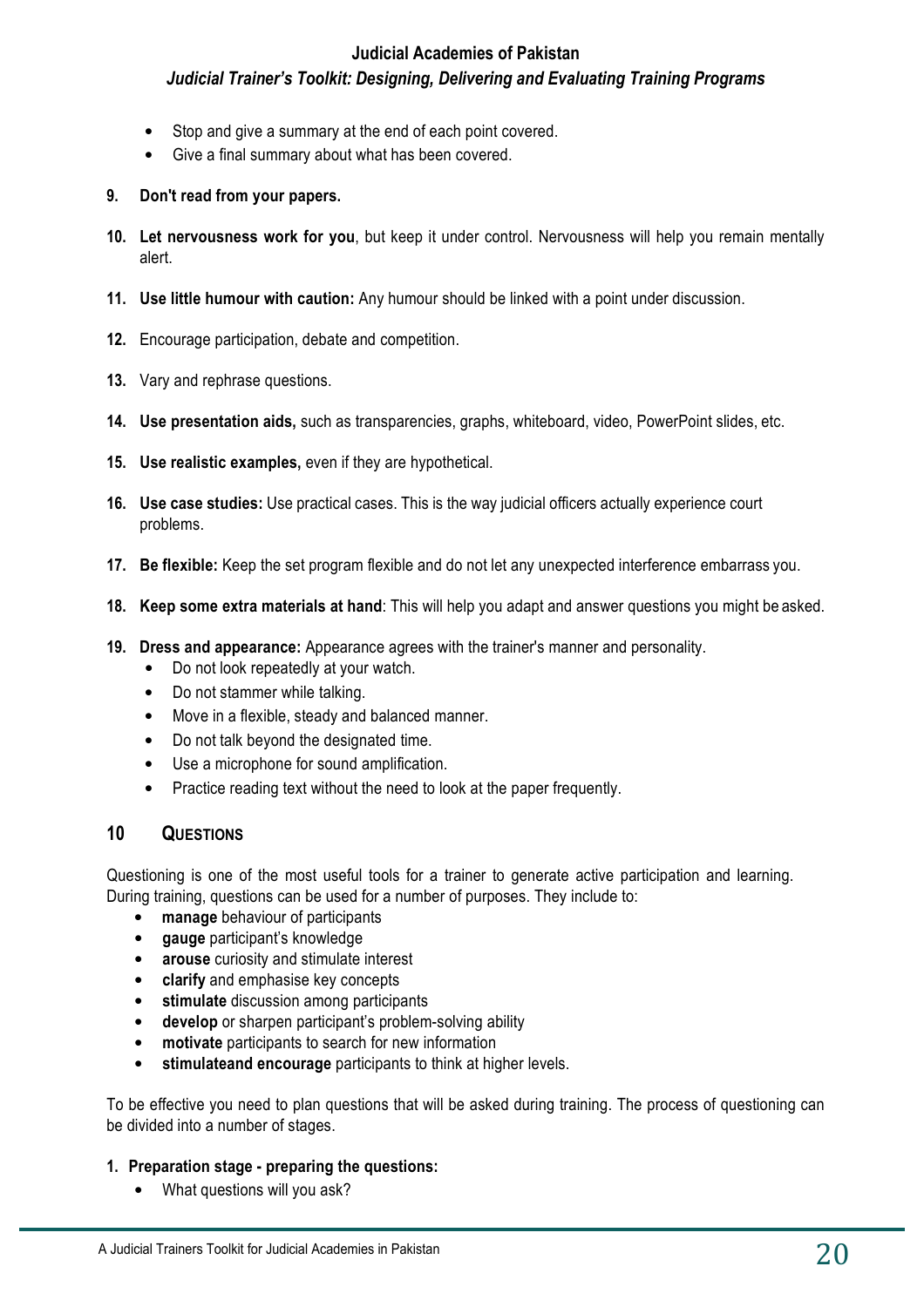- Stop and give a summary at the end of each point covered.
- Give a final summary about what has been covered.

**9. Don't read from your papers.**

**10. Let nervousness work for you**, but keep it under control. Nervousness will help you remain mentally alert.

**11. Use little humour with caution:** Any humour should be linked with a point under discussion.

**12.** Encourage participation, debate and competition.

**13.** Vary and rephrase questions.

**14. Use presentation aids,** such as transparencies, graphs, whiteboard, video, PowerPoint slides, etc.

**15. Use realistic examples,** even if they are hypothetical.

**16. Use case studies:** Use practical cases. This is the way judicial officers actually experience court problems.

**17. Be flexible:** Keep the set program flexible and do not let any unexpected interference embarrass you.

**18. Keep some extra materials at hand**: This will help you adapt and answer questions you might be asked.

**19. Dress and appearance:** Appearance agrees with the trainer's manner and personality.
- Do not look repeatedly at your watch.
- Do not stammer while talking.
- Move in a flexible, steady and balanced manner.
- Do not talk beyond the designated time.
- Use a microphone for sound amplification.
- Practice reading text without the need to look at the paper frequently.

## 10 Questions

Questioning is one of the most useful tools for a trainer to generate active participation and learning. During training, questions can be used for a number of purposes. They include to:
- **manage** behaviour of participants
- **gauge** participant's knowledge
- **arouse** curiosity and stimulate interest
- **clarify** and emphasise key concepts
- **stimulate** discussion among participants
- **develop** or sharpen participant's problem-solving ability
- **motivate** participants to search for new information
- **stimulateand encourage** participants to think at higher levels.

To be effective you need to plan questions that will be asked during training. The process of questioning can be divided into a number of stages.

**1. Preparation stage - preparing the questions:**
- What questions will you ask?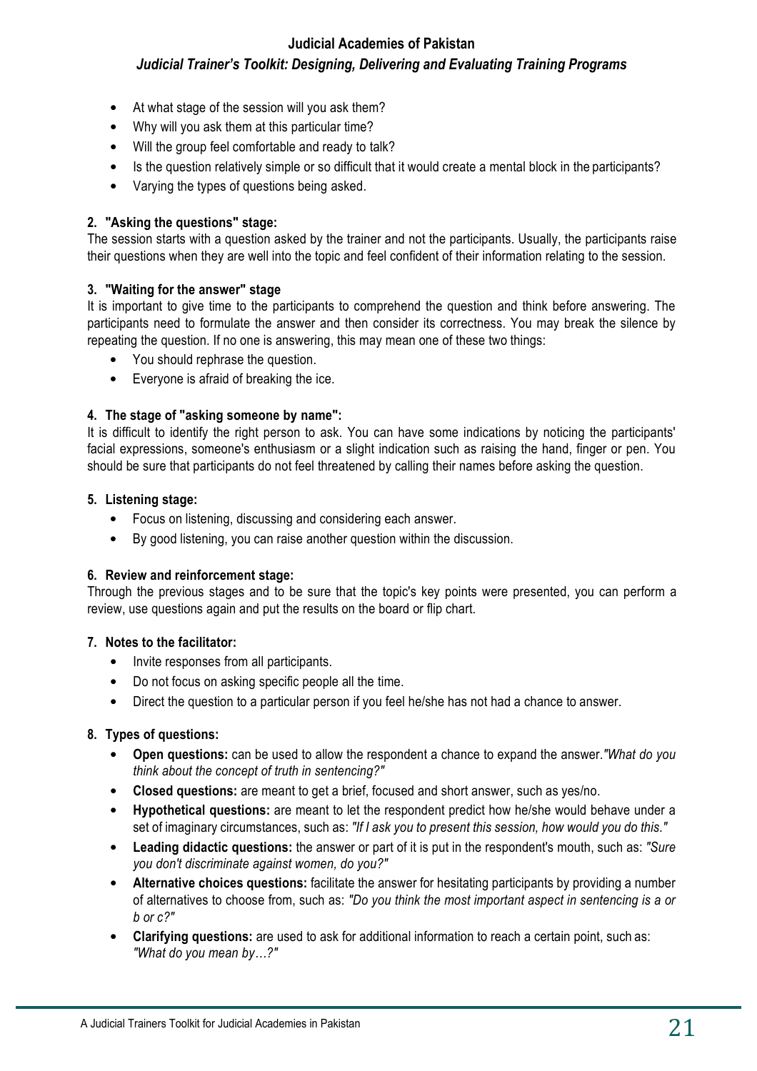- At what stage of the session will you ask them?
- Why will you ask them at this particular time?
- Will the group feel comfortable and ready to talk?
- Is the question relatively simple or so difficult that it would create a mental block in the participants?
- Varying the types of questions being asked.

**2. "Asking the questions" stage:**

The session starts with a question asked by the trainer and not the participants. Usually, the participants raise their questions when they are well into the topic and feel confident of their information relating to the session.

**3. "Waiting for the answer" stage**

It is important to give time to the participants to comprehend the question and think before answering. The participants need to formulate the answer and then consider its correctness. You may break the silence by repeating the question. If no one is answering, this may mean one of these two things:

- You should rephrase the question.
- Everyone is afraid of breaking the ice.

**4. The stage of "asking someone by name":**

It is difficult to identify the right person to ask. You can have some indications by noticing the participants' facial expressions, someone's enthusiasm or a slight indication such as raising the hand, finger or pen. You should be sure that participants do not feel threatened by calling their names before asking the question.

**5. Listening stage:**

- Focus on listening, discussing and considering each answer.
- By good listening, you can raise another question within the discussion.

**6. Review and reinforcement stage:**

Through the previous stages and to be sure that the topic's key points were presented, you can perform a review, use questions again and put the results on the board or flip chart.

**7. Notes to the facilitator:**

- Invite responses from all participants.
- Do not focus on asking specific people all the time.
- Direct the question to a particular person if you feel he/she has not had a chance to answer.

**8. Types of questions:**

- **Open questions:** can be used to allow the respondent a chance to expand the answer. *"What do you think about the concept of truth in sentencing?"*
- **Closed questions:** are meant to get a brief, focused and short answer, such as yes/no.
- **Hypothetical questions:** are meant to let the respondent predict how he/she would behave under a set of imaginary circumstances, such as: *"If I ask you to present this session, how would you do this."*
- **Leading didactic questions:** the answer or part of it is put in the respondent's mouth, such as: *"Sure you don't discriminate against women, do you?"*
- **Alternative choices questions:** facilitate the answer for hesitating participants by providing a number of alternatives to choose from, such as: *"Do you think the most important aspect in sentencing is a or b or c?"*
- **Clarifying questions:** are used to ask for additional information to reach a certain point, such as: *"What do you mean by…?"*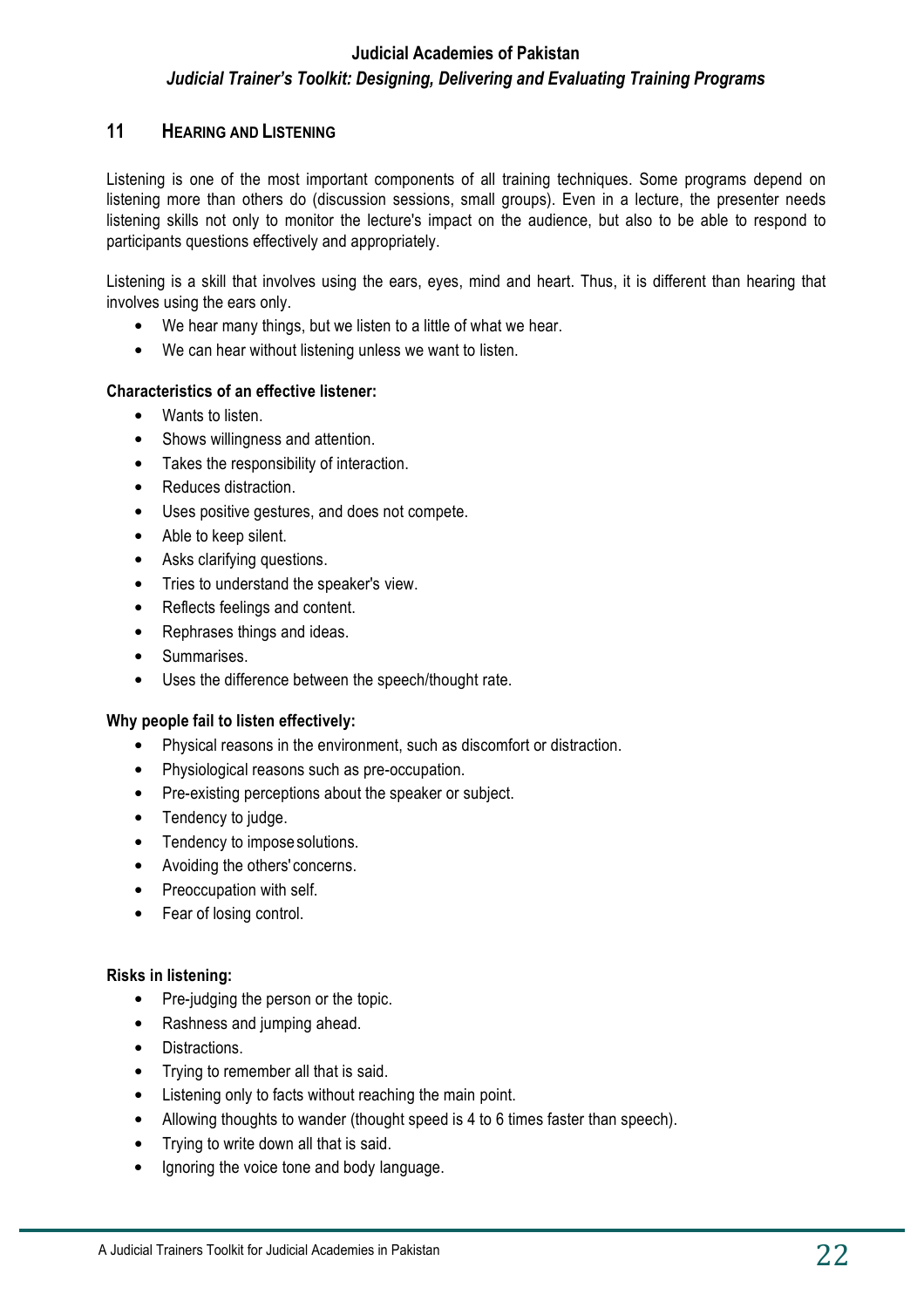## 11 HEARING AND LISTENING

Listening is one of the most important components of all training techniques. Some programs depend on listening more than others do (discussion sessions, small groups). Even in a lecture, the presenter needs listening skills not only to monitor the lecture's impact on the audience, but also to be able to respond to participants questions effectively and appropriately.

Listening is a skill that involves using the ears, eyes, mind and heart. Thus, it is different than hearing that involves using the ears only.

- We hear many things, but we listen to a little of what we hear.
- We can hear without listening unless we want to listen.

**Characteristics of an effective listener:**

- Wants to listen.
- Shows willingness and attention.
- Takes the responsibility of interaction.
- Reduces distraction.
- Uses positive gestures, and does not compete.
- Able to keep silent.
- Asks clarifying questions.
- Tries to understand the speaker's view.
- Reflects feelings and content.
- Rephrases things and ideas.
- Summarises.
- Uses the difference between the speech/thought rate.

**Why people fail to listen effectively:**

- Physical reasons in the environment, such as discomfort or distraction.
- Physiological reasons such as pre-occupation.
- Pre-existing perceptions about the speaker or subject.
- Tendency to judge.
- Tendency to impose solutions.
- Avoiding the others' concerns.
- Preoccupation with self.
- Fear of losing control.

**Risks in listening:**

- Pre-judging the person or the topic.
- Rashness and jumping ahead.
- Distractions.
- Trying to remember all that is said.
- Listening only to facts without reaching the main point.
- Allowing thoughts to wander (thought speed is 4 to 6 times faster than speech).
- Trying to write down all that is said.
- Ignoring the voice tone and body language.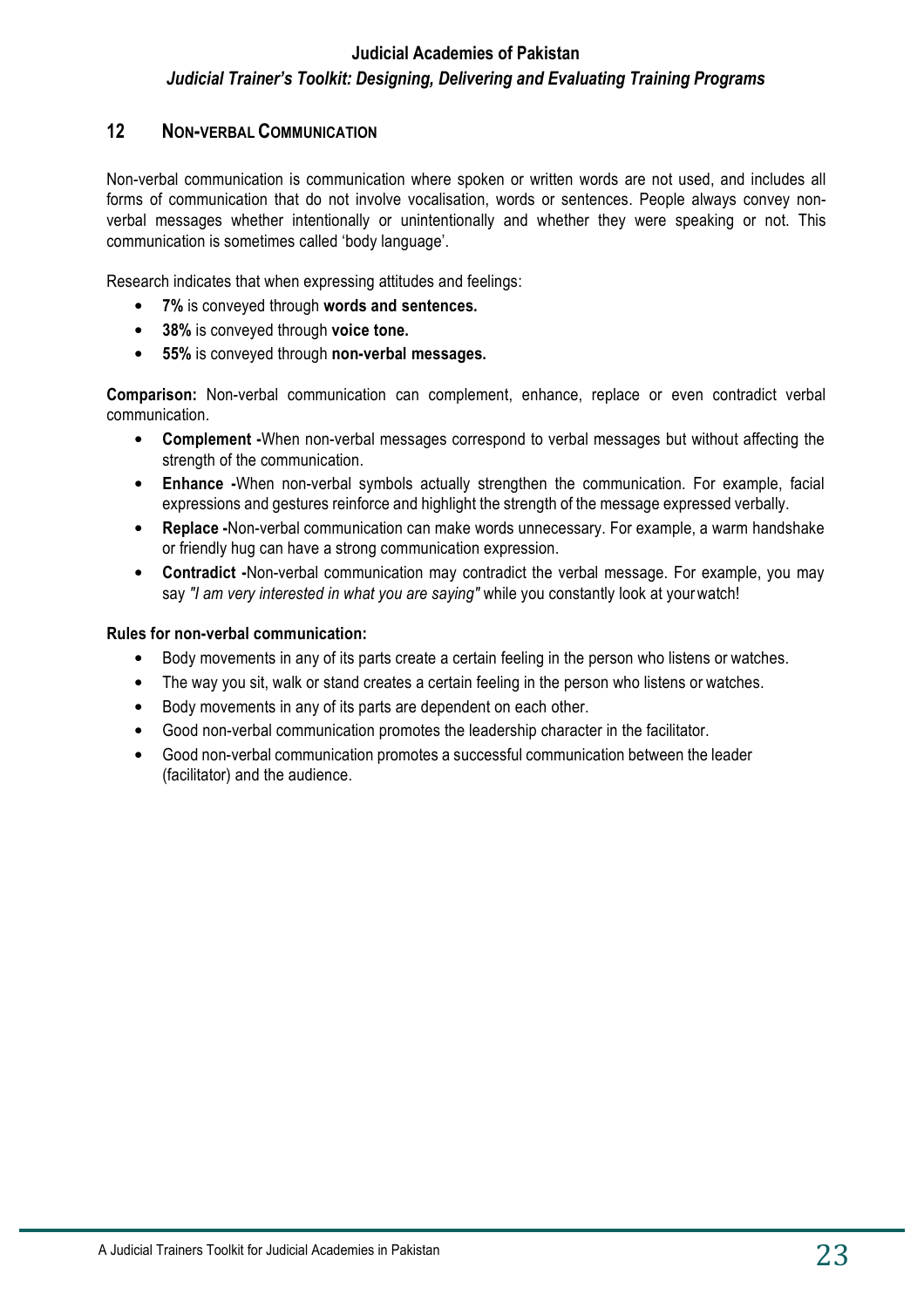## 12 NON-VERBAL COMMUNICATION

Non-verbal communication is communication where spoken or written words are not used, and includes all forms of communication that do not involve vocalisation, words or sentences. People always convey non-verbal messages whether intentionally or unintentionally and whether they were speaking or not. This communication is sometimes called 'body language'.

Research indicates that when expressing attitudes and feelings:

- **7%** is conveyed through **words and sentences.**
- **38%** is conveyed through **voice tone.**
- **55%** is conveyed through **non-verbal messages.**

**Comparison:** Non-verbal communication can complement, enhance, replace or even contradict verbal communication.

- **Complement -**When non-verbal messages correspond to verbal messages but without affecting the strength of the communication.
- **Enhance -**When non-verbal symbols actually strengthen the communication. For example, facial expressions and gestures reinforce and highlight the strength of the message expressed verbally.
- **Replace -**Non-verbal communication can make words unnecessary. For example, a warm handshake or friendly hug can have a strong communication expression.
- **Contradict -**Non-verbal communication may contradict the verbal message. For example, you may say *"I am very interested in what you are saying"* while you constantly look at your watch!

**Rules for non-verbal communication:**

- Body movements in any of its parts create a certain feeling in the person who listens or watches.
- The way you sit, walk or stand creates a certain feeling in the person who listens or watches.
- Body movements in any of its parts are dependent on each other.
- Good non-verbal communication promotes the leadership character in the facilitator.
- Good non-verbal communication promotes a successful communication between the leader (facilitator) and the audience.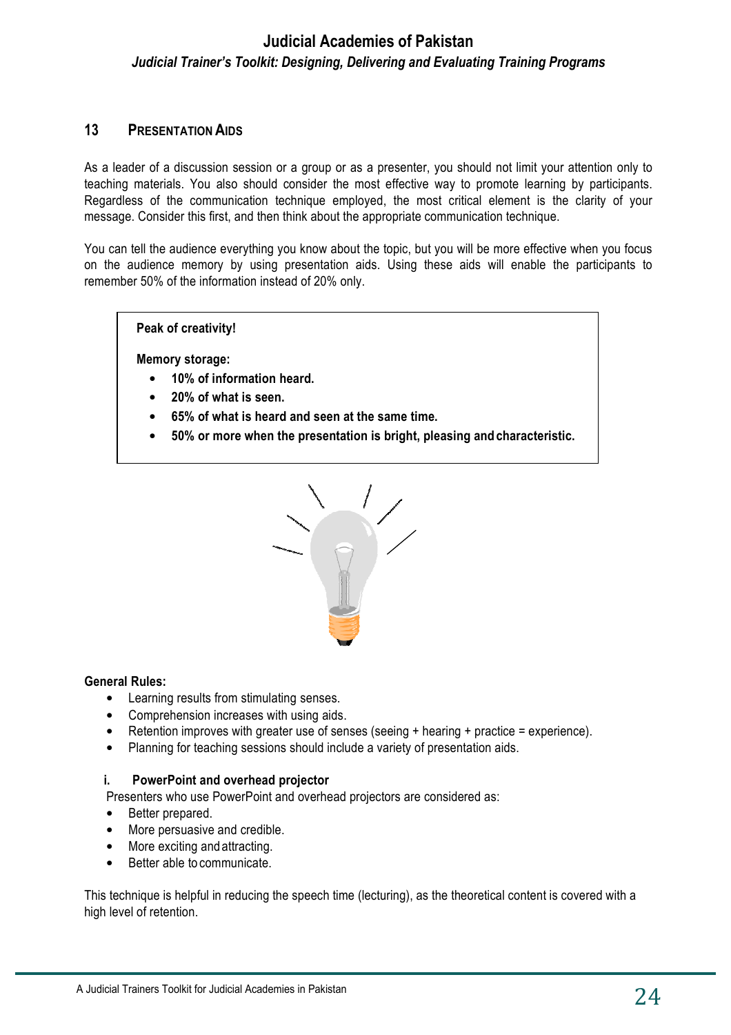## 13 PRESENTATION AIDS

As a leader of a discussion session or a group or as a presenter, you should not limit your attention only to teaching materials. You also should consider the most effective way to promote learning by participants. Regardless of the communication technique employed, the most critical element is the clarity of your message. Consider this first, and then think about the appropriate communication technique.

You can tell the audience everything you know about the topic, but you will be more effective when you focus on the audience memory by using presentation aids. Using these aids will enable the participants to remember 50% of the information instead of 20% only.

> **Peak of creativity!**
>
> **Memory storage:**
>
> - **10% of information heard.**
> - **20% of what is seen.**
> - **65% of what is heard and seen at the same time.**
> - **50% or more when the presentation is bright, pleasing and characteristic.**

**General Rules:**

- Learning results from stimulating senses.
- Comprehension increases with using aids.
- Retention improves with greater use of senses (seeing + hearing + practice = experience).
- Planning for teaching sessions should include a variety of presentation aids.

**i. PowerPoint and overhead projector**

Presenters who use PowerPoint and overhead projectors are considered as:

- Better prepared.
- More persuasive and credible.
- More exciting and attracting.
- Better able to communicate.

This technique is helpful in reducing the speech time (lecturing), as the theoretical content is covered with a high level of retention.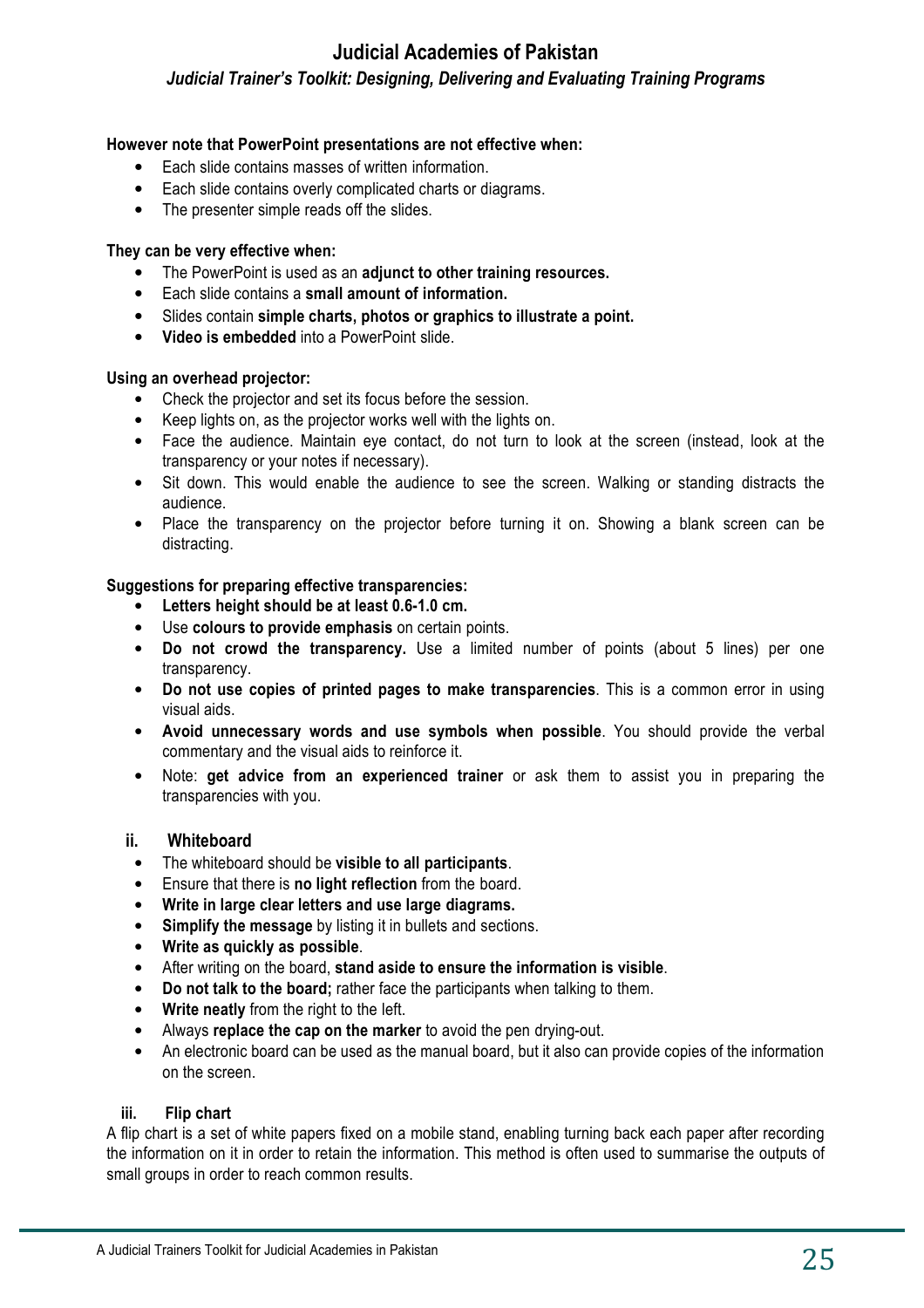**However note that PowerPoint presentations are not effective when:**

- Each slide contains masses of written information.
- Each slide contains overly complicated charts or diagrams.
- The presenter simple reads off the slides.

**They can be very effective when:**

- The PowerPoint is used as an **adjunct to other training resources.**
- Each slide contains a **small amount of information.**
- Slides contain **simple charts, photos or graphics to illustrate a point.**
- **Video is embedded** into a PowerPoint slide.

**Using an overhead projector:**

- Check the projector and set its focus before the session.
- Keep lights on, as the projector works well with the lights on.
- Face the audience. Maintain eye contact, do not turn to look at the screen (instead, look at the transparency or your notes if necessary).
- Sit down. This would enable the audience to see the screen. Walking or standing distracts the audience.
- Place the transparency on the projector before turning it on. Showing a blank screen can be distracting.

**Suggestions for preparing effective transparencies:**

- **Letters height should be at least 0.6-1.0 cm.**
- Use **colours to provide emphasis** on certain points.
- **Do not crowd the transparency.** Use a limited number of points (about 5 lines) per one transparency.
- **Do not use copies of printed pages to make transparencies**. This is a common error in using visual aids.
- **Avoid unnecessary words and use symbols when possible**. You should provide the verbal commentary and the visual aids to reinforce it.
- Note: **get advice from an experienced trainer** or ask them to assist you in preparing the transparencies with you.

### ii. Whiteboard

- The whiteboard should be **visible to all participants**.
- Ensure that there is **no light reflection** from the board.
- **Write in large clear letters and use large diagrams.**
- **Simplify the message** by listing it in bullets and sections.
- **Write as quickly as possible**.
- After writing on the board, **stand aside to ensure the information is visible**.
- **Do not talk to the board;** rather face the participants when talking to them.
- **Write neatly** from the right to the left.
- Always **replace the cap on the marker** to avoid the pen drying-out.
- An electronic board can be used as the manual board, but it also can provide copies of the information on the screen.

### iii. Flip chart

A flip chart is a set of white papers fixed on a mobile stand, enabling turning back each paper after recording the information on it in order to retain the information. This method is often used to summarise the outputs of small groups in order to reach common results.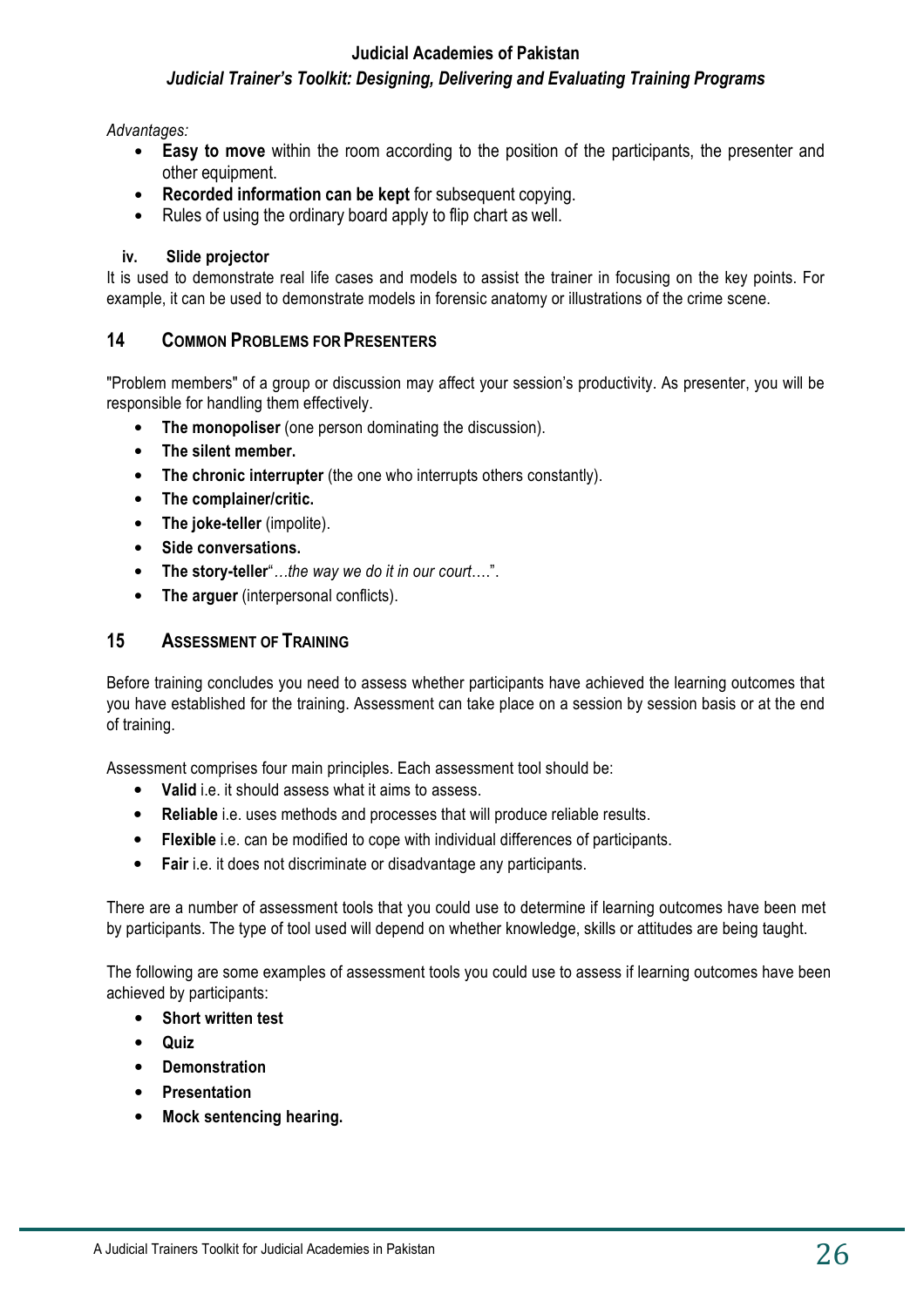*Advantages:*

- **Easy to move** within the room according to the position of the participants, the presenter and other equipment.
- **Recorded information can be kept** for subsequent copying.
- Rules of using the ordinary board apply to flip chart as well.

#### iv. Slide projector

It is used to demonstrate real life cases and models to assist the trainer in focusing on the key points. For example, it can be used to demonstrate models in forensic anatomy or illustrations of the crime scene.

## 14 Common Problems for Presenters

"Problem members" of a group or discussion may affect your session's productivity. As presenter, you will be responsible for handling them effectively.

- **The monopoliser** (one person dominating the discussion).
- **The silent member.**
- **The chronic interrupter** (the one who interrupts others constantly).
- **The complainer/critic.**
- **The joke-teller** (impolite).
- **Side conversations.**
- **The story-teller**"*…the way we do it in our court….*".
- **The arguer** (interpersonal conflicts).

## 15 Assessment of Training

Before training concludes you need to assess whether participants have achieved the learning outcomes that you have established for the training. Assessment can take place on a session by session basis or at the end of training.

Assessment comprises four main principles. Each assessment tool should be:

- **Valid** i.e. it should assess what it aims to assess.
- **Reliable** i.e. uses methods and processes that will produce reliable results.
- **Flexible** i.e. can be modified to cope with individual differences of participants.
- **Fair** i.e. it does not discriminate or disadvantage any participants.

There are a number of assessment tools that you could use to determine if learning outcomes have been met by participants. The type of tool used will depend on whether knowledge, skills or attitudes are being taught.

The following are some examples of assessment tools you could use to assess if learning outcomes have been achieved by participants:

- **Short written test**
- **Quiz**
- **Demonstration**
- **Presentation**
- **Mock sentencing hearing.**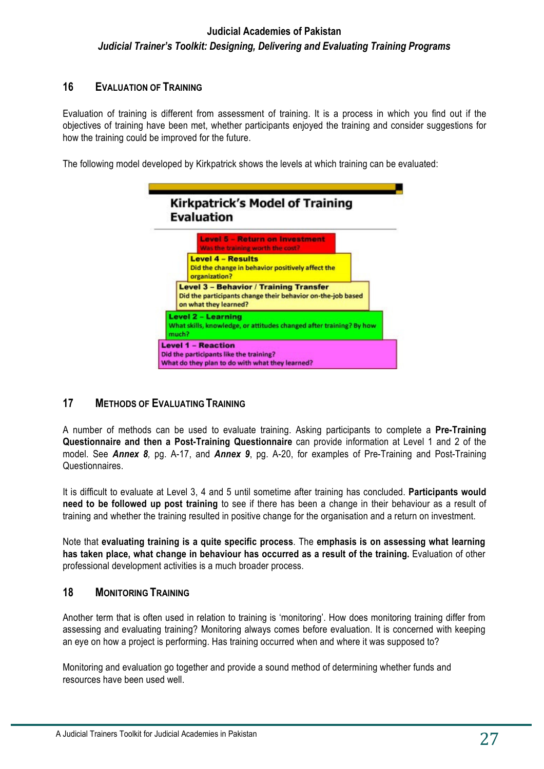## 16 EVALUATION OF TRAINING

Evaluation of training is different from assessment of training. It is a process in which you find out if the objectives of training have been met, whether participants enjoyed the training and consider suggestions for how the training could be improved for the future.

The following model developed by Kirkpatrick shows the levels at which training can be evaluated:

**Kirkpatrick's Model of Training Evaluation**

**Level 5 – Return on Investment**
Was the training worth the cost?

**Level 4 – Results**
Did the change in behavior positively affect the organization?

**Level 3 – Behavior / Training Transfer**
Did the participants change their behavior on-the-job based on what they learned?

**Level 2 – Learning**
What skills, knowledge, or attitudes changed after training? By how much?

**Level 1 – Reaction**
Did the participants like the training?
What do they plan to do with what they learned?

## 17 METHODS OF EVALUATING TRAINING

A number of methods can be used to evaluate training. Asking participants to complete a **Pre-Training Questionnaire and then a Post-Training Questionnaire** can provide information at Level 1 and 2 of the model. See ***Annex 8***, pg. A-17, and ***Annex 9***, pg. A-20, for examples of Pre-Training and Post-Training Questionnaires.

It is difficult to evaluate at Level 3, 4 and 5 until sometime after training has concluded. **Participants would need to be followed up post training** to see if there has been a change in their behaviour as a result of training and whether the training resulted in positive change for the organisation and a return on investment.

Note that **evaluating training is a quite specific process**. The **emphasis is on assessing what learning has taken place, what change in behaviour has occurred as a result of the training.** Evaluation of other professional development activities is a much broader process.

## 18 MONITORING TRAINING

Another term that is often used in relation to training is 'monitoring'. How does monitoring training differ from assessing and evaluating training? Monitoring always comes before evaluation. It is concerned with keeping an eye on how a project is performing. Has training occurred when and where it was supposed to?

Monitoring and evaluation go together and provide a sound method of determining whether funds and resources have been used well.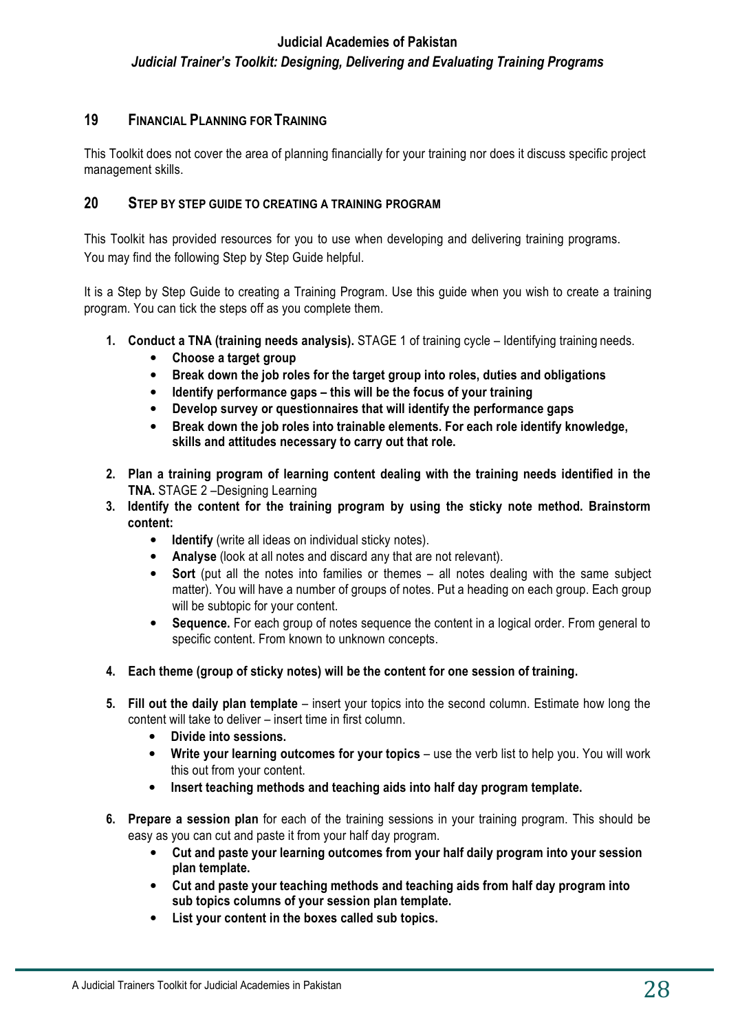## 19 FINANCIAL PLANNING FOR TRAINING

This Toolkit does not cover the area of planning financially for your training nor does it discuss specific project management skills.

## 20 STEP BY STEP GUIDE TO CREATING A TRAINING PROGRAM

This Toolkit has provided resources for you to use when developing and delivering training programs. You may find the following Step by Step Guide helpful.

It is a Step by Step Guide to creating a Training Program. Use this guide when you wish to create a training program. You can tick the steps off as you complete them.

1. **Conduct a TNA (training needs analysis).** STAGE 1 of training cycle – Identifying training needs.
   - **Choose a target group**
   - **Break down the job roles for the target group into roles, duties and obligations**
   - **Identify performance gaps – this will be the focus of your training**
   - **Develop survey or questionnaires that will identify the performance gaps**
   - **Break down the job roles into trainable elements. For each role identify knowledge, skills and attitudes necessary to carry out that role.**

2. **Plan a training program of learning content dealing with the training needs identified in the TNA.** STAGE 2 –Designing Learning
3. **Identify the content for the training program by using the sticky note method. Brainstorm content:**
   - **Identify** (write all ideas on individual sticky notes).
   - **Analyse** (look at all notes and discard any that are not relevant).
   - **Sort** (put all the notes into families or themes – all notes dealing with the same subject matter). You will have a number of groups of notes. Put a heading on each group. Each group will be subtopic for your content.
   - **Sequence.** For each group of notes sequence the content in a logical order. From general to specific content. From known to unknown concepts.

4. **Each theme (group of sticky notes) will be the content for one session of training.**

5. **Fill out the daily plan template** – insert your topics into the second column. Estimate how long the content will take to deliver – insert time in first column.
   - **Divide into sessions.**
   - **Write your learning outcomes for your topics** – use the verb list to help you. You will work this out from your content.
   - **Insert teaching methods and teaching aids into half day program template.**

6. **Prepare a session plan** for each of the training sessions in your training program. This should be easy as you can cut and paste it from your half day program.
   - **Cut and paste your learning outcomes from your half daily program into your session plan template.**
   - **Cut and paste your teaching methods and teaching aids from half day program into sub topics columns of your session plan template.**
   - **List your content in the boxes called sub topics.**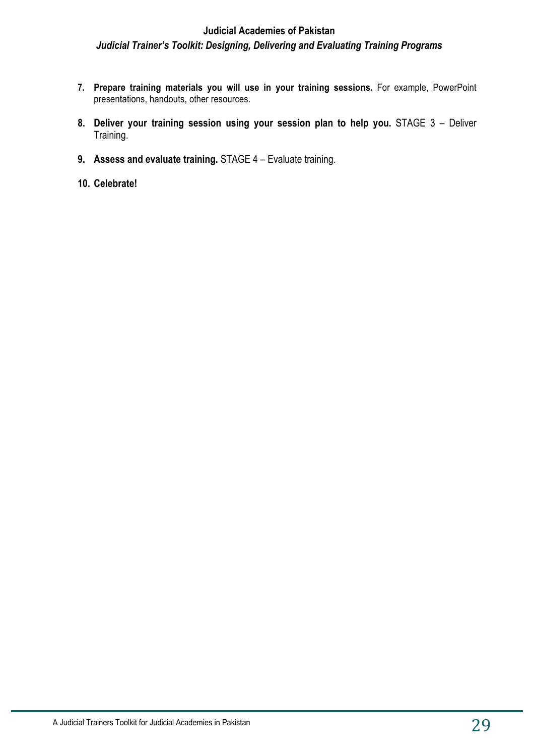7. **Prepare training materials you will use in your training sessions.** For example, PowerPoint presentations, handouts, other resources.

8. **Deliver your training session using your session plan to help you.** STAGE 3 – Deliver Training.

9. **Assess and evaluate training.** STAGE 4 – Evaluate training.

10. **Celebrate!**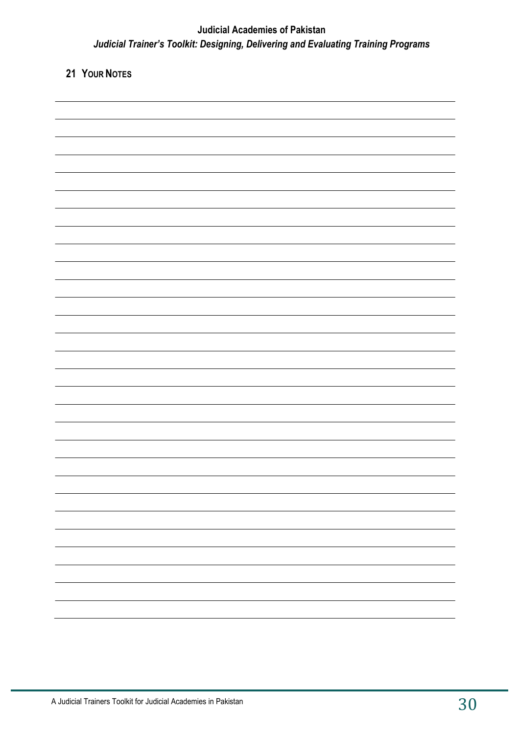## 21 Your Notes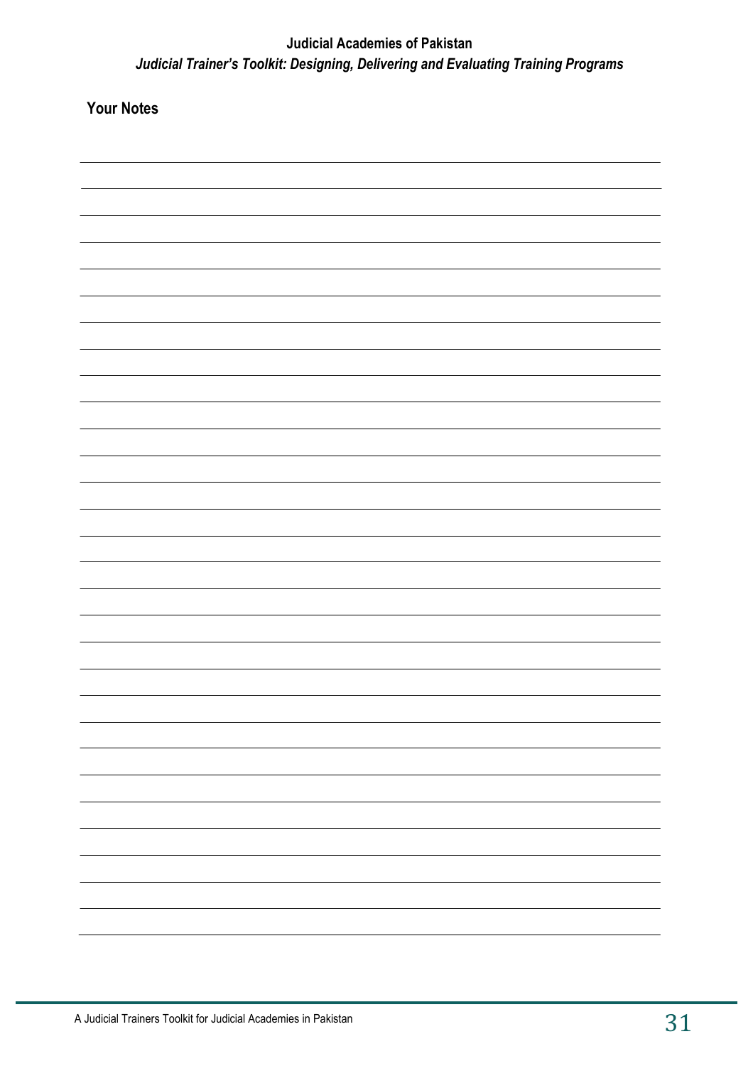**Your Notes**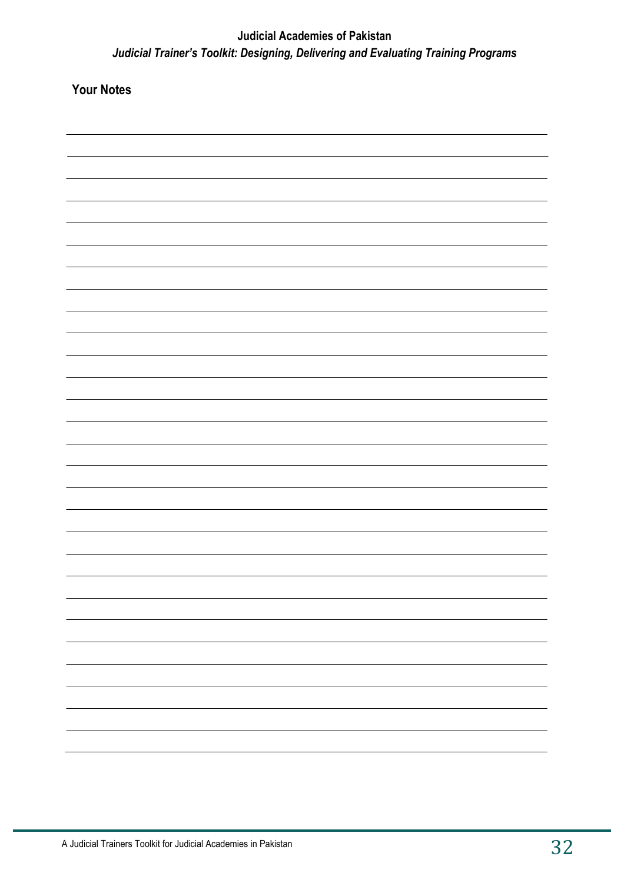**Your Notes**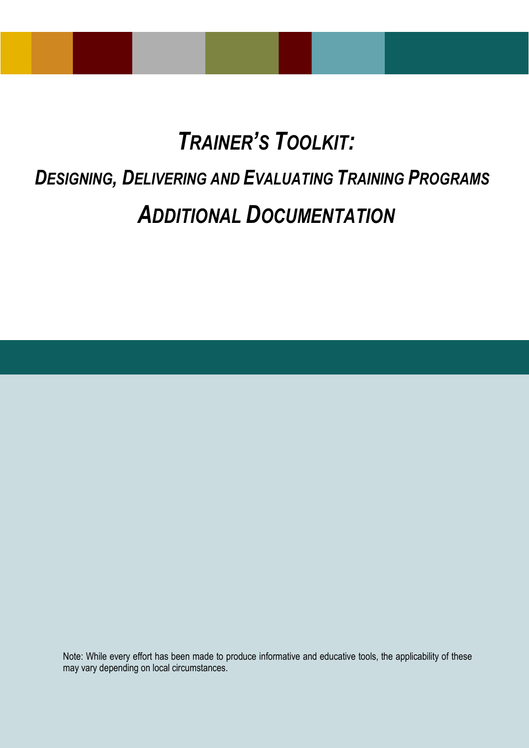# *TRAINER'S TOOLKIT:*

## *DESIGNING, DELIVERING AND EVALUATING TRAINING PROGRAMS*

## *ADDITIONAL DOCUMENTATION*

Note: While every effort has been made to produce informative and educative tools, the applicability of these may vary depending on local circumstances.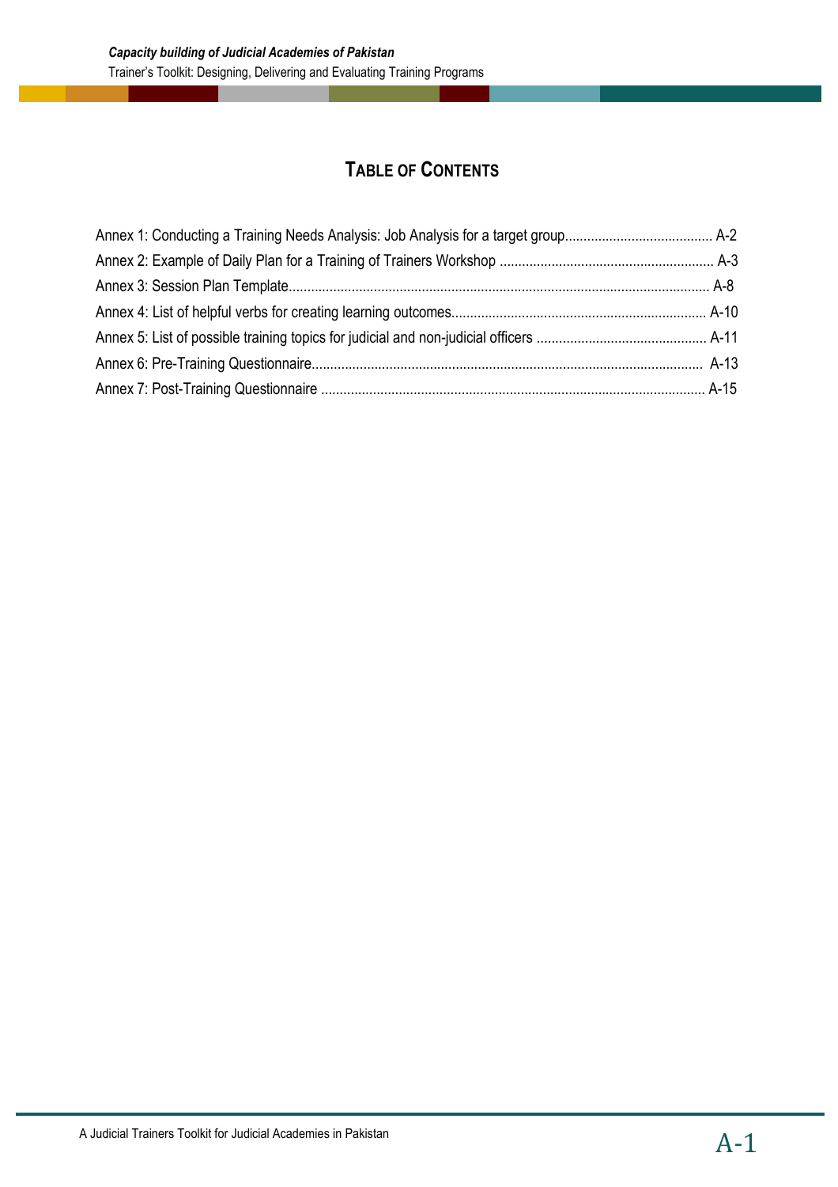## TABLE OF CONTENTS

Annex 1: Conducting a Training Needs Analysis: Job Analysis for a target group........................................ A-2

Annex 2: Example of Daily Plan for a Training of Trainers Workshop .......................................................... A-3

Annex 3: Session Plan Template.................................................................................................................. A-8

Annex 4: List of helpful verbs for creating learning outcomes.................................................................... A-10

Annex 5: List of possible training topics for judicial and non-judicial officers .............................................. A-11

Annex 6: Pre-Training Questionnaire.......................................................................................................... A-13

Annex 7: Post-Training Questionnaire ........................................................................................................ A-15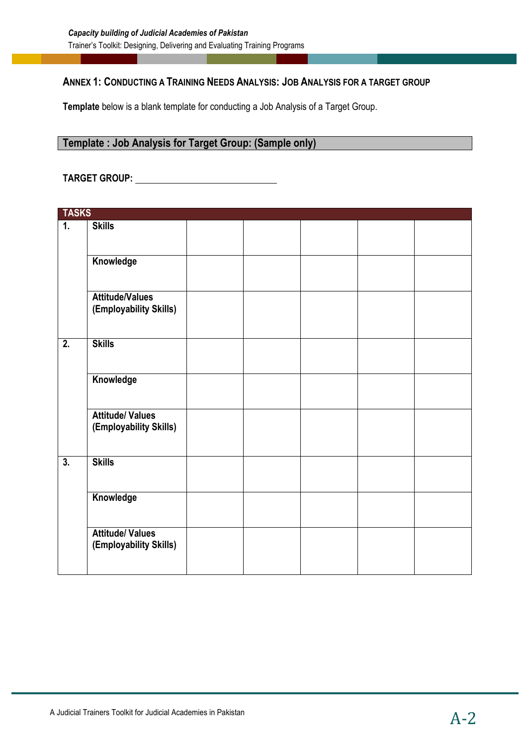### Annex 1: Conducting a Training Needs Analysis: Job Analysis for a Target Group

**Template** below is a blank template for conducting a Job Analysis of a Target Group.

**Template : Job Analysis for Target Group: (Sample only)**

**TARGET GROUP:** ______________________________

| TASKS | | | | | | |
|---|---|---|---|---|---|---|
| **1.** | **Skills** | | | | | |
| | **Knowledge** | | | | | |
| | **Attitude/Values (Employability Skills)** | | | | | |
| **2.** | **Skills** | | | | | |
| | **Knowledge** | | | | | |
| | **Attitude/ Values (Employability Skills)** | | | | | |
| **3.** | **Skills** | | | | | |
| | **Knowledge** | | | | | |
| | **Attitude/ Values (Employability Skills)** | | | | | |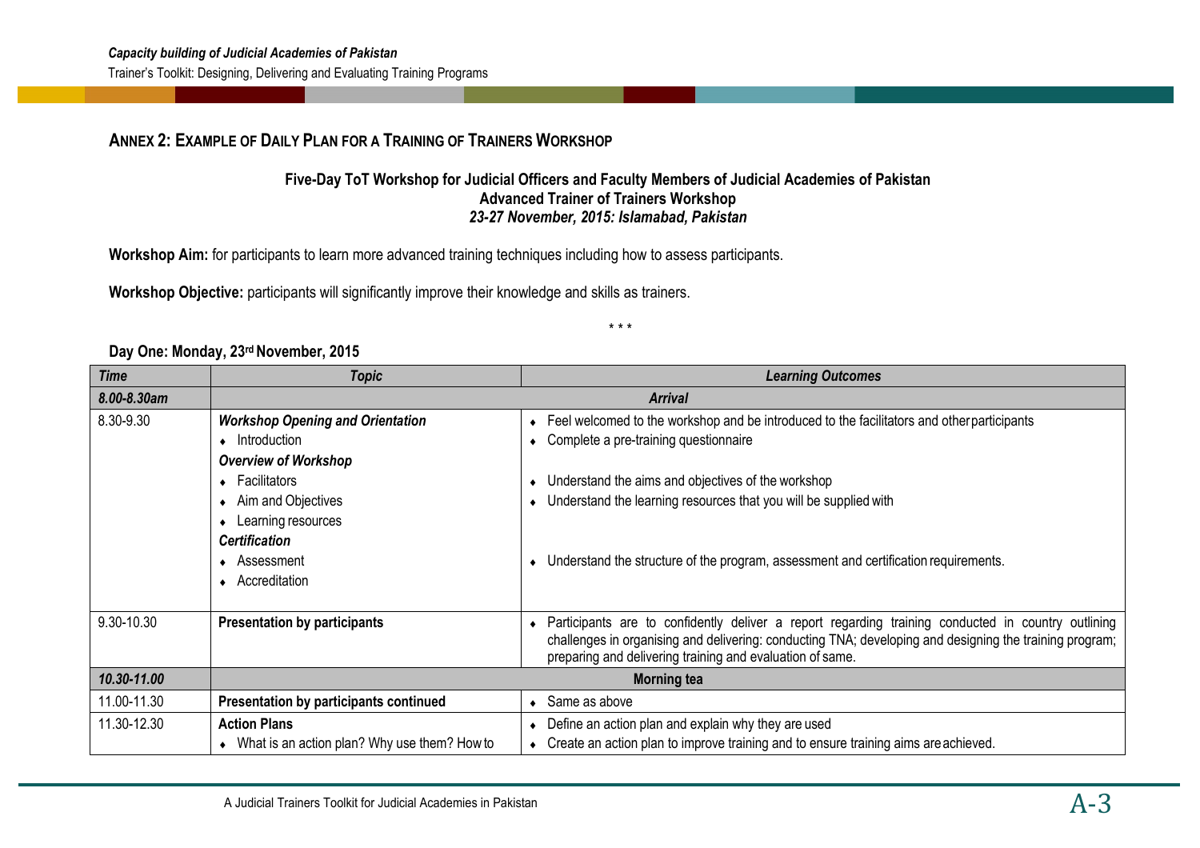## ANNEX 2: EXAMPLE OF DAILY PLAN FOR A TRAINING OF TRAINERS WORKSHOP

**Five-Day ToT Workshop for Judicial Officers and Faculty Members of Judicial Academies of Pakistan**
**Advanced Trainer of Trainers Workshop**
***23-27 November, 2015: Islamabad, Pakistan***

**Workshop Aim:** for participants to learn more advanced training techniques including how to assess participants.

**Workshop Objective:** participants will significantly improve their knowledge and skills as trainers.

\* \* \*

**Day One: Monday, 23rd November, 2015**

| *Time* | *Topic* | *Learning Outcomes* |
|---|---|---|
| *8.00-8.30am* | *Arrival* | |
| 8.30-9.30 | ***Workshop Opening and Orientation***<br>♦ Introduction<br>***Overview of Workshop***<br>♦ Facilitators<br>♦ Aim and Objectives<br>♦ Learning resources<br>***Certification***<br>♦ Assessment<br>♦ Accreditation | ♦ Feel welcomed to the workshop and be introduced to the facilitators and other participants<br>♦ Complete a pre-training questionnaire<br>♦ Understand the aims and objectives of the workshop<br>♦ Understand the learning resources that you will be supplied with<br>♦ Understand the structure of the program, assessment and certification requirements. |
| 9.30-10.30 | **Presentation by participants** | ♦ Participants are to confidently deliver a report regarding training conducted in country outlining challenges in organising and delivering: conducting TNA; developing and designing the training program; preparing and delivering training and evaluation of same. |
| ***10.30-11.00*** | **Morning tea** | |
| 11.00-11.30 | **Presentation by participants continued** | ♦ Same as above |
| 11.30-12.30 | **Action Plans**<br>♦ What is an action plan? Why use them? How to | ♦ Define an action plan and explain why they are used<br>♦ Create an action plan to improve training and to ensure training aims are achieved. |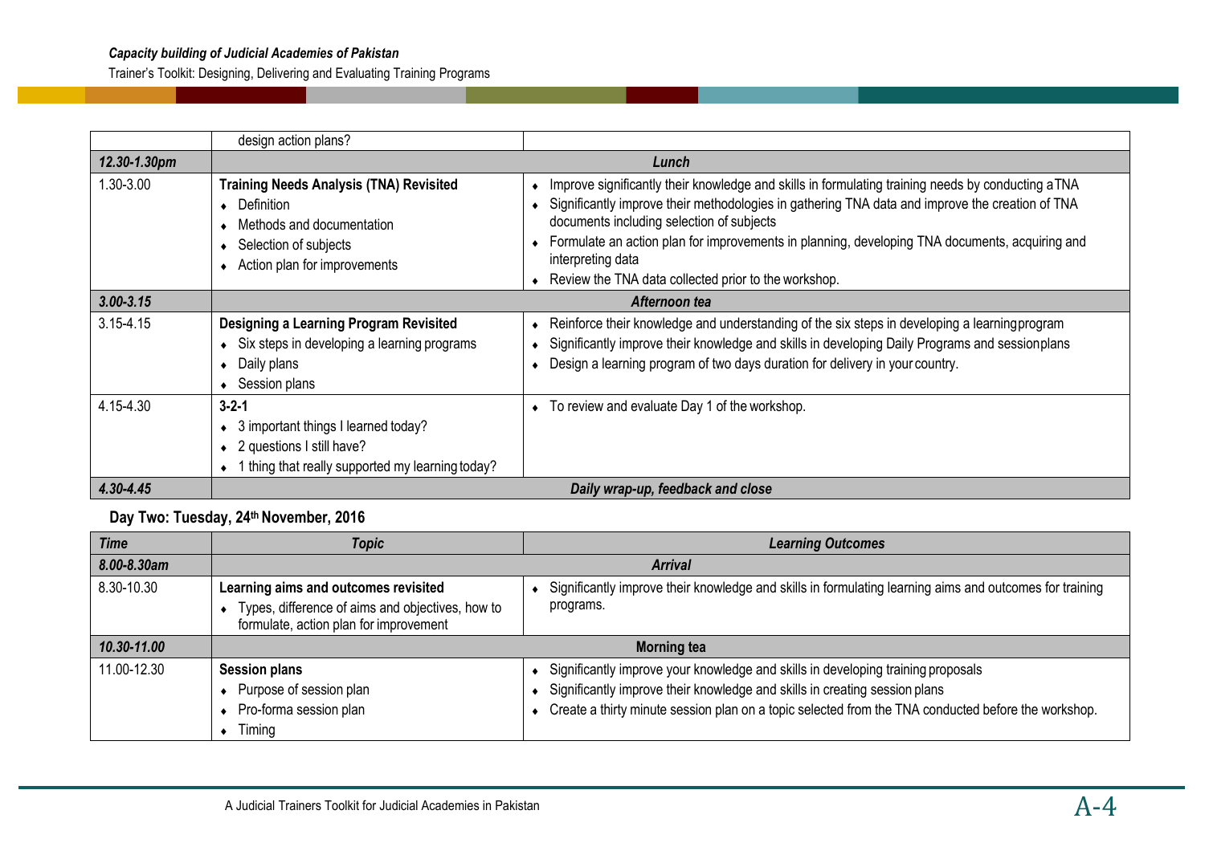| | design action plans? | |
|---|---|---|
| ***12.30-1.30pm*** | ***Lunch*** | |
| 1.30-3.00 | **Training Needs Analysis (TNA) Revisited**<br>• Definition<br>• Methods and documentation<br>• Selection of subjects<br>• Action plan for improvements | • Improve significantly their knowledge and skills in formulating training needs by conducting a TNA<br>• Significantly improve their methodologies in gathering TNA data and improve the creation of TNA documents including selection of subjects<br>• Formulate an action plan for improvements in planning, developing TNA documents, acquiring and interpreting data<br>• Review the TNA data collected prior to the workshop. |
| ***3.00-3.15*** | ***Afternoon tea*** | |
| 3.15-4.15 | **Designing a Learning Program Revisited**<br>• Six steps in developing a learning programs<br>• Daily plans<br>• Session plans | • Reinforce their knowledge and understanding of the six steps in developing a learning program<br>• Significantly improve their knowledge and skills in developing Daily Programs and session plans<br>• Design a learning program of two days duration for delivery in your country. |
| 4.15-4.30 | **3-2-1**<br>• 3 important things I learned today?<br>• 2 questions I still have?<br>• 1 thing that really supported my learning today? | • To review and evaluate Day 1 of the workshop. |
| ***4.30-4.45*** | ***Daily wrap-up, feedback and close*** | |

**Day Two: Tuesday, 24th November, 2016**

| ***Time*** | ***Topic*** | ***Learning Outcomes*** |
|---|---|---|
| ***8.00-8.30am*** | ***Arrival*** | |
| 8.30-10.30 | **Learning aims and outcomes revisited**<br>• Types, difference of aims and objectives, how to formulate, action plan for improvement | • Significantly improve their knowledge and skills in formulating learning aims and outcomes for training programs. |
| ***10.30-11.00*** | **Morning tea** | |
| 11.00-12.30 | **Session plans**<br>• Purpose of session plan<br>• Pro-forma session plan<br>• Timing | • Significantly improve your knowledge and skills in developing training proposals<br>• Significantly improve their knowledge and skills in creating session plans<br>• Create a thirty minute session plan on a topic selected from the TNA conducted before the workshop. |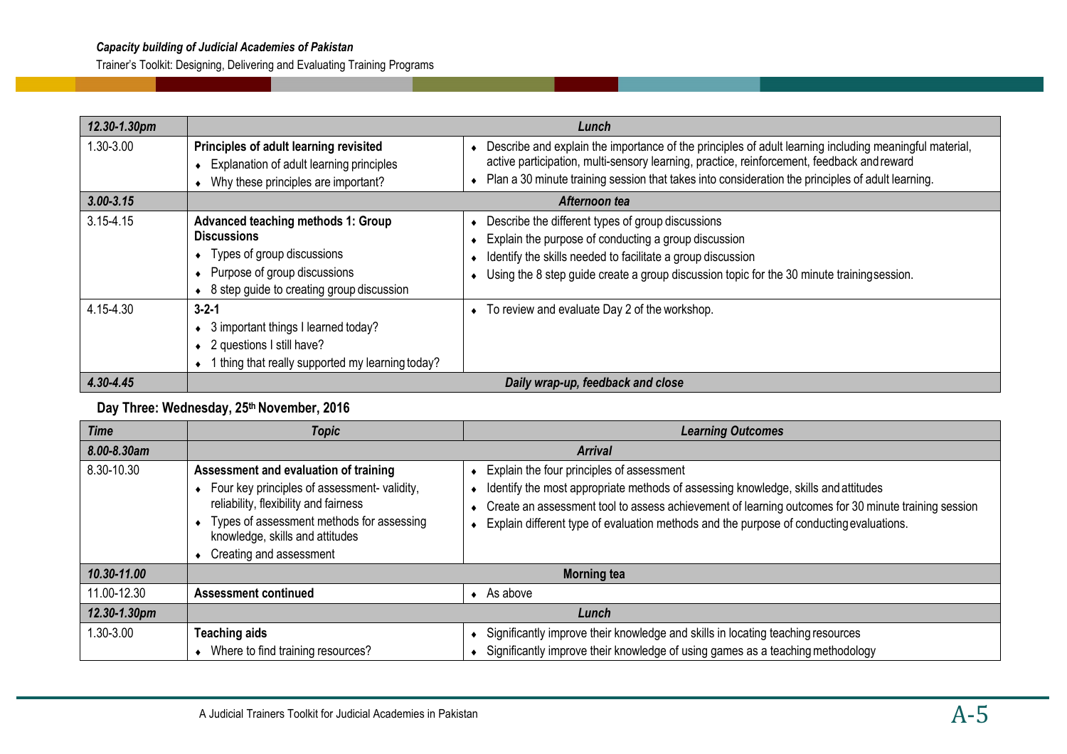| *12.30-1.30pm* | *Lunch* | |
|---|---|---|
| 1.30-3.00 | **Principles of adult learning revisited**<br>◆ Explanation of adult learning principles<br>◆ Why these principles are important? | ◆ Describe and explain the importance of the principles of adult learning including meaningful material, active participation, multi-sensory learning, practice, reinforcement, feedback and reward<br>◆ Plan a 30 minute training session that takes into consideration the principles of adult learning. |
| *3.00-3.15* | *Afternoon tea* | |
| 3.15-4.15 | **Advanced teaching methods 1: Group Discussions**<br>◆ Types of group discussions<br>◆ Purpose of group discussions<br>◆ 8 step guide to creating group discussion | ◆ Describe the different types of group discussions<br>◆ Explain the purpose of conducting a group discussion<br>◆ Identify the skills needed to facilitate a group discussion<br>◆ Using the 8 step guide create a group discussion topic for the 30 minute training session. |
| 4.15-4.30 | **3-2-1**<br>◆ 3 important things I learned today?<br>◆ 2 questions I still have?<br>◆ 1 thing that really supported my learning today? | ◆ To review and evaluate Day 2 of the workshop. |
| *4.30-4.45* | *Daily wrap-up, feedback and close* | |

**Day Three: Wednesday, 25th November, 2016**

| *Time* | *Topic* | *Learning Outcomes* |
|---|---|---|
| *8.00-8.30am* | *Arrival* | |
| 8.30-10.30 | **Assessment and evaluation of training**<br>◆ Four key principles of assessment- validity, reliability, flexibility and fairness<br>◆ Types of assessment methods for assessing knowledge, skills and attitudes<br>◆ Creating and assessment | ◆ Explain the four principles of assessment<br>◆ Identify the most appropriate methods of assessing knowledge, skills and attitudes<br>◆ Create an assessment tool to assess achievement of learning outcomes for 30 minute training session<br>◆ Explain different type of evaluation methods and the purpose of conducting evaluations. |
| *10.30-11.00* | **Morning tea** | |
| 11.00-12.30 | **Assessment continued** | ◆ As above |
| *12.30-1.30pm* | *Lunch* | |
| 1.30-3.00 | **Teaching aids**<br>◆ Where to find training resources? | ◆ Significantly improve their knowledge and skills in locating teaching resources<br>◆ Significantly improve their knowledge of using games as a teaching methodology |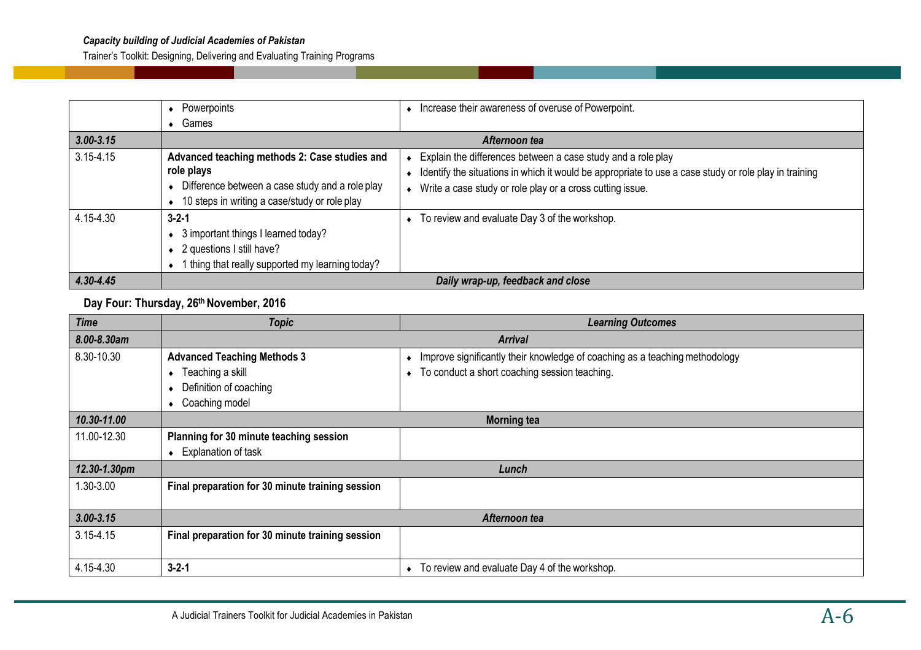| | | |
|---|---|---|
| | • Powerpoints<br>• Games | • Increase their awareness of overuse of Powerpoint. |
| ***3.00-3.15*** | ***Afternoon tea*** | |
| 3.15-4.15 | **Advanced teaching methods 2: Case studies and role plays**<br>• Difference between a case study and a role play<br>• 10 steps in writing a case/study or role play | • Explain the differences between a case study and a role play<br>• Identify the situations in which it would be appropriate to use a case study or role play in training<br>• Write a case study or role play or a cross cutting issue. |
| 4.15-4.30 | **3-2-1**<br>• 3 important things I learned today?<br>• 2 questions I still have?<br>• 1 thing that really supported my learning today? | • To review and evaluate Day 3 of the workshop. |
| ***4.30-4.45*** | ***Daily wrap-up, feedback and close*** | |

### Day Four: Thursday, 26th November, 2016

| ***Time*** | ***Topic*** | ***Learning Outcomes*** |
|---|---|---|
| ***8.00-8.30am*** | ***Arrival*** | |
| 8.30-10.30 | **Advanced Teaching Methods 3**<br>• Teaching a skill<br>• Definition of coaching<br>• Coaching model | • Improve significantly their knowledge of coaching as a teaching methodology<br>• To conduct a short coaching session teaching. |
| ***10.30-11.00*** | **Morning tea** | |
| 11.00-12.30 | **Planning for 30 minute teaching session**<br>• Explanation of task | |
| ***12.30-1.30pm*** | ***Lunch*** | |
| 1.30-3.00 | **Final preparation for 30 minute training session** | |
| ***3.00-3.15*** | ***Afternoon tea*** | |
| 3.15-4.15 | **Final preparation for 30 minute training session** | |
| 4.15-4.30 | **3-2-1** | • To review and evaluate Day 4 of the workshop. |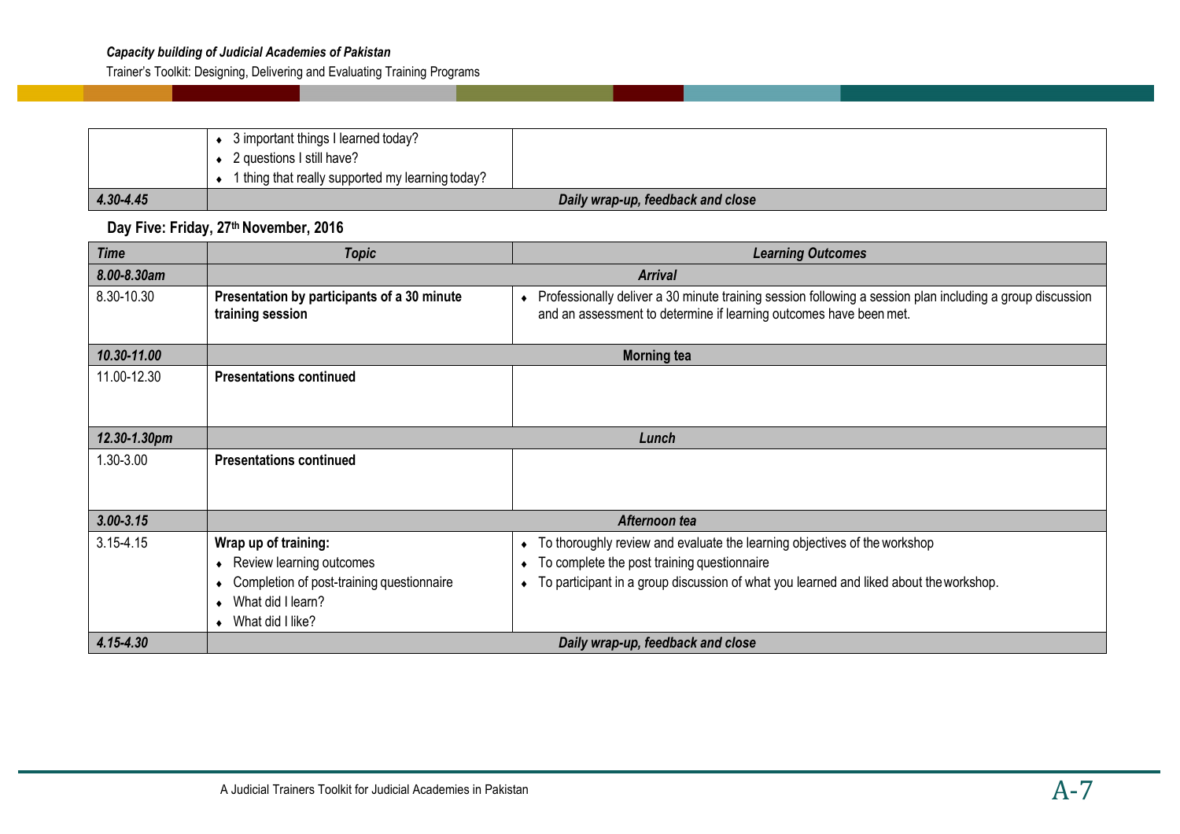|  | Topic | Learning Outcomes |
|---|---|---|
|  | ♦ 3 important things I learned today?<br>♦ 2 questions I still have?<br>♦ 1 thing that really supported my learning today? |  |
| *4.30-4.45* | ***Daily wrap-up, feedback and close*** | |

**Day Five: Friday, 27th November, 2016**

| *Time* | *Topic* | *Learning Outcomes* |
|---|---|---|
| *8.00-8.30am* | ***Arrival*** | |
| 8.30-10.30 | **Presentation by participants of a 30 minute training session** | ♦ Professionally deliver a 30 minute training session following a session plan including a group discussion and an assessment to determine if learning outcomes have been met. |
| *10.30-11.00* | **Morning tea** | |
| 11.00-12.30 | **Presentations continued** | |
| *12.30-1.30pm* | ***Lunch*** | |
| 1.30-3.00 | **Presentations continued** | |
| *3.00-3.15* | ***Afternoon tea*** | |
| 3.15-4.15 | **Wrap up of training:**<br>♦ Review learning outcomes<br>♦ Completion of post-training questionnaire<br>♦ What did I learn?<br>♦ What did I like? | ♦ To thoroughly review and evaluate the learning objectives of the workshop<br>♦ To complete the post training questionnaire<br>♦ To participant in a group discussion of what you learned and liked about the workshop. |
| *4.15-4.30* | ***Daily wrap-up, feedback and close*** | |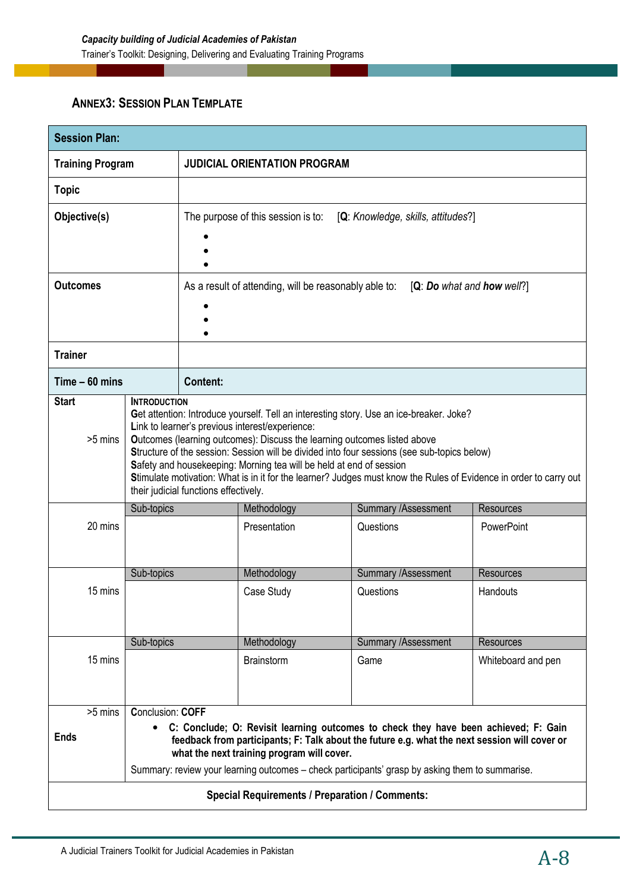## ANNEX3: SESSION PLAN TEMPLATE

| **Session Plan:** | | | | |
|---|---|---|---|---|
| **Training Program** | **JUDICIAL ORIENTATION PROGRAM** | | | |
| **Topic** | | | | |
| **Objective(s)** | The purpose of this session is to: [**Q**: *Knowledge, skills, attitudes*?] <br>• <br>• <br>• | | | |
| **Outcomes** | As a result of attending, will be reasonably able to: [**Q**: ***Do*** *what and* ***how*** *well*?] <br>• <br>• <br>• | | | |
| **Trainer** | | | | |
| **Time – 60 mins** | **Content:** | | | |
| **Start** <br> >5 mins | **INTRODUCTION** <br>**G**et attention: Introduce yourself. Tell an interesting story. Use an ice-breaker. Joke? <br>**L**ink to learner's previous interest/experience: <br>**O**utcomes (learning outcomes): Discuss the learning outcomes listed above <br>**S**tructure of the session: Session will be divided into four sessions (see sub-topics below) <br>**S**afety and housekeeping: Morning tea will be held at end of session <br>**S**timulate motivation: What is in it for the learner? Judges must know the Rules of Evidence in order to carry out their judicial functions effectively. | | | |
| 20 mins | Sub-topics | Methodology <br> Presentation | Summary /Assessment <br> Questions | Resources <br> PowerPoint |
| 15 mins | Sub-topics | Methodology <br> Case Study | Summary /Assessment <br> Questions | Resources <br> Handouts |
| 15 mins | Sub-topics | Methodology <br> Brainstorm | Summary /Assessment <br> Game | Resources <br> Whiteboard and pen |
| >5 mins <br> **Ends** | Conclusion: **COFF** <br>• **C: Conclude; O: Revisit learning outcomes to check they have been achieved; F: Gain feedback from participants; F: Talk about the future e.g. what the next session will cover or what the next training program will cover.** <br>Summary: review your learning outcomes – check participants' grasp by asking them to summarise. | | | |
| **Special Requirements / Preparation / Comments:** | | | | |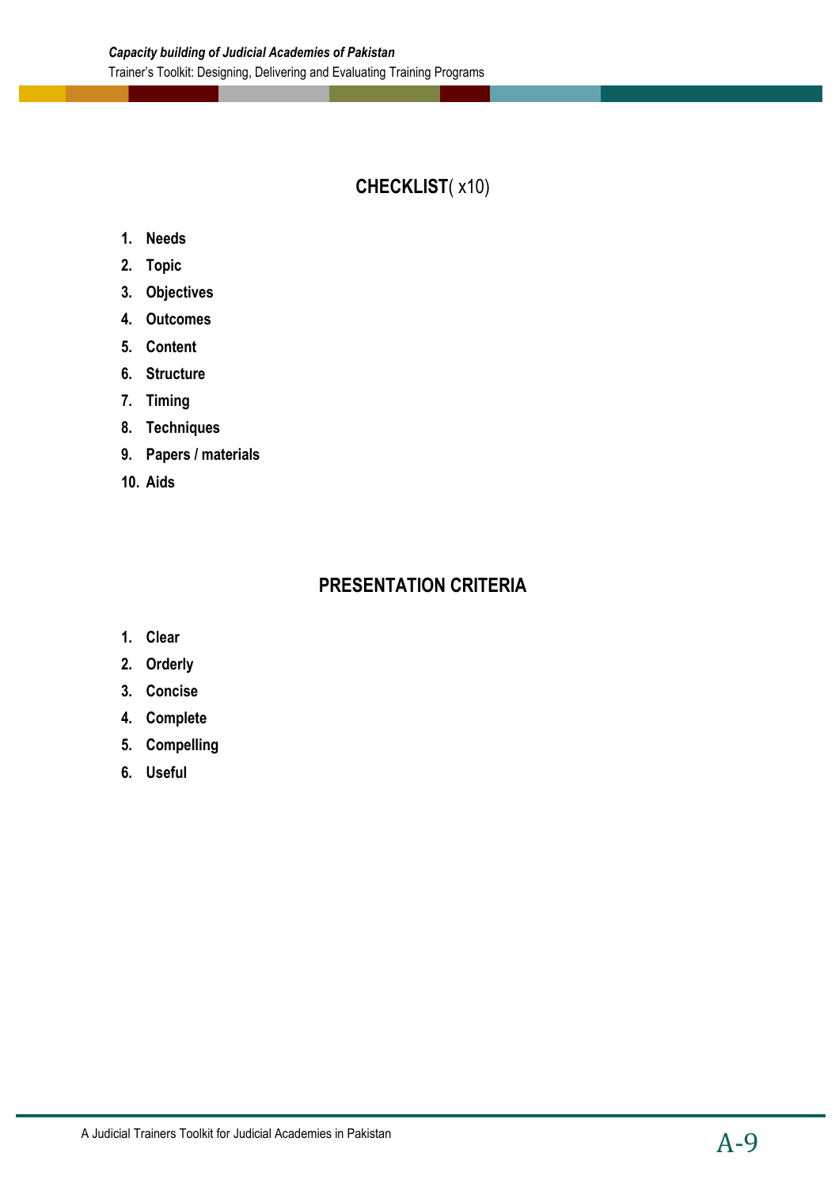## **CHECKLIST**( x10)

1. **Needs**
2. **Topic**
3. **Objectives**
4. **Outcomes**
5. **Content**
6. **Structure**
7. **Timing**
8. **Techniques**
9. **Papers / materials**
10. **Aids**

## **PRESENTATION CRITERIA**

1. **Clear**
2. **Orderly**
3. **Concise**
4. **Complete**
5. **Compelling**
6. **Useful**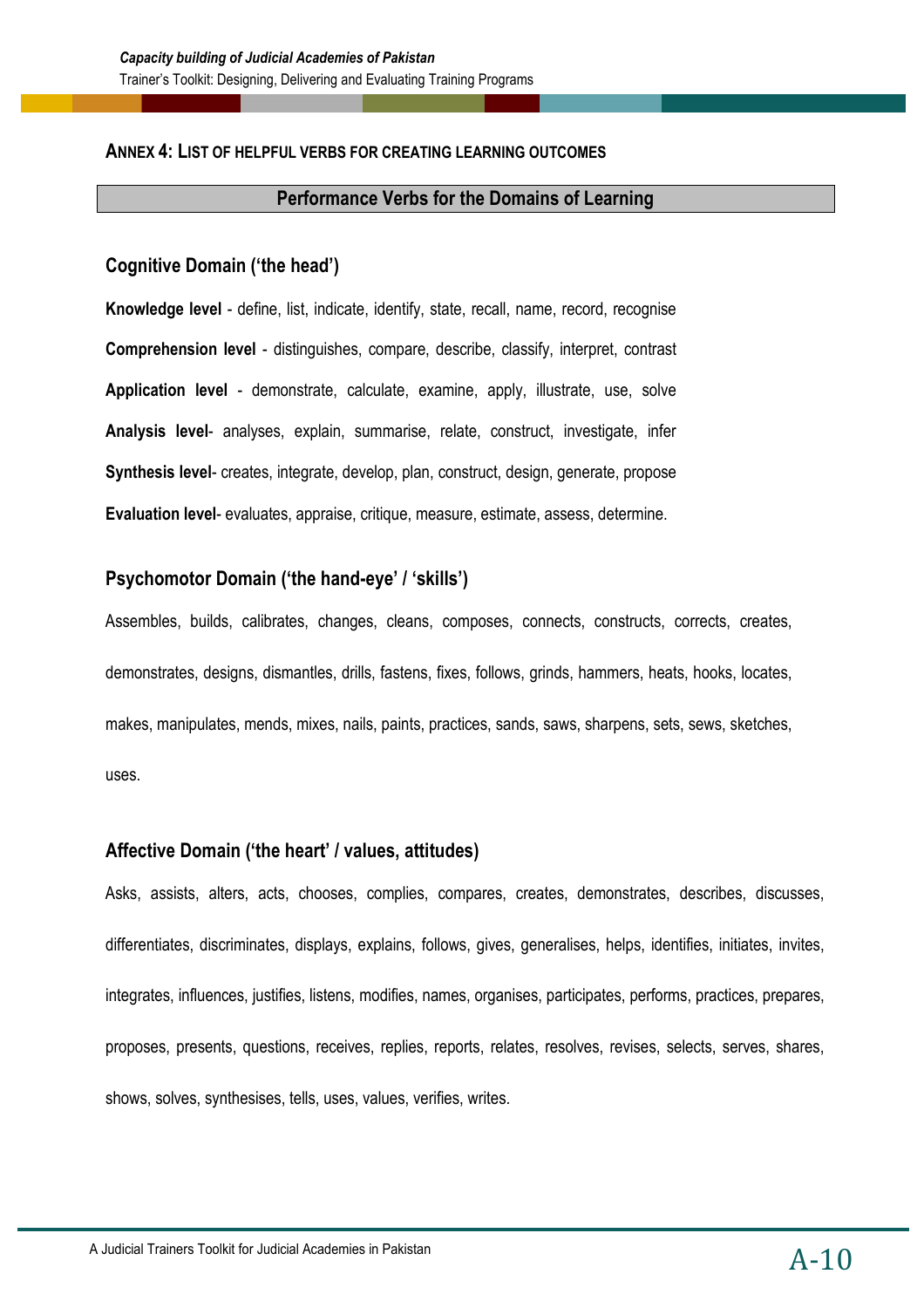## ANNEX 4: LIST OF HELPFUL VERBS FOR CREATING LEARNING OUTCOMES

### Performance Verbs for the Domains of Learning

### Cognitive Domain ('the head')

**Knowledge level** - define, list, indicate, identify, state, recall, name, record, recognise

**Comprehension level** - distinguishes, compare, describe, classify, interpret, contrast

**Application level** - demonstrate, calculate, examine, apply, illustrate, use, solve

**Analysis level**- analyses, explain, summarise, relate, construct, investigate, infer

**Synthesis level**- creates, integrate, develop, plan, construct, design, generate, propose

**Evaluation level**- evaluates, appraise, critique, measure, estimate, assess, determine.

### Psychomotor Domain ('the hand-eye' / 'skills')

Assembles, builds, calibrates, changes, cleans, composes, connects, constructs, corrects, creates, demonstrates, designs, dismantles, drills, fastens, fixes, follows, grinds, hammers, heats, hooks, locates, makes, manipulates, mends, mixes, nails, paints, practices, sands, saws, sharpens, sets, sews, sketches, uses.

### Affective Domain ('the heart' / values, attitudes)

Asks, assists, alters, acts, chooses, complies, compares, creates, demonstrates, describes, discusses, differentiates, discriminates, displays, explains, follows, gives, generalises, helps, identifies, initiates, invites, integrates, influences, justifies, listens, modifies, names, organises, participates, performs, practices, prepares, proposes, presents, questions, receives, replies, reports, relates, resolves, revises, selects, serves, shares, shows, solves, synthesises, tells, uses, values, verifies, writes.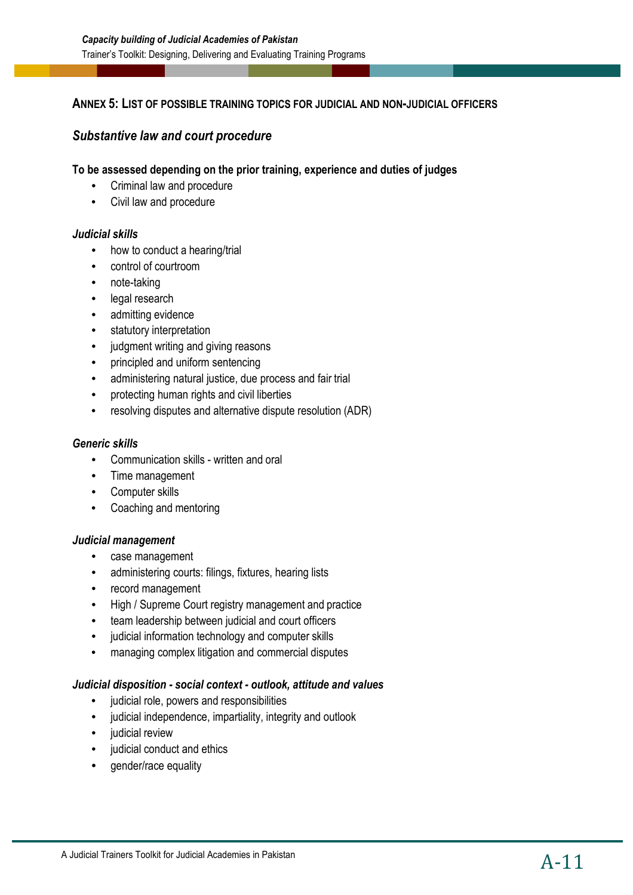## ANNEX 5: LIST OF POSSIBLE TRAINING TOPICS FOR JUDICIAL AND NON-JUDICIAL OFFICERS

### *Substantive law and court procedure*

**To be assessed depending on the prior training, experience and duties of judges**

- Criminal law and procedure
- Civil law and procedure

***Judicial skills***

- how to conduct a hearing/trial
- control of courtroom
- note-taking
- legal research
- admitting evidence
- statutory interpretation
- judgment writing and giving reasons
- principled and uniform sentencing
- administering natural justice, due process and fair trial
- protecting human rights and civil liberties
- resolving disputes and alternative dispute resolution (ADR)

***Generic skills***

- Communication skills - written and oral
- Time management
- Computer skills
- Coaching and mentoring

***Judicial management***

- case management
- administering courts: filings, fixtures, hearing lists
- record management
- High / Supreme Court registry management and practice
- team leadership between judicial and court officers
- judicial information technology and computer skills
- managing complex litigation and commercial disputes

***Judicial disposition - social context - outlook, attitude and values***

- judicial role, powers and responsibilities
- judicial independence, impartiality, integrity and outlook
- judicial review
- judicial conduct and ethics
- gender/race equality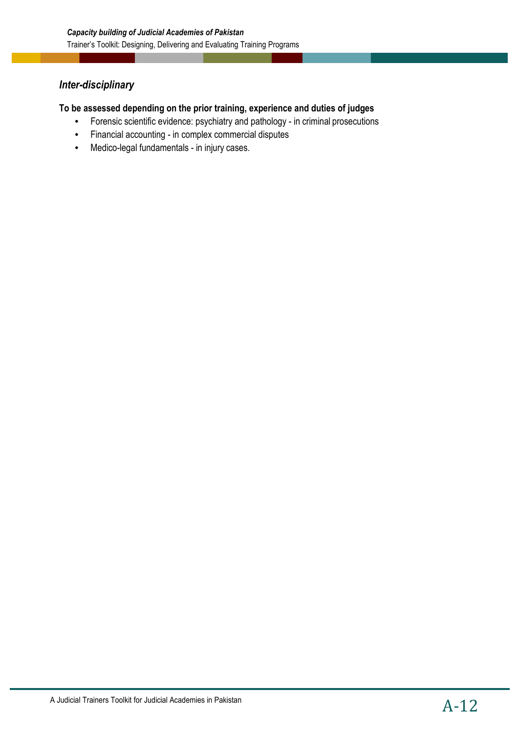### *Inter-disciplinary*

**To be assessed depending on the prior training, experience and duties of judges**

- Forensic scientific evidence: psychiatry and pathology - in criminal prosecutions
- Financial accounting - in complex commercial disputes
- Medico-legal fundamentals - in injury cases.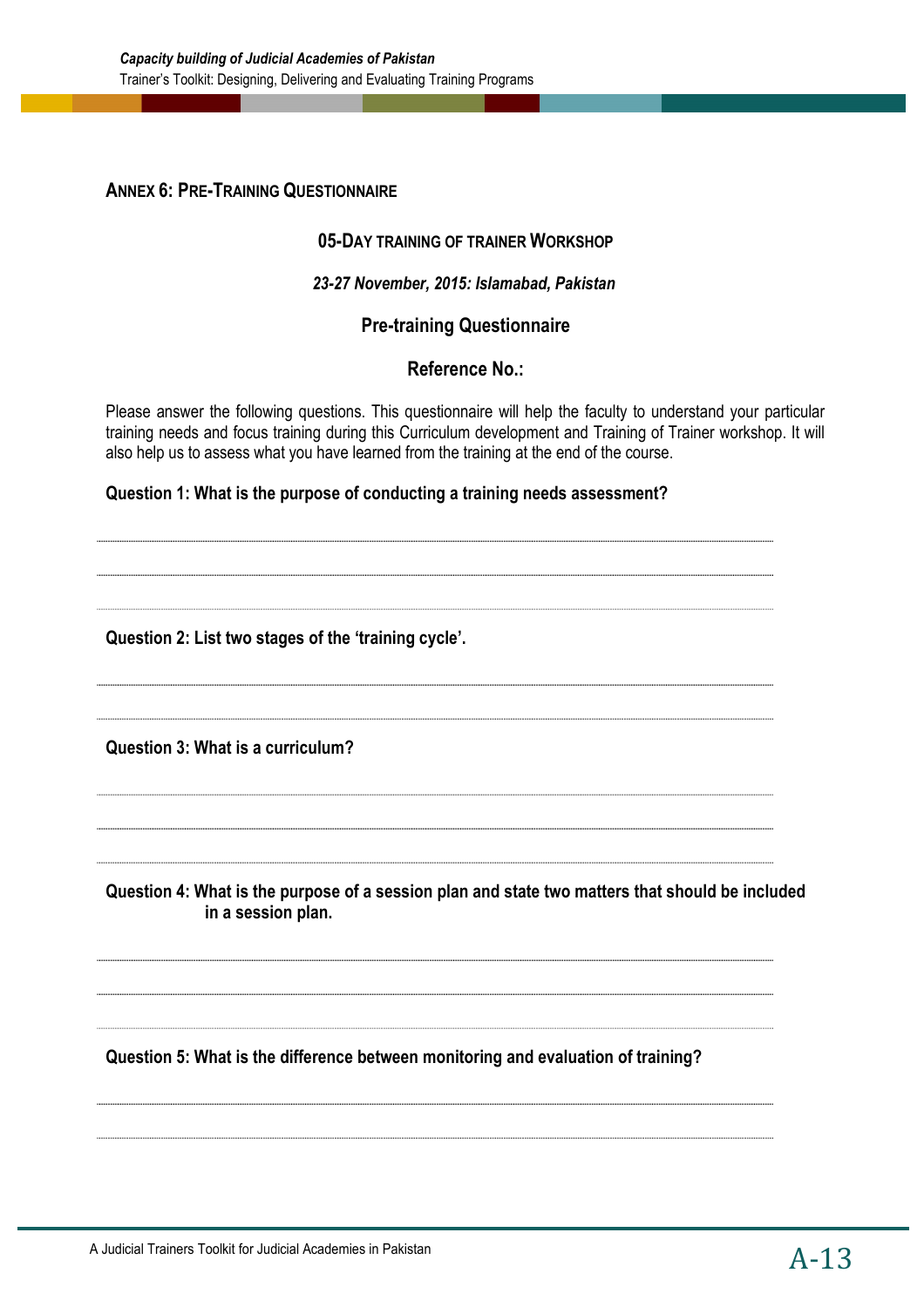## ANNEX 6: PRE-TRAINING QUESTIONNAIRE

**05-DAY TRAINING OF TRAINER WORKSHOP**

***23-27 November, 2015: Islamabad, Pakistan***

**Pre-training Questionnaire**

**Reference No.:**

Please answer the following questions. This questionnaire will help the faculty to understand your particular training needs and focus training during this Curriculum development and Training of Trainer workshop. It will also help us to assess what you have learned from the training at the end of the course.

**Question 1: What is the purpose of conducting a training needs assessment?**

........................................................................................................................................

........................................................................................................................................

........................................................................................................................................

**Question 2: List two stages of the 'training cycle'.**

........................................................................................................................................

........................................................................................................................................

**Question 3: What is a curriculum?**

........................................................................................................................................

........................................................................................................................................

........................................................................................................................................

**Question 4: What is the purpose of a session plan and state two matters that should be included in a session plan.**

........................................................................................................................................

........................................................................................................................................

........................................................................................................................................

**Question 5: What is the difference between monitoring and evaluation of training?**

........................................................................................................................................

........................................................................................................................................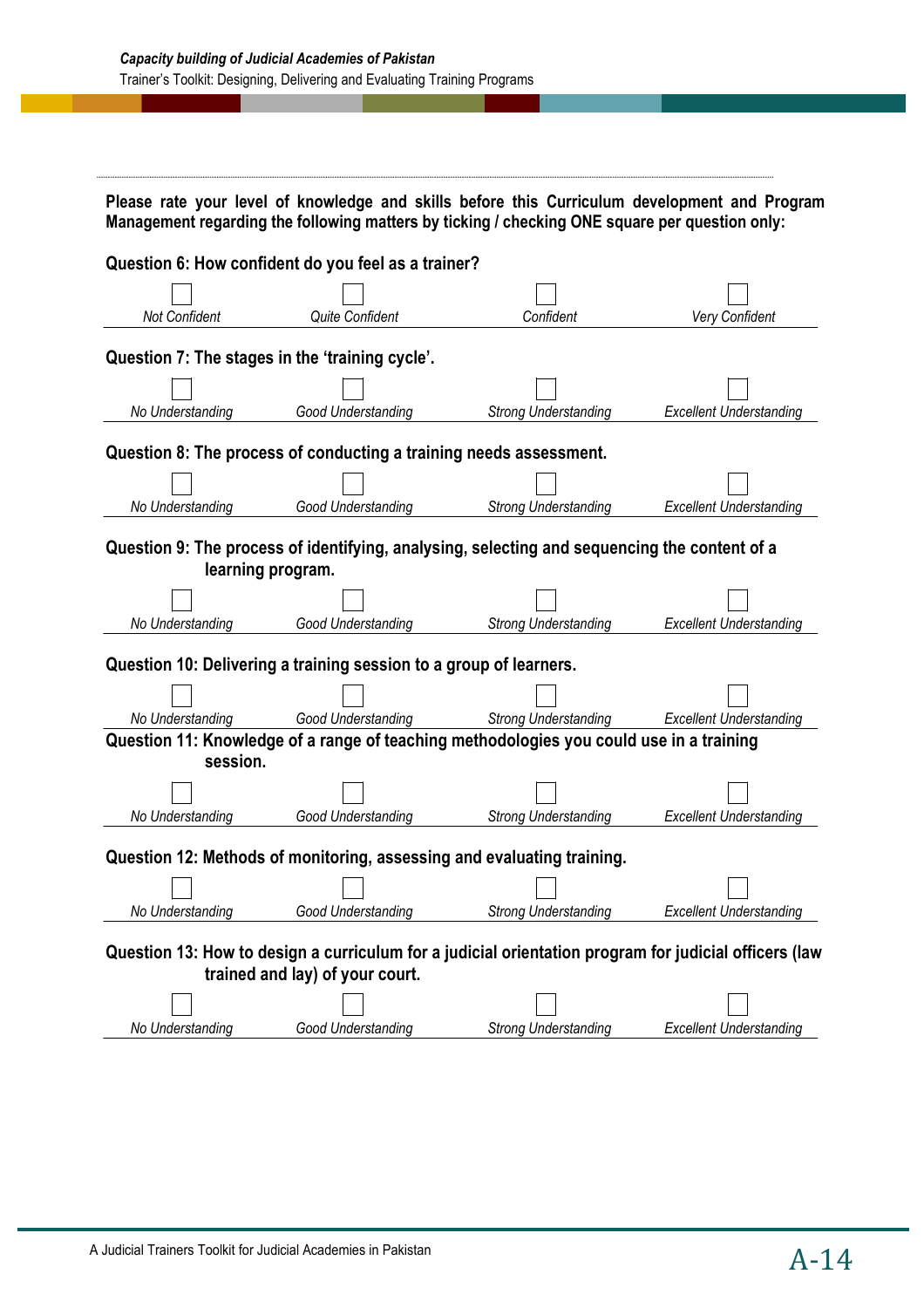**Please rate your level of knowledge and skills before this Curriculum development and Program Management regarding the following matters by ticking / checking ONE square per question only:**

**Question 6: How confident do you feel as a trainer?**

| ☐ | ☐ | ☐ | ☐ |
|---|---|---|---|
| *Not Confident* | *Quite Confident* | *Confident* | *Very Confident* |

**Question 7: The stages in the 'training cycle'.**

| ☐ | ☐ | ☐ | ☐ |
|---|---|---|---|
| *No Understanding* | *Good Understanding* | *Strong Understanding* | *Excellent Understanding* |

**Question 8: The process of conducting a training needs assessment.**

| ☐ | ☐ | ☐ | ☐ |
|---|---|---|---|
| *No Understanding* | *Good Understanding* | *Strong Understanding* | *Excellent Understanding* |

**Question 9: The process of identifying, analysing, selecting and sequencing the content of a learning program.**

| ☐ | ☐ | ☐ | ☐ |
|---|---|---|---|
| *No Understanding* | *Good Understanding* | *Strong Understanding* | *Excellent Understanding* |

**Question 10: Delivering a training session to a group of learners.**

| ☐ | ☐ | ☐ | ☐ |
|---|---|---|---|
| *No Understanding* | *Good Understanding* | *Strong Understanding* | *Excellent Understanding* |

**Question 11: Knowledge of a range of teaching methodologies you could use in a training session.**

| ☐ | ☐ | ☐ | ☐ |
|---|---|---|---|
| *No Understanding* | *Good Understanding* | *Strong Understanding* | *Excellent Understanding* |

**Question 12: Methods of monitoring, assessing and evaluating training.**

| ☐ | ☐ | ☐ | ☐ |
|---|---|---|---|
| *No Understanding* | *Good Understanding* | *Strong Understanding* | *Excellent Understanding* |

**Question 13: How to design a curriculum for a judicial orientation program for judicial officers (law trained and lay) of your court.**

| ☐ | ☐ | ☐ | ☐ |
|---|---|---|---|
| *No Understanding* | *Good Understanding* | *Strong Understanding* | *Excellent Understanding* |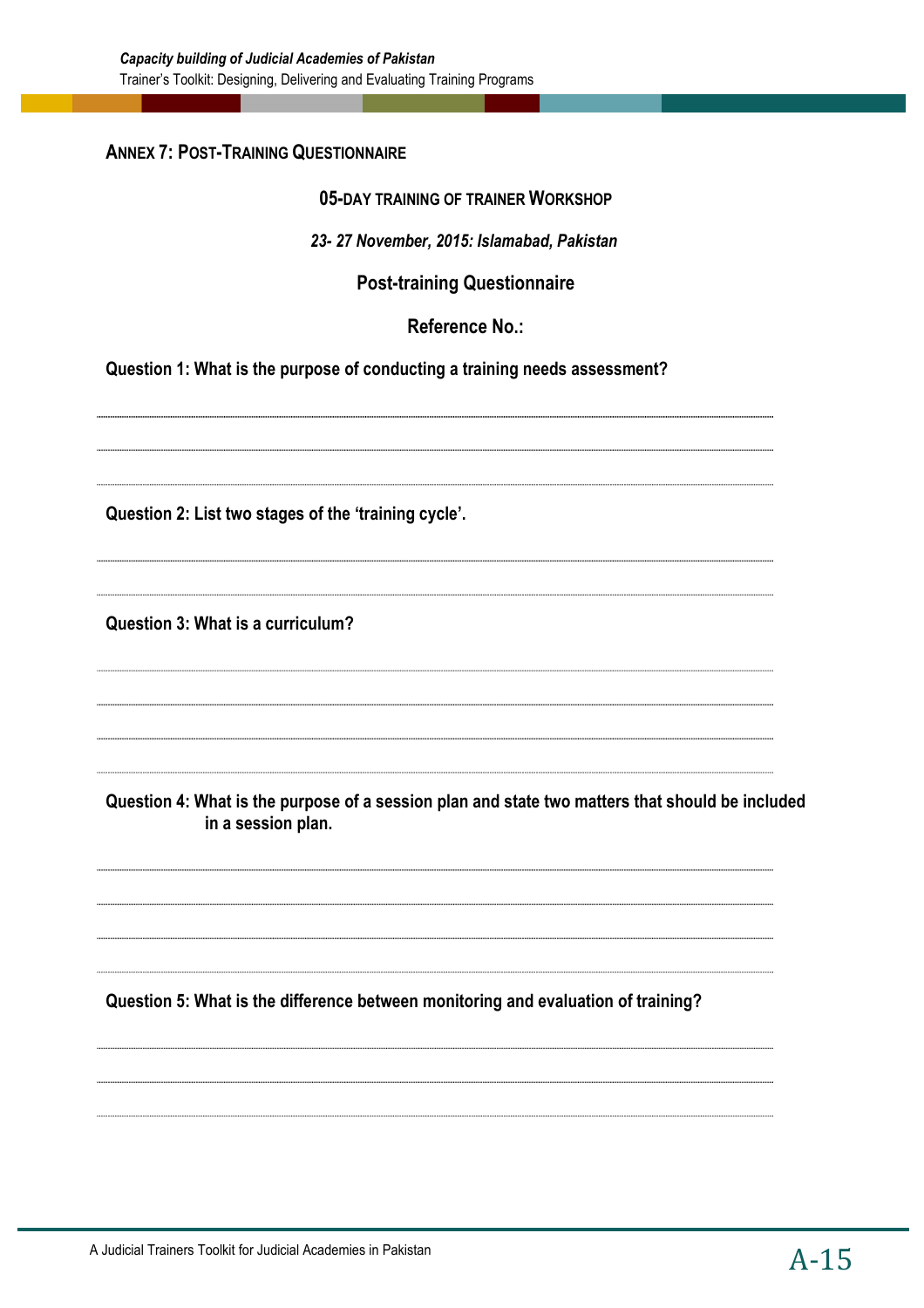## ANNEX 7: POST-TRAINING QUESTIONNAIRE

**05-DAY TRAINING OF TRAINER WORKSHOP**

***23- 27 November, 2015: Islamabad, Pakistan***

**Post-training Questionnaire**

**Reference No.:**

**Question 1: What is the purpose of conducting a training needs assessment?**

..................................................................................................................................................

..................................................................................................................................................

..................................................................................................................................................

**Question 2: List two stages of the 'training cycle'.**

..................................................................................................................................................

..................................................................................................................................................

**Question 3: What is a curriculum?**

..................................................................................................................................................

..................................................................................................................................................

..................................................................................................................................................

..................................................................................................................................................

**Question 4: What is the purpose of a session plan and state two matters that should be included in a session plan.**

..................................................................................................................................................

..................................................................................................................................................

..................................................................................................................................................

..................................................................................................................................................

**Question 5: What is the difference between monitoring and evaluation of training?**

..................................................................................................................................................

..................................................................................................................................................

..................................................................................................................................................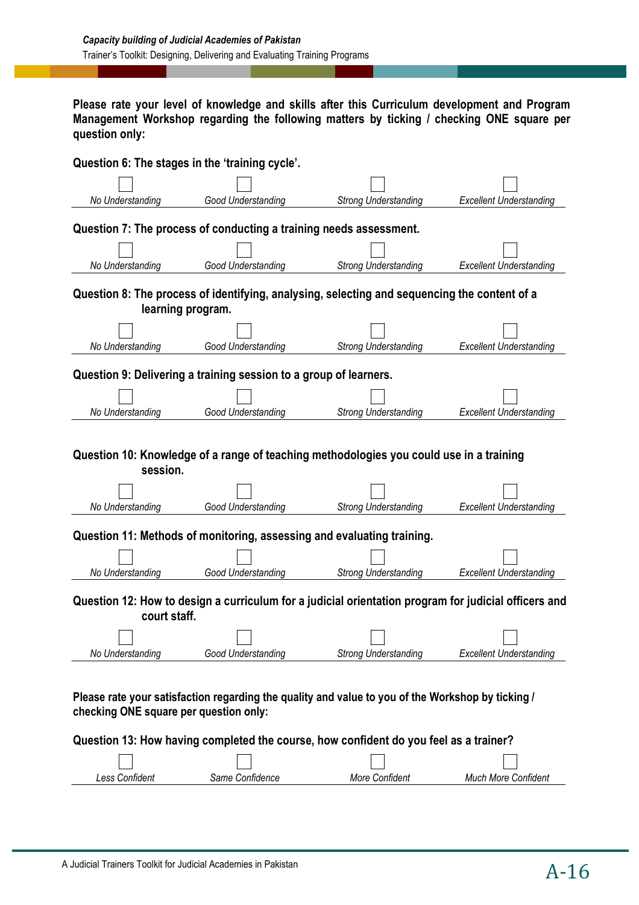**Please rate your level of knowledge and skills after this Curriculum development and Program Management Workshop regarding the following matters by ticking / checking ONE square per question only:**

**Question 6: The stages in the 'training cycle'.**

| ☐ | ☐ | ☐ | ☐ |
|---|---|---|---|
| *No Understanding* | *Good Understanding* | *Strong Understanding* | *Excellent Understanding* |

**Question 7: The process of conducting a training needs assessment.**

| ☐ | ☐ | ☐ | ☐ |
|---|---|---|---|
| *No Understanding* | *Good Understanding* | *Strong Understanding* | *Excellent Understanding* |

**Question 8: The process of identifying, analysing, selecting and sequencing the content of a learning program.**

| ☐ | ☐ | ☐ | ☐ |
|---|---|---|---|
| *No Understanding* | *Good Understanding* | *Strong Understanding* | *Excellent Understanding* |

**Question 9: Delivering a training session to a group of learners.**

| ☐ | ☐ | ☐ | ☐ |
|---|---|---|---|
| *No Understanding* | *Good Understanding* | *Strong Understanding* | *Excellent Understanding* |

**Question 10: Knowledge of a range of teaching methodologies you could use in a training session.**

| ☐ | ☐ | ☐ | ☐ |
|---|---|---|---|
| *No Understanding* | *Good Understanding* | *Strong Understanding* | *Excellent Understanding* |

**Question 11: Methods of monitoring, assessing and evaluating training.**

| ☐ | ☐ | ☐ | ☐ |
|---|---|---|---|
| *No Understanding* | *Good Understanding* | *Strong Understanding* | *Excellent Understanding* |

**Question 12: How to design a curriculum for a judicial orientation program for judicial officers and court staff.**

| ☐ | ☐ | ☐ | ☐ |
|---|---|---|---|
| *No Understanding* | *Good Understanding* | *Strong Understanding* | *Excellent Understanding* |

**Please rate your satisfaction regarding the quality and value to you of the Workshop by ticking / checking ONE square per question only:**

**Question 13: How having completed the course, how confident do you feel as a trainer?**

| ☐ | ☐ | ☐ | ☐ |
|---|---|---|---|
| *Less Confident* | *Same Confidence* | *More Confident* | *Much More Confident* |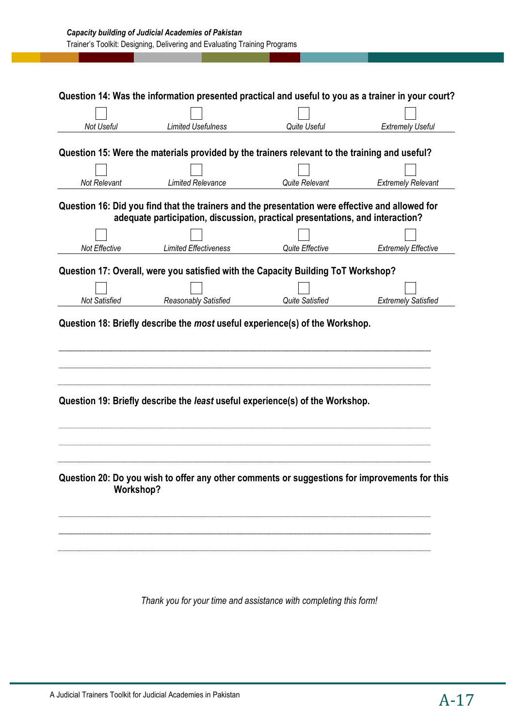**Question 14: Was the information presented practical and useful to you as a trainer in your court?**

| ☐ | ☐ | ☐ | ☐ |
|---|---|---|---|
| *Not Useful* | *Limited Usefulness* | *Quite Useful* | *Extremely Useful* |

**Question 15: Were the materials provided by the trainers relevant to the training and useful?**

| ☐ | ☐ | ☐ | ☐ |
|---|---|---|---|
| *Not Relevant* | *Limited Relevance* | *Quite Relevant* | *Extremely Relevant* |

**Question 16: Did you find that the trainers and the presentation were effective and allowed for adequate participation, discussion, practical presentations, and interaction?**

| ☐ | ☐ | ☐ | ☐ |
|---|---|---|---|
| *Not Effective* | *Limited Effectiveness* | *Quite Effective* | *Extremely Effective* |

**Question 17: Overall, were you satisfied with the Capacity Building ToT Workshop?**

| ☐ | ☐ | ☐ | ☐ |
|---|---|---|---|
| *Not Satisfied* | *Reasonably Satisfied* | *Quite Satisfied* | *Extremely Satisfied* |

**Question 18: Briefly describe the *most* useful experience(s) of the Workshop.**

..........................................................................................................................................

..........................................................................................................................................

..........................................................................................................................................

**Question 19: Briefly describe the *least* useful experience(s) of the Workshop.**

..........................................................................................................................................

..........................................................................................................................................

..........................................................................................................................................

**Question 20: Do you wish to offer any other comments or suggestions for improvements for this Workshop?**

..........................................................................................................................................

..........................................................................................................................................

..........................................................................................................................................

*Thank you for your time and assistance with completing this form!*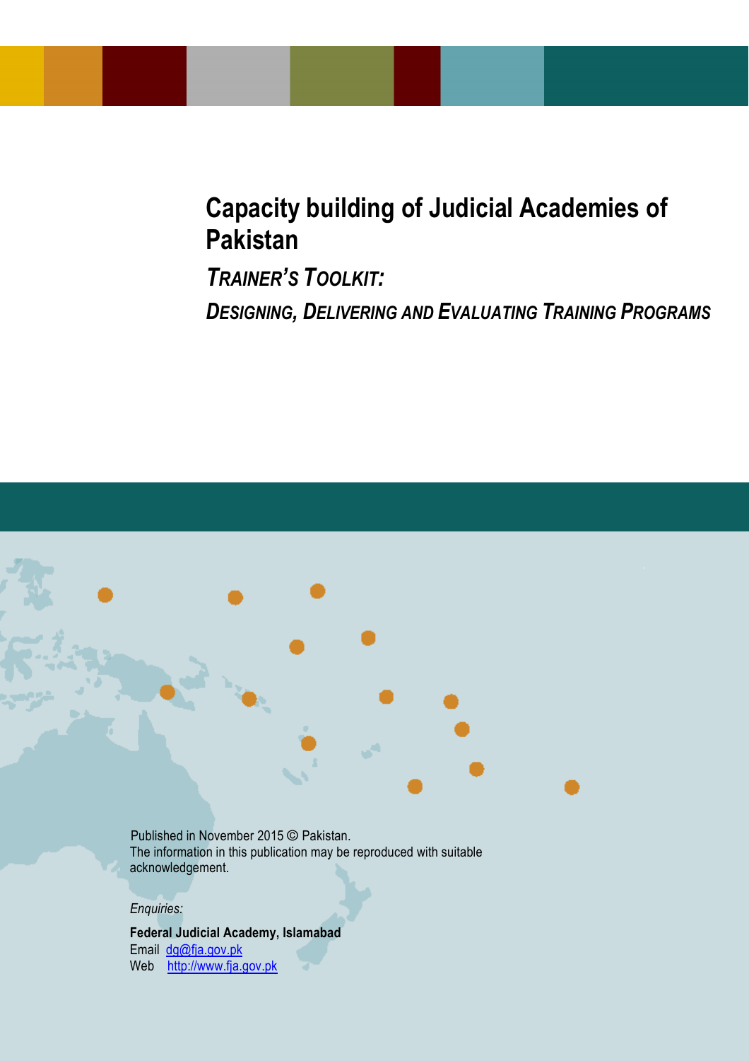# Capacity building of Judicial Academies of Pakistan

## *TRAINER'S TOOLKIT:*

## *DESIGNING, DELIVERING AND EVALUATING TRAINING PROGRAMS*

Published in November 2015 © Pakistan.
The information in this publication may be reproduced with suitable acknowledgement.

*Enquiries:*

**Federal Judicial Academy, Islamabad**
Email dg@fja.gov.pk
Web http://www.fja.gov.pk